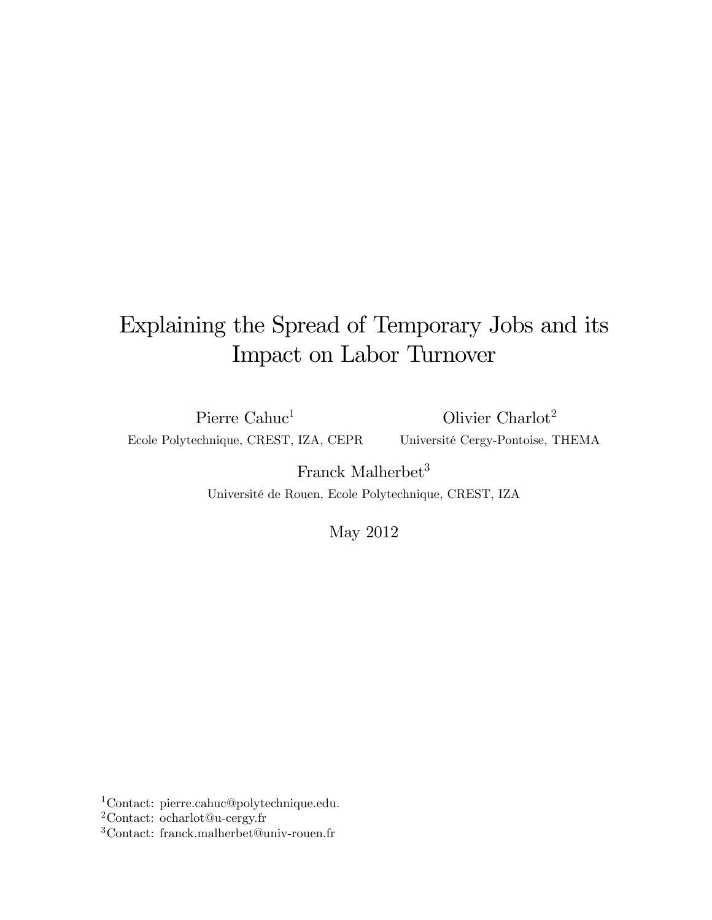# Explaining the Spread of Temporary Jobs and its Impact on Labor Turnover

Pierre Cahuc[1]
Ecole Polytechnique, CREST, IZA, CEPR

Olivier Charlot[2]
Université Cergy-Pontoise, THEMA

Franck Malherbet[3]
Université de Rouen, Ecole Polytechnique, CREST, IZA

May 2012

[1]Contact: pierre.cahuc@polytechnique.edu.
[2]Contact: ocharlot@u-cergy.fr
[3]Contact: franck.malherbet@univ-rouen.fr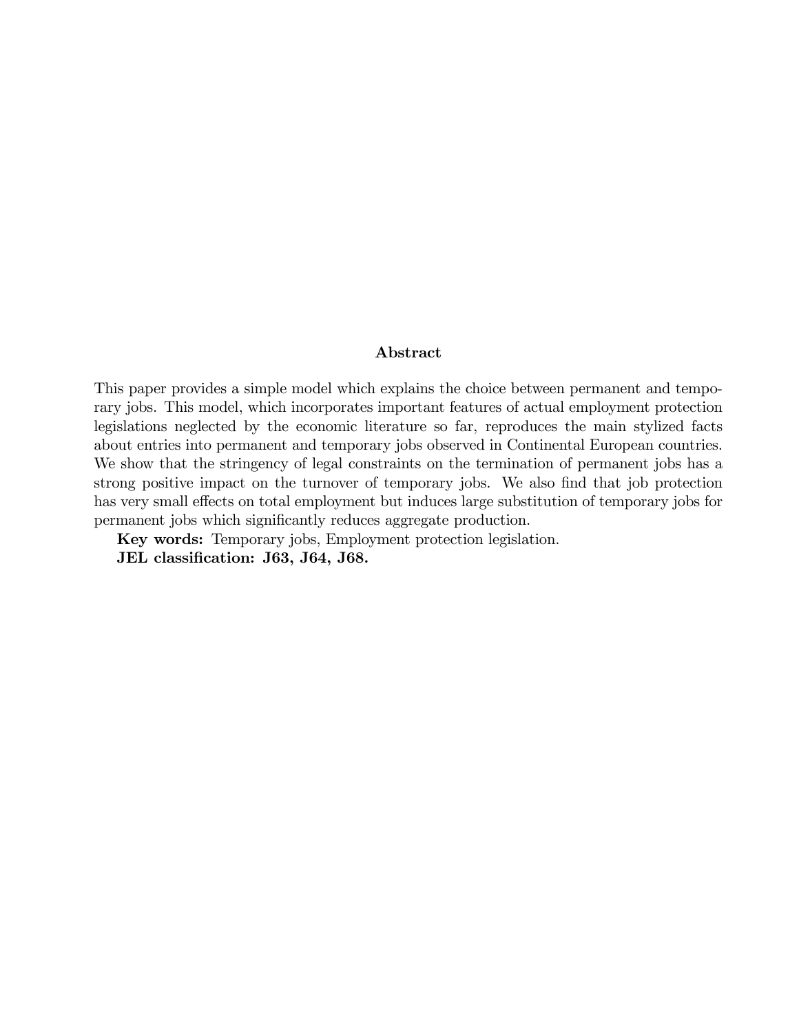### Abstract

This paper provides a simple model which explains the choice between permanent and temporary jobs. This model, which incorporates important features of actual employment protection legislations neglected by the economic literature so far, reproduces the main stylized facts about entries into permanent and temporary jobs observed in Continental European countries. We show that the stringency of legal constraints on the termination of permanent jobs has a strong positive impact on the turnover of temporary jobs. We also find that job protection has very small effects on total employment but induces large substitution of temporary jobs for permanent jobs which significantly reduces aggregate production.

**Key words:** Temporary jobs, Employment protection legislation.

**JEL classification: J63, J64, J68.**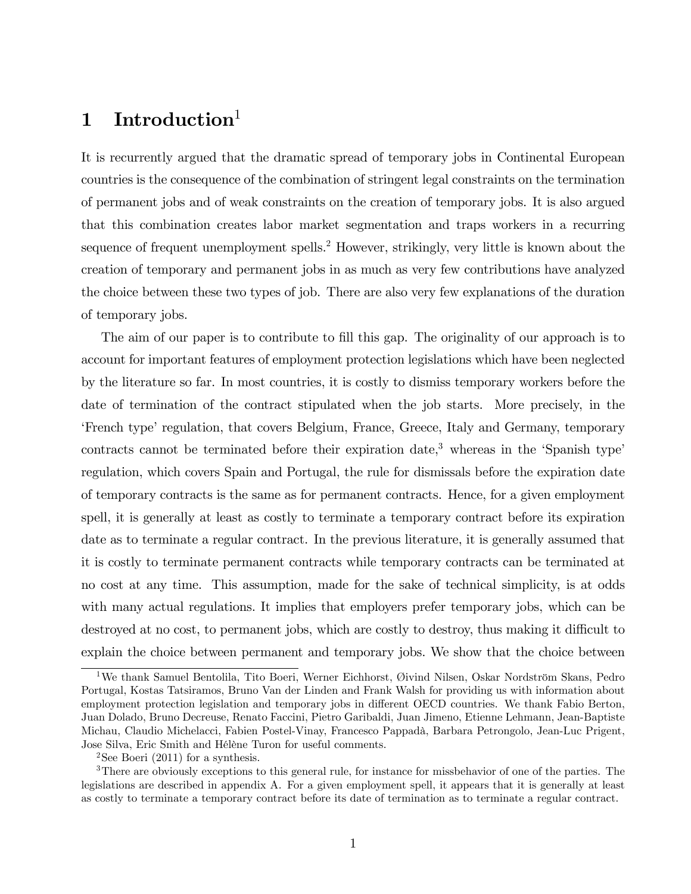# 1 Introduction[1]

It is recurrently argued that the dramatic spread of temporary jobs in Continental European countries is the consequence of the combination of stringent legal constraints on the termination of permanent jobs and of weak constraints on the creation of temporary jobs. It is also argued that this combination creates labor market segmentation and traps workers in a recurring sequence of frequent unemployment spells.[2] However, strikingly, very little is known about the creation of temporary and permanent jobs in as much as very few contributions have analyzed the choice between these two types of job. There are also very few explanations of the duration of temporary jobs.

The aim of our paper is to contribute to fill this gap. The originality of our approach is to account for important features of employment protection legislations which have been neglected by the literature so far. In most countries, it is costly to dismiss temporary workers before the date of termination of the contract stipulated when the job starts. More precisely, in the 'French type' regulation, that covers Belgium, France, Greece, Italy and Germany, temporary contracts cannot be terminated before their expiration date,[3] whereas in the 'Spanish type' regulation, which covers Spain and Portugal, the rule for dismissals before the expiration date of temporary contracts is the same as for permanent contracts. Hence, for a given employment spell, it is generally at least as costly to terminate a temporary contract before its expiration date as to terminate a regular contract. In the previous literature, it is generally assumed that it is costly to terminate permanent contracts while temporary contracts can be terminated at no cost at any time. This assumption, made for the sake of technical simplicity, is at odds with many actual regulations. It implies that employers prefer temporary jobs, which can be destroyed at no cost, to permanent jobs, which are costly to destroy, thus making it difficult to explain the choice between permanent and temporary jobs. We show that the choice between

[1] We thank Samuel Bentolila, Tito Boeri, Werner Eichhorst, Øivind Nilsen, Oskar Nordström Skans, Pedro Portugal, Kostas Tatsiramos, Bruno Van der Linden and Frank Walsh for providing us with information about employment protection legislation and temporary jobs in different OECD countries. We thank Fabio Berton, Juan Dolado, Bruno Decreuse, Renato Faccini, Pietro Garibaldi, Juan Jimeno, Etienne Lehmann, Jean-Baptiste Michau, Claudio Michelacci, Fabien Postel-Vinay, Francesco Pappadà, Barbara Petrongolo, Jean-Luc Prigent, Jose Silva, Eric Smith and Hélène Turon for useful comments.

[2] See Boeri (2011) for a synthesis.

[3] There are obviously exceptions to this general rule, for instance for missbehavior of one of the parties. The legislations are described in appendix A. For a given employment spell, it appears that it is generally at least as costly to terminate a temporary contract before its date of termination as to terminate a regular contract.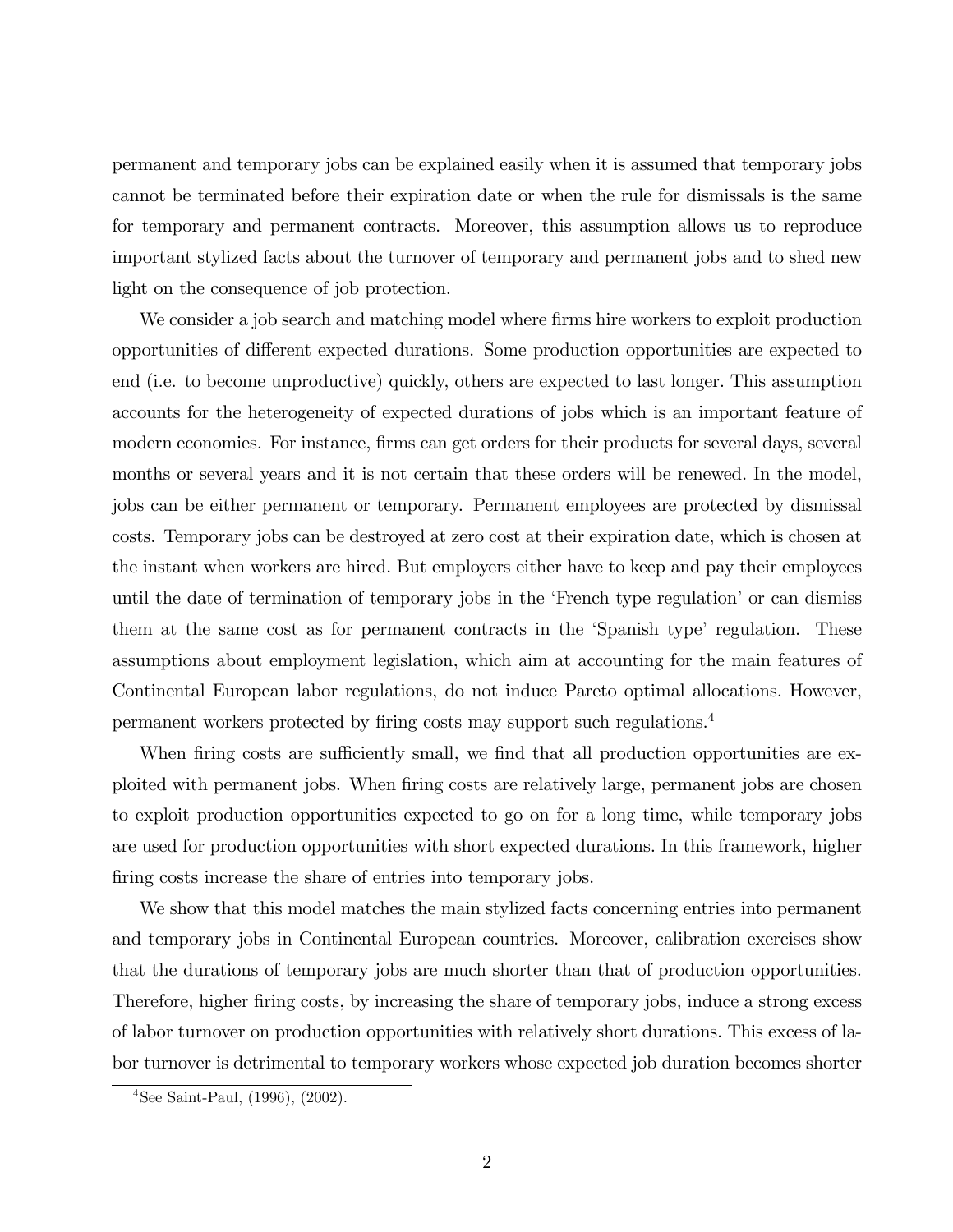permanent and temporary jobs can be explained easily when it is assumed that temporary jobs cannot be terminated before their expiration date or when the rule for dismissals is the same for temporary and permanent contracts. Moreover, this assumption allows us to reproduce important stylized facts about the turnover of temporary and permanent jobs and to shed new light on the consequence of job protection.

We consider a job search and matching model where firms hire workers to exploit production opportunities of different expected durations. Some production opportunities are expected to end (i.e. to become unproductive) quickly, others are expected to last longer. This assumption accounts for the heterogeneity of expected durations of jobs which is an important feature of modern economies. For instance, firms can get orders for their products for several days, several months or several years and it is not certain that these orders will be renewed. In the model, jobs can be either permanent or temporary. Permanent employees are protected by dismissal costs. Temporary jobs can be destroyed at zero cost at their expiration date, which is chosen at the instant when workers are hired. But employers either have to keep and pay their employees until the date of termination of temporary jobs in the 'French type regulation' or can dismiss them at the same cost as for permanent contracts in the 'Spanish type' regulation. These assumptions about employment legislation, which aim at accounting for the main features of Continental European labor regulations, do not induce Pareto optimal allocations. However, permanent workers protected by firing costs may support such regulations.[4]

When firing costs are sufficiently small, we find that all production opportunities are exploited with permanent jobs. When firing costs are relatively large, permanent jobs are chosen to exploit production opportunities expected to go on for a long time, while temporary jobs are used for production opportunities with short expected durations. In this framework, higher firing costs increase the share of entries into temporary jobs.

We show that this model matches the main stylized facts concerning entries into permanent and temporary jobs in Continental European countries. Moreover, calibration exercises show that the durations of temporary jobs are much shorter than that of production opportunities. Therefore, higher firing costs, by increasing the share of temporary jobs, induce a strong excess of labor turnover on production opportunities with relatively short durations. This excess of labor turnover is detrimental to temporary workers whose expected job duration becomes shorter

[4]See Saint-Paul, (1996), (2002).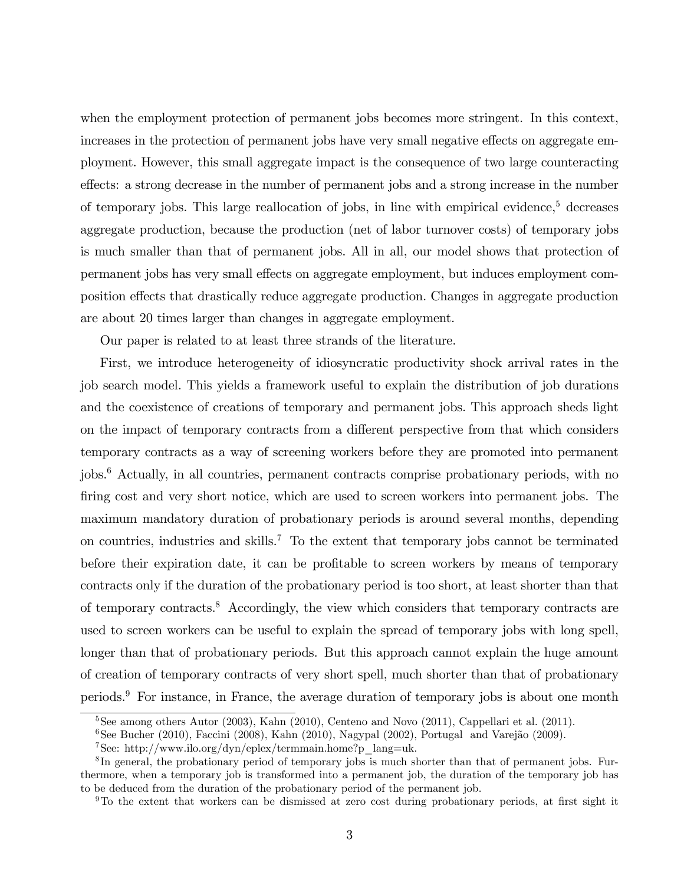when the employment protection of permanent jobs becomes more stringent. In this context, increases in the protection of permanent jobs have very small negative effects on aggregate employment. However, this small aggregate impact is the consequence of two large counteracting effects: a strong decrease in the number of permanent jobs and a strong increase in the number of temporary jobs. This large reallocation of jobs, in line with empirical evidence,[5] decreases aggregate production, because the production (net of labor turnover costs) of temporary jobs is much smaller than that of permanent jobs. All in all, our model shows that protection of permanent jobs has very small effects on aggregate employment, but induces employment composition effects that drastically reduce aggregate production. Changes in aggregate production are about 20 times larger than changes in aggregate employment.

Our paper is related to at least three strands of the literature.

First, we introduce heterogeneity of idiosyncratic productivity shock arrival rates in the job search model. This yields a framework useful to explain the distribution of job durations and the coexistence of creations of temporary and permanent jobs. This approach sheds light on the impact of temporary contracts from a different perspective from that which considers temporary contracts as a way of screening workers before they are promoted into permanent jobs.[6] Actually, in all countries, permanent contracts comprise probationary periods, with no firing cost and very short notice, which are used to screen workers into permanent jobs. The maximum mandatory duration of probationary periods is around several months, depending on countries, industries and skills.[7] To the extent that temporary jobs cannot be terminated before their expiration date, it can be profitable to screen workers by means of temporary contracts only if the duration of the probationary period is too short, at least shorter than that of temporary contracts.[8] Accordingly, the view which considers that temporary contracts are used to screen workers can be useful to explain the spread of temporary jobs with long spell, longer than that of probationary periods. But this approach cannot explain the huge amount of creation of temporary contracts of very short spell, much shorter than that of probationary periods.[9] For instance, in France, the average duration of temporary jobs is about one month

[5] See among others Autor (2003), Kahn (2010), Centeno and Novo (2011), Cappellari et al. (2011).

[6] See Bucher (2010), Faccini (2008), Kahn (2010), Nagypal (2002), Portugal and Varejão (2009).

[7] See: http://www.ilo.org/dyn/eplex/termmain.home?p_lang=uk.

[8] In general, the probationary period of temporary jobs is much shorter than that of permanent jobs. Furthermore, when a temporary job is transformed into a permanent job, the duration of the temporary job has to be deduced from the duration of the probationary period of the permanent job.

[9] To the extent that workers can be dismissed at zero cost during probationary periods, at first sight it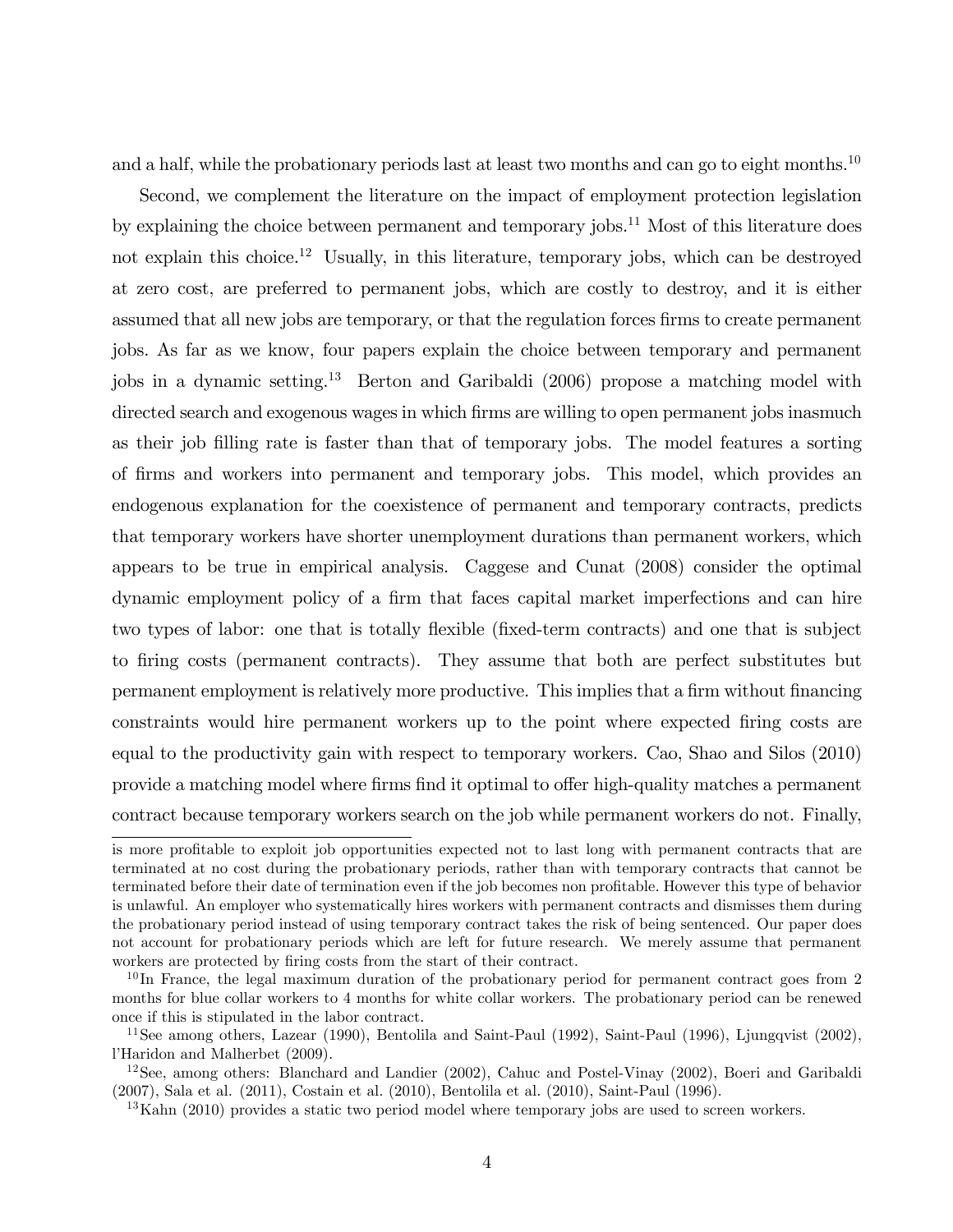and a half, while the probationary periods last at least two months and can go to eight months.[10]

Second, we complement the literature on the impact of employment protection legislation by explaining the choice between permanent and temporary jobs.[11] Most of this literature does not explain this choice.[12] Usually, in this literature, temporary jobs, which can be destroyed at zero cost, are preferred to permanent jobs, which are costly to destroy, and it is either assumed that all new jobs are temporary, or that the regulation forces firms to create permanent jobs. As far as we know, four papers explain the choice between temporary and permanent jobs in a dynamic setting.[13] Berton and Garibaldi (2006) propose a matching model with directed search and exogenous wages in which firms are willing to open permanent jobs inasmuch as their job filling rate is faster than that of temporary jobs. The model features a sorting of firms and workers into permanent and temporary jobs. This model, which provides an endogenous explanation for the coexistence of permanent and temporary contracts, predicts that temporary workers have shorter unemployment durations than permanent workers, which appears to be true in empirical analysis. Caggese and Cunat (2008) consider the optimal dynamic employment policy of a firm that faces capital market imperfections and can hire two types of labor: one that is totally flexible (fixed-term contracts) and one that is subject to firing costs (permanent contracts). They assume that both are perfect substitutes but permanent employment is relatively more productive. This implies that a firm without financing constraints would hire permanent workers up to the point where expected firing costs are equal to the productivity gain with respect to temporary workers. Cao, Shao and Silos (2010) provide a matching model where firms find it optimal to offer high-quality matches a permanent contract because temporary workers search on the job while permanent workers do not. Finally,

---

is more profitable to exploit job opportunities expected not to last long with permanent contracts that are terminated at no cost during the probationary periods, rather than with temporary contracts that cannot be terminated before their date of termination even if the job becomes non profitable. However this type of behavior is unlawful. An employer who systematically hires workers with permanent contracts and dismisses them during the probationary period instead of using temporary contract takes the risk of being sentenced. Our paper does not account for probationary periods which are left for future research. We merely assume that permanent workers are protected by firing costs from the start of their contract.

[10] In France, the legal maximum duration of the probationary period for permanent contract goes from 2 months for blue collar workers to 4 months for white collar workers. The probationary period can be renewed once if this is stipulated in the labor contract.

[11] See among others, Lazear (1990), Bentolila and Saint-Paul (1992), Saint-Paul (1996), Ljungqvist (2002), l'Haridon and Malherbet (2009).

[12] See, among others: Blanchard and Landier (2002), Cahuc and Postel-Vinay (2002), Boeri and Garibaldi (2007), Sala et al. (2011), Costain et al. (2010), Bentolila et al. (2010), Saint-Paul (1996).

[13] Kahn (2010) provides a static two period model where temporary jobs are used to screen workers.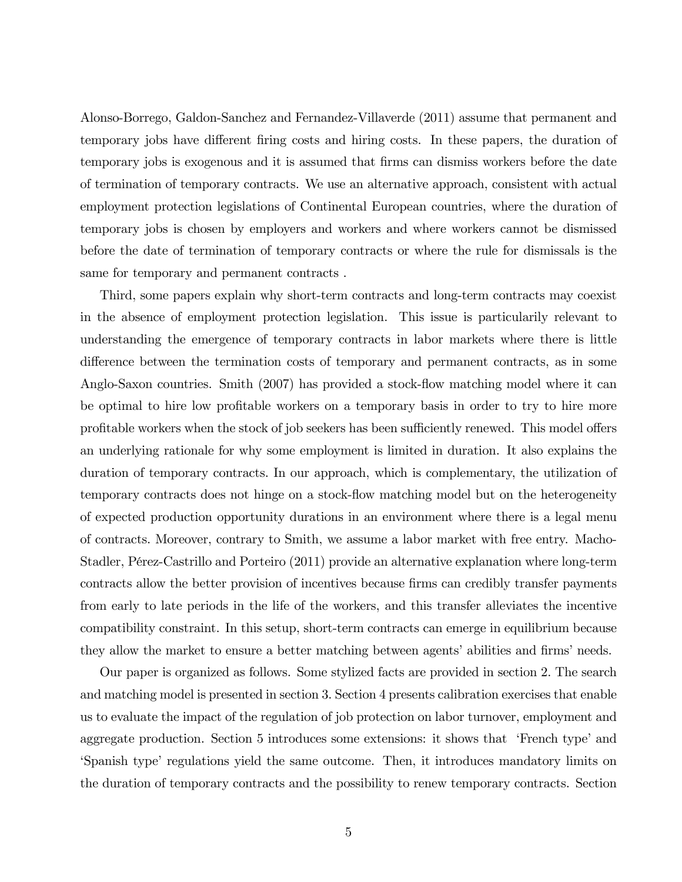Alonso-Borrego, Galdon-Sanchez and Fernandez-Villaverde (2011) assume that permanent and temporary jobs have different firing costs and hiring costs. In these papers, the duration of temporary jobs is exogenous and it is assumed that firms can dismiss workers before the date of termination of temporary contracts. We use an alternative approach, consistent with actual employment protection legislations of Continental European countries, where the duration of temporary jobs is chosen by employers and workers and where workers cannot be dismissed before the date of termination of temporary contracts or where the rule for dismissals is the same for temporary and permanent contracts .

Third, some papers explain why short-term contracts and long-term contracts may coexist in the absence of employment protection legislation. This issue is particularily relevant to understanding the emergence of temporary contracts in labor markets where there is little difference between the termination costs of temporary and permanent contracts, as in some Anglo-Saxon countries. Smith (2007) has provided a stock-flow matching model where it can be optimal to hire low profitable workers on a temporary basis in order to try to hire more profitable workers when the stock of job seekers has been sufficiently renewed. This model offers an underlying rationale for why some employment is limited in duration. It also explains the duration of temporary contracts. In our approach, which is complementary, the utilization of temporary contracts does not hinge on a stock-flow matching model but on the heterogeneity of expected production opportunity durations in an environment where there is a legal menu of contracts. Moreover, contrary to Smith, we assume a labor market with free entry. Macho-Stadler, Pérez-Castrillo and Porteiro (2011) provide an alternative explanation where long-term contracts allow the better provision of incentives because firms can credibly transfer payments from early to late periods in the life of the workers, and this transfer alleviates the incentive compatibility constraint. In this setup, short-term contracts can emerge in equilibrium because they allow the market to ensure a better matching between agents' abilities and firms' needs.

Our paper is organized as follows. Some stylized facts are provided in section 2. The search and matching model is presented in section 3. Section 4 presents calibration exercises that enable us to evaluate the impact of the regulation of job protection on labor turnover, employment and aggregate production. Section 5 introduces some extensions: it shows that 'French type' and 'Spanish type' regulations yield the same outcome. Then, it introduces mandatory limits on the duration of temporary contracts and the possibility to renew temporary contracts. Section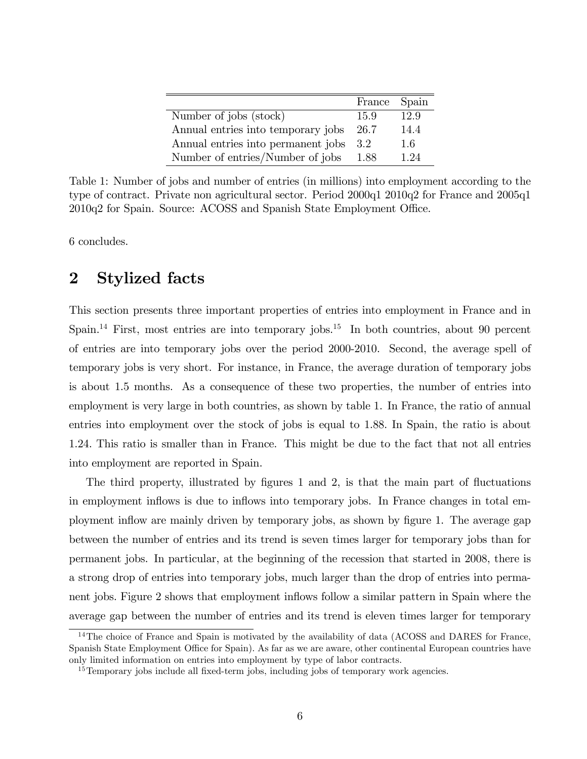| | France | Spain |
|---|---|---|
| Number of jobs (stock) | 15.9 | 12.9 |
| Annual entries into temporary jobs | 26.7 | 14.4 |
| Annual entries into permanent jobs | 3.2 | 1.6 |
| Number of entries/Number of jobs | 1.88 | 1.24 |

Table 1: Number of jobs and number of entries (in millions) into employment according to the type of contract. Private non agricultural sector. Period 2000q1 2010q2 for France and 2005q1 2010q2 for Spain. Source: ACOSS and Spanish State Employment Office.

6 concludes.

## 2 Stylized facts

This section presents three important properties of entries into employment in France and in Spain.[14] First, most entries are into temporary jobs.[15] In both countries, about 90 percent of entries are into temporary jobs over the period 2000-2010. Second, the average spell of temporary jobs is very short. For instance, in France, the average duration of temporary jobs is about 1.5 months. As a consequence of these two properties, the number of entries into employment is very large in both countries, as shown by table 1. In France, the ratio of annual entries into employment over the stock of jobs is equal to 1.88. In Spain, the ratio is about 1.24. This ratio is smaller than in France. This might be due to the fact that not all entries into employment are reported in Spain.

The third property, illustrated by figures 1 and 2, is that the main part of fluctuations in employment inflows is due to inflows into temporary jobs. In France changes in total employment inflow are mainly driven by temporary jobs, as shown by figure 1. The average gap between the number of entries and its trend is seven times larger for temporary jobs than for permanent jobs. In particular, at the beginning of the recession that started in 2008, there is a strong drop of entries into temporary jobs, much larger than the drop of entries into permanent jobs. Figure 2 shows that employment inflows follow a similar pattern in Spain where the average gap between the number of entries and its trend is eleven times larger for temporary

[14] The choice of France and Spain is motivated by the availability of data (ACOSS and DARES for France, Spanish State Employment Office for Spain). As far as we are aware, other continental European countries have only limited information on entries into employment by type of labor contracts.

[15] Temporary jobs include all fixed-term jobs, including jobs of temporary work agencies.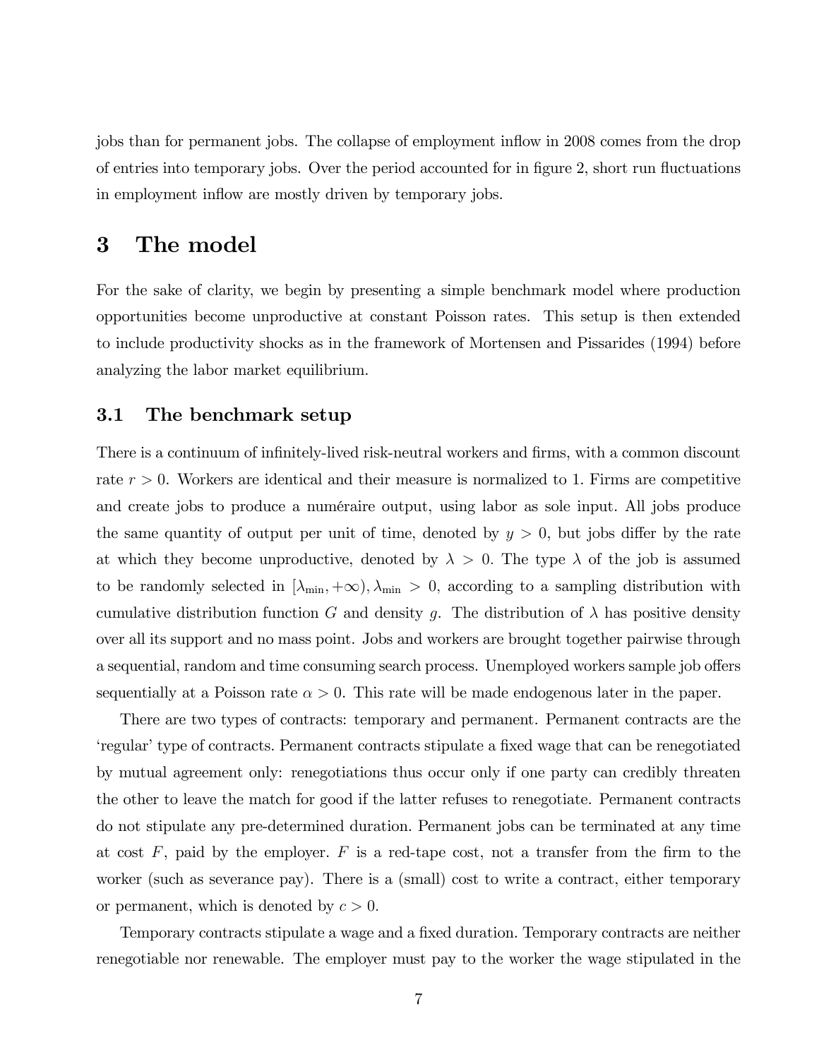jobs than for permanent jobs. The collapse of employment inflow in 2008 comes from the drop of entries into temporary jobs. Over the period accounted for in figure 2, short run fluctuations in employment inflow are mostly driven by temporary jobs.

# 3 The model

For the sake of clarity, we begin by presenting a simple benchmark model where production opportunities become unproductive at constant Poisson rates. This setup is then extended to include productivity shocks as in the framework of Mortensen and Pissarides (1994) before analyzing the labor market equilibrium.

## 3.1 The benchmark setup

There is a continuum of infinitely-lived risk-neutral workers and firms, with a common discount rate $r > 0$. Workers are identical and their measure is normalized to 1. Firms are competitive and create jobs to produce a numéraire output, using labor as sole input. All jobs produce the same quantity of output per unit of time, denoted by $y > 0$, but jobs differ by the rate at which they become unproductive, denoted by $\lambda > 0$. The type $\lambda$ of the job is assumed to be randomly selected in $[\lambda_{\min}, +\infty), \lambda_{\min} > 0$, according to a sampling distribution with cumulative distribution function $G$ and density $g$. The distribution of $\lambda$ has positive density over all its support and no mass point. Jobs and workers are brought together pairwise through a sequential, random and time consuming search process. Unemployed workers sample job offers sequentially at a Poisson rate $\alpha > 0$. This rate will be made endogenous later in the paper.

There are two types of contracts: temporary and permanent. Permanent contracts are the 'regular' type of contracts. Permanent contracts stipulate a fixed wage that can be renegotiated by mutual agreement only: renegotiations thus occur only if one party can credibly threaten the other to leave the match for good if the latter refuses to renegotiate. Permanent contracts do not stipulate any pre-determined duration. Permanent jobs can be terminated at any time at cost $F$, paid by the employer. $F$ is a red-tape cost, not a transfer from the firm to the worker (such as severance pay). There is a (small) cost to write a contract, either temporary or permanent, which is denoted by $c > 0$.

Temporary contracts stipulate a wage and a fixed duration. Temporary contracts are neither renegotiable nor renewable. The employer must pay to the worker the wage stipulated in the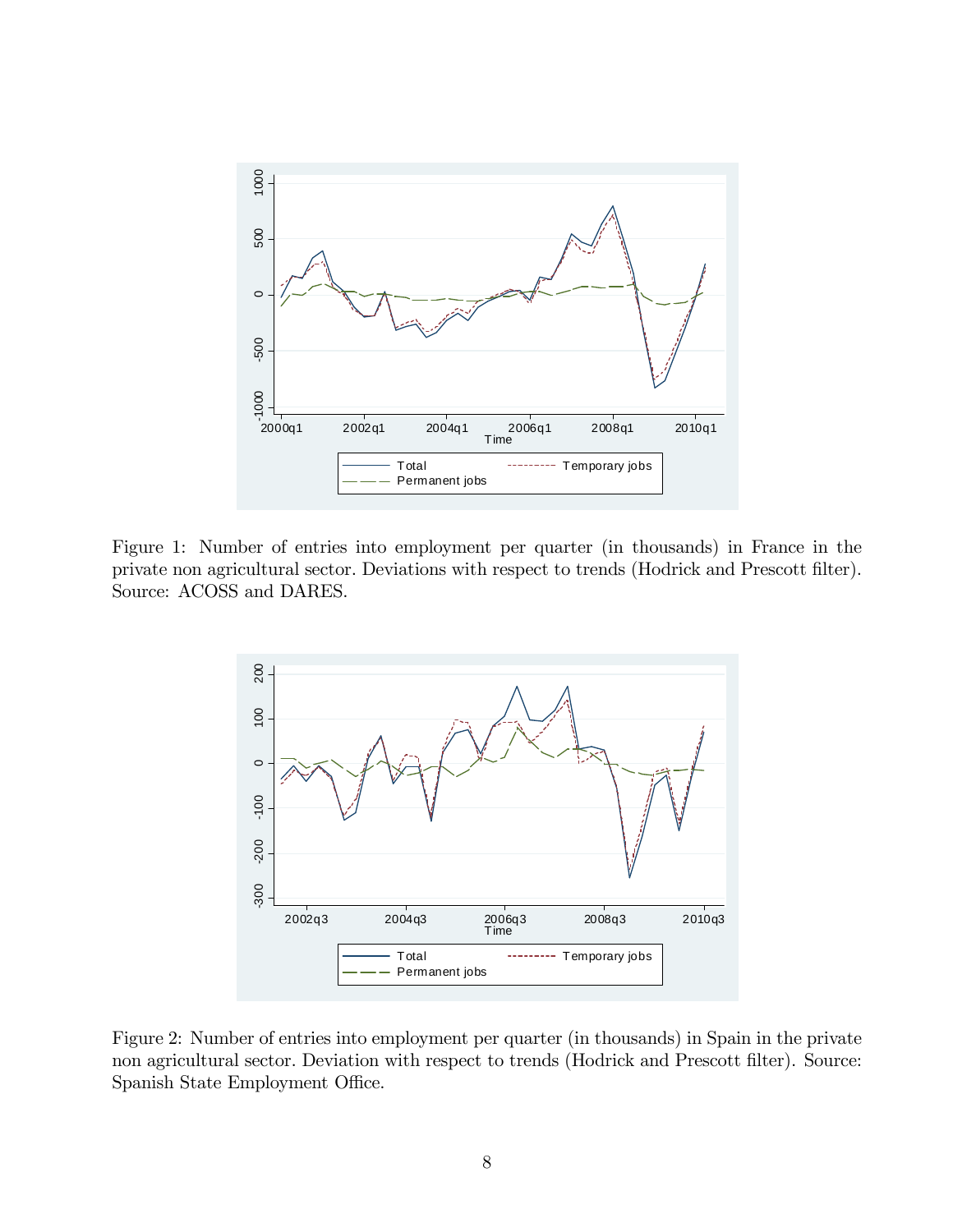Figure 1: Number of entries into employment per quarter (in thousands) in France in the private non agricultural sector. Deviations with respect to trends (Hodrick and Prescott filter). Source: ACOSS and DARES.

Figure 2: Number of entries into employment per quarter (in thousands) in Spain in the private non agricultural sector. Deviation with respect to trends (Hodrick and Prescott filter). Source: Spanish State Employment Office.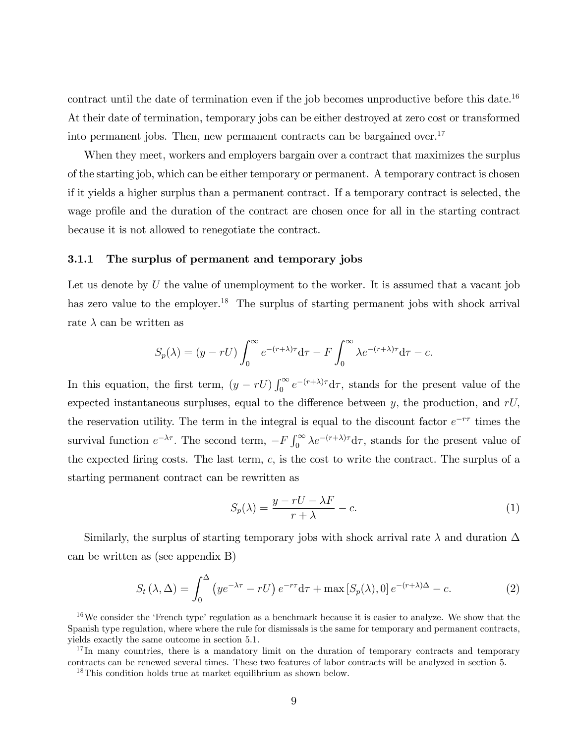contract until the date of termination even if the job becomes unproductive before this date.[16] At their date of termination, temporary jobs can be either destroyed at zero cost or transformed into permanent jobs. Then, new permanent contracts can be bargained over.[17]

When they meet, workers and employers bargain over a contract that maximizes the surplus of the starting job, which can be either temporary or permanent. A temporary contract is chosen if it yields a higher surplus than a permanent contract. If a temporary contract is selected, the wage profile and the duration of the contract are chosen once for all in the starting contract because it is not allowed to renegotiate the contract.

### 3.1.1 The surplus of permanent and temporary jobs

Let us denote by $U$ the value of unemployment to the worker. It is assumed that a vacant job has zero value to the employer.[18] The surplus of starting permanent jobs with shock arrival rate $\lambda$ can be written as

$$S_p(\lambda) = (y - rU)\int_0^{\infty} e^{-(r+\lambda)\tau}\mathrm{d}\tau - F\int_0^{\infty}\lambda e^{-(r+\lambda)\tau}\mathrm{d}\tau - c.$$

In this equation, the first term, $(y - rU)\int_0^{\infty} e^{-(r+\lambda)\tau}\mathrm{d}\tau$, stands for the present value of the expected instantaneous surpluses, equal to the difference between $y$, the production, and $rU$, the reservation utility. The term in the integral is equal to the discount factor $e^{-r\tau}$ times the survival function $e^{-\lambda\tau}$. The second term, $-F\int_0^{\infty}\lambda e^{-(r+\lambda)\tau}\mathrm{d}\tau$, stands for the present value of the expected firing costs. The last term, $c$, is the cost to write the contract. The surplus of a starting permanent contract can be rewritten as

$$S_p(\lambda) = \frac{y - rU - \lambda F}{r+\lambda} - c. \tag{1}$$

Similarly, the surplus of starting temporary jobs with shock arrival rate $\lambda$ and duration $\Delta$ can be written as (see appendix B)

$$S_t(\lambda, \Delta) = \int_0^{\Delta}\left(ye^{-\lambda\tau} - rU\right)e^{-r\tau}\mathrm{d}\tau + \max\left[S_p(\lambda), 0\right]e^{-(r+\lambda)\Delta} - c. \tag{2}$$

---

[16] We consider the 'French type' regulation as a benchmark because it is easier to analyze. We show that the Spanish type regulation, where where the rule for dismissals is the same for temporary and permanent contracts, yields exactly the same outcome in section 5.1.

[17] In many countries, there is a mandatory limit on the duration of temporary contracts and temporary contracts can be renewed several times. These two features of labor contracts will be analyzed in section 5.

[18] This condition holds true at market equilibrium as shown below.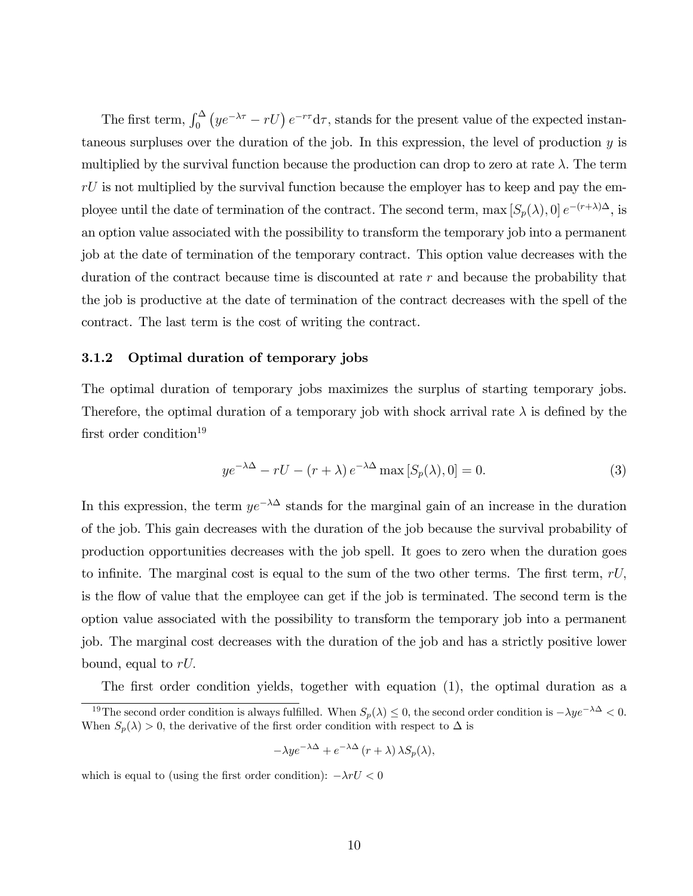The first term, $\int_0^\Delta \left(ye^{-\lambda\tau} - rU\right) e^{-r\tau} \mathrm{d}\tau$, stands for the present value of the expected instantaneous surpluses over the duration of the job. In this expression, the level of production $y$ is multiplied by the survival function because the production can drop to zero at rate $\lambda$. The term $rU$ is not multiplied by the survival function because the employer has to keep and pay the employee until the date of termination of the contract. The second term, $\max\left[S_p(\lambda), 0\right] e^{-(r+\lambda)\Delta}$, is an option value associated with the possibility to transform the temporary job into a permanent job at the date of termination of the temporary contract. This option value decreases with the duration of the contract because time is discounted at rate $r$ and because the probability that the job is productive at the date of termination of the contract decreases with the spell of the contract. The last term is the cost of writing the contract.

### 3.1.2 Optimal duration of temporary jobs

The optimal duration of temporary jobs maximizes the surplus of starting temporary jobs. Therefore, the optimal duration of a temporary job with shock arrival rate $\lambda$ is defined by the first order condition[19]

$$ye^{-\lambda\Delta} - rU - (r + \lambda)\, e^{-\lambda\Delta} \max\left[S_p(\lambda), 0\right] = 0. \tag{3}$$

In this expression, the term $ye^{-\lambda\Delta}$ stands for the marginal gain of an increase in the duration of the job. This gain decreases with the duration of the job because the survival probability of production opportunities decreases with the job spell. It goes to zero when the duration goes to infinite. The marginal cost is equal to the sum of the two other terms. The first term, $rU$, is the flow of value that the employee can get if the job is terminated. The second term is the option value associated with the possibility to transform the temporary job into a permanent job. The marginal cost decreases with the duration of the job and has a strictly positive lower bound, equal to $rU$.

The first order condition yields, together with equation (1), the optimal duration as a

[19] The second order condition is always fulfilled. When $S_p(\lambda) \leq 0$, the second order condition is $-\lambda y e^{-\lambda\Delta} < 0$. When $S_p(\lambda) > 0$, the derivative of the first order condition with respect to $\Delta$ is

$$-\lambda y e^{-\lambda\Delta} + e^{-\lambda\Delta}\,(r + \lambda)\,\lambda S_p(\lambda),$$

which is equal to (using the first order condition): $-\lambda r U < 0$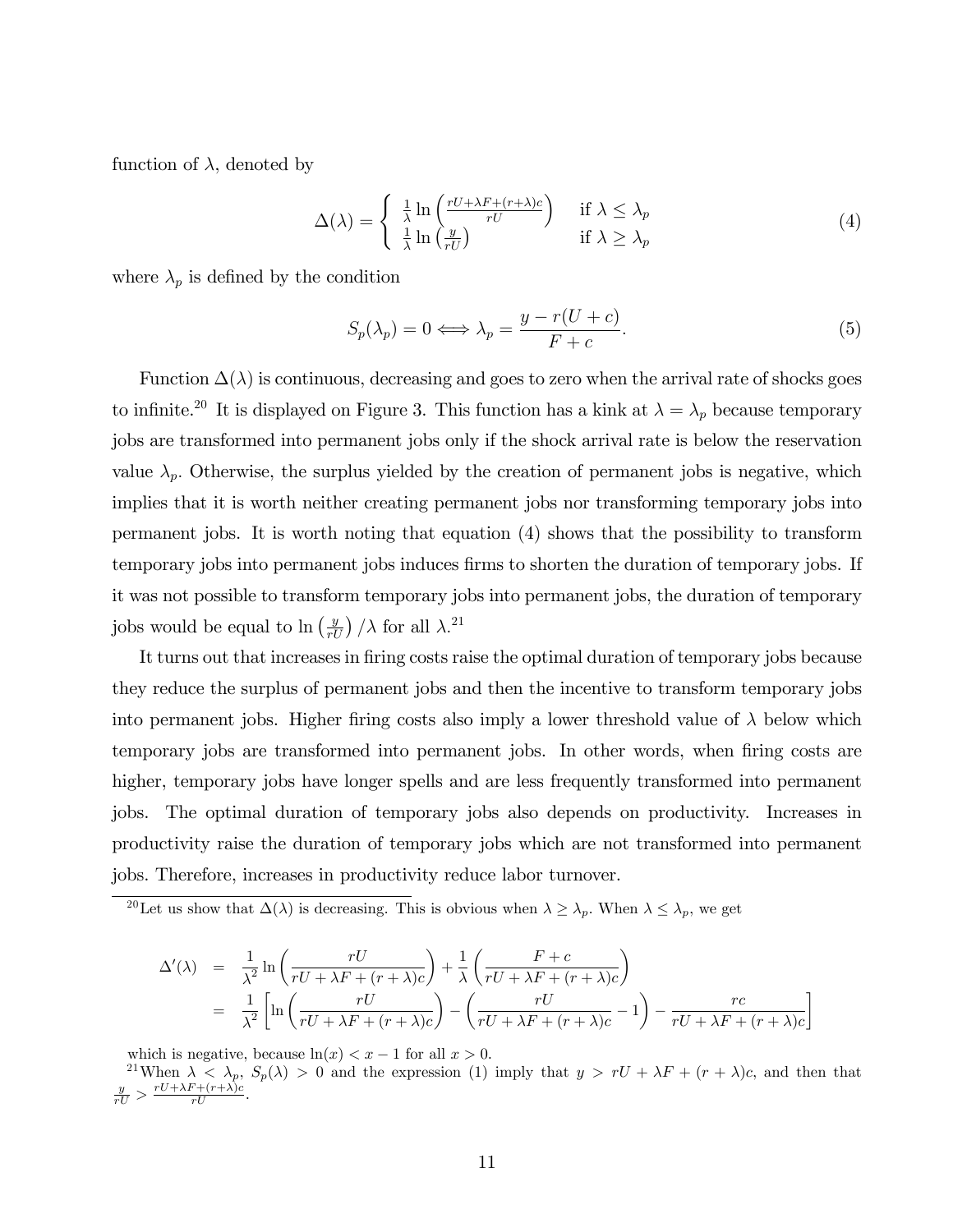function of $\lambda$, denoted by

$$\Delta(\lambda) = \begin{cases} \frac{1}{\lambda} \ln \left( \frac{rU + \lambda F + (r+\lambda)c}{rU} \right) & \text{if } \lambda \leq \lambda_p \\ \frac{1}{\lambda} \ln \left( \frac{y}{rU} \right) & \text{if } \lambda \geq \lambda_p \end{cases} \tag{4}$$

where $\lambda_p$ is defined by the condition

$$S_p(\lambda_p) = 0 \Longleftrightarrow \lambda_p = \frac{y - r(U + c)}{F + c}. \tag{5}$$

Function $\Delta(\lambda)$ is continuous, decreasing and goes to zero when the arrival rate of shocks goes to infinite.[20] It is displayed on Figure 3. This function has a kink at $\lambda = \lambda_p$ because temporary jobs are transformed into permanent jobs only if the shock arrival rate is below the reservation value $\lambda_p$. Otherwise, the surplus yielded by the creation of permanent jobs is negative, which implies that it is worth neither creating permanent jobs nor transforming temporary jobs into permanent jobs. It is worth noting that equation (4) shows that the possibility to transform temporary jobs into permanent jobs induces firms to shorten the duration of temporary jobs. If it was not possible to transform temporary jobs into permanent jobs, the duration of temporary jobs would be equal to $\ln \left( \frac{y}{rU} \right) / \lambda$ for all $\lambda$.[21]

It turns out that increases in firing costs raise the optimal duration of temporary jobs because they reduce the surplus of permanent jobs and then the incentive to transform temporary jobs into permanent jobs. Higher firing costs also imply a lower threshold value of $\lambda$ below which temporary jobs are transformed into permanent jobs. In other words, when firing costs are higher, temporary jobs have longer spells and are less frequently transformed into permanent jobs. The optimal duration of temporary jobs also depends on productivity. Increases in productivity raise the duration of temporary jobs which are not transformed into permanent jobs. Therefore, increases in productivity reduce labor turnover.

[20] Let us show that $\Delta(\lambda)$ is decreasing. This is obvious when $\lambda \geq \lambda_p$. When $\lambda \leq \lambda_p$, we get

$$\begin{aligned} \Delta'(\lambda) &= \frac{1}{\lambda^2} \ln \left( \frac{rU}{rU + \lambda F + (r+\lambda)c} \right) + \frac{1}{\lambda} \left( \frac{F + c}{rU + \lambda F + (r+\lambda)c} \right) \\ &= \frac{1}{\lambda^2} \left[ \ln \left( \frac{rU}{rU + \lambda F + (r+\lambda)c} \right) - \left( \frac{rU}{rU + \lambda F + (r+\lambda)c} - 1 \right) - \frac{rc}{rU + \lambda F + (r+\lambda)c} \right] \end{aligned}$$

which is negative, because $\ln(x) < x - 1$ for all $x > 0$.

[21] When $\lambda < \lambda_p$, $S_p(\lambda) > 0$ and the expression (1) imply that $y > rU + \lambda F + (r+\lambda)c$, and then that $\frac{y}{rU} > \frac{rU + \lambda F + (r+\lambda)c}{rU}$.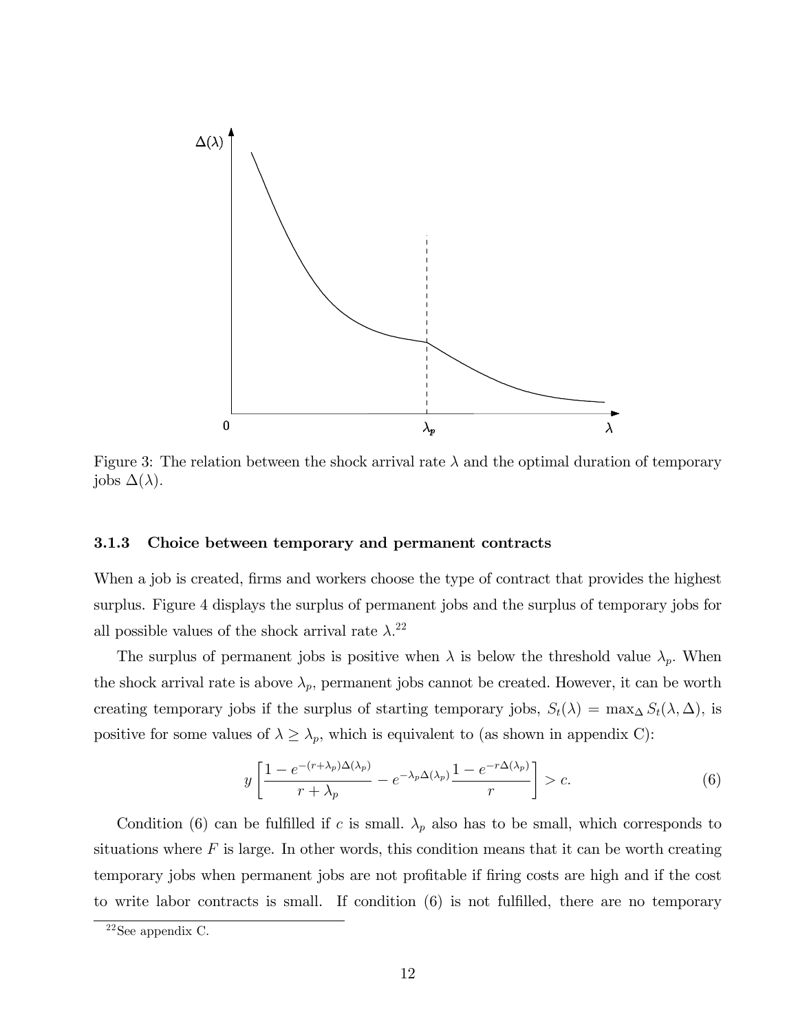Figure 3: The relation between the shock arrival rate $\lambda$ and the optimal duration of temporary jobs $\Delta(\lambda)$.

### 3.1.3 Choice between temporary and permanent contracts

When a job is created, firms and workers choose the type of contract that provides the highest surplus. Figure 4 displays the surplus of permanent jobs and the surplus of temporary jobs for all possible values of the shock arrival rate $\lambda$.[22]

The surplus of permanent jobs is positive when $\lambda$ is below the threshold value $\lambda_p$. When the shock arrival rate is above $\lambda_p$, permanent jobs cannot be created. However, it can be worth creating temporary jobs if the surplus of starting temporary jobs, $S_t(\lambda) = \max_\Delta S_t(\lambda, \Delta)$, is positive for some values of $\lambda \geq \lambda_p$, which is equivalent to (as shown in appendix C):

$$y \left[ \frac{1 - e^{-(r+\lambda_p)\Delta(\lambda_p)}}{r + \lambda_p} - e^{-\lambda_p \Delta(\lambda_p)} \frac{1 - e^{-r\Delta(\lambda_p)}}{r} \right] > c. \tag{6}$$

Condition (6) can be fulfilled if $c$ is small. $\lambda_p$ also has to be small, which corresponds to situations where $F$ is large. In other words, this condition means that it can be worth creating temporary jobs when permanent jobs are not profitable if firing costs are high and if the cost to write labor contracts is small. If condition (6) is not fulfilled, there are no temporary

[22] See appendix C.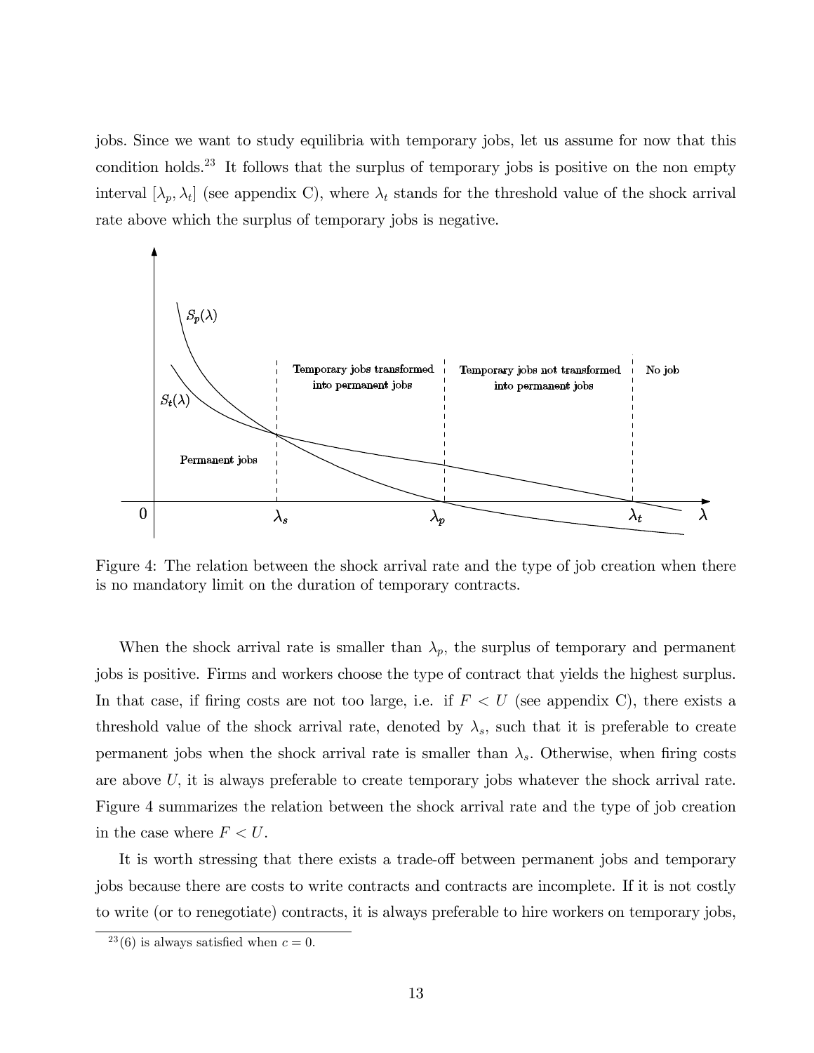jobs. Since we want to study equilibria with temporary jobs, let us assume for now that this condition holds.[23] It follows that the surplus of temporary jobs is positive on the non empty interval $[\lambda_p, \lambda_t]$ (see appendix C), where $\lambda_t$ stands for the threshold value of the shock arrival rate above which the surplus of temporary jobs is negative.

Figure 4: The relation between the shock arrival rate and the type of job creation when there is no mandatory limit on the duration of temporary contracts.

When the shock arrival rate is smaller than $\lambda_p$, the surplus of temporary and permanent jobs is positive. Firms and workers choose the type of contract that yields the highest surplus. In that case, if firing costs are not too large, i.e. if $F < U$ (see appendix C), there exists a threshold value of the shock arrival rate, denoted by $\lambda_s$, such that it is preferable to create permanent jobs when the shock arrival rate is smaller than $\lambda_s$. Otherwise, when firing costs are above $U$, it is always preferable to create temporary jobs whatever the shock arrival rate. Figure 4 summarizes the relation between the shock arrival rate and the type of job creation in the case where $F < U$.

It is worth stressing that there exists a trade-off between permanent jobs and temporary jobs because there are costs to write contracts and contracts are incomplete. If it is not costly to write (or to renegotiate) contracts, it is always preferable to hire workers on temporary jobs,

[23](6) is always satisfied when $c = 0$.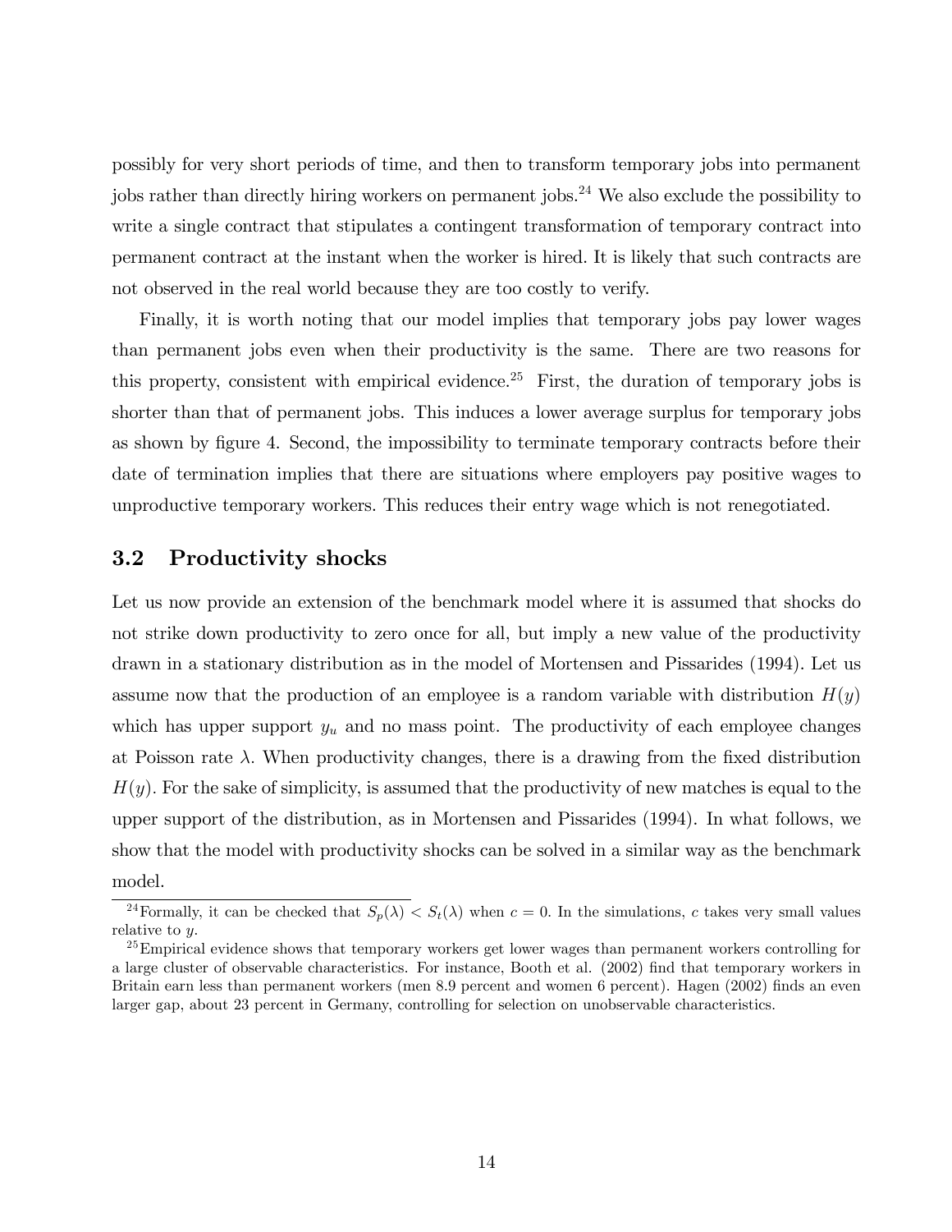possibly for very short periods of time, and then to transform temporary jobs into permanent jobs rather than directly hiring workers on permanent jobs.[24] We also exclude the possibility to write a single contract that stipulates a contingent transformation of temporary contract into permanent contract at the instant when the worker is hired. It is likely that such contracts are not observed in the real world because they are too costly to verify.

Finally, it is worth noting that our model implies that temporary jobs pay lower wages than permanent jobs even when their productivity is the same. There are two reasons for this property, consistent with empirical evidence.[25] First, the duration of temporary jobs is shorter than that of permanent jobs. This induces a lower average surplus for temporary jobs as shown by figure 4. Second, the impossibility to terminate temporary contracts before their date of termination implies that there are situations where employers pay positive wages to unproductive temporary workers. This reduces their entry wage which is not renegotiated.

## 3.2 Productivity shocks

Let us now provide an extension of the benchmark model where it is assumed that shocks do not strike down productivity to zero once for all, but imply a new value of the productivity drawn in a stationary distribution as in the model of Mortensen and Pissarides (1994). Let us assume now that the production of an employee is a random variable with distribution $H(y)$ which has upper support $y_u$ and no mass point. The productivity of each employee changes at Poisson rate $\lambda$. When productivity changes, there is a drawing from the fixed distribution $H(y)$. For the sake of simplicity, is assumed that the productivity of new matches is equal to the upper support of the distribution, as in Mortensen and Pissarides (1994). In what follows, we show that the model with productivity shocks can be solved in a similar way as the benchmark model.

[24] Formally, it can be checked that $S_p(\lambda) < S_t(\lambda)$ when $c = 0$. In the simulations, $c$ takes very small values relative to $y$.

[25] Empirical evidence shows that temporary workers get lower wages than permanent workers controlling for a large cluster of observable characteristics. For instance, Booth et al. (2002) find that temporary workers in Britain earn less than permanent workers (men 8.9 percent and women 6 percent). Hagen (2002) finds an even larger gap, about 23 percent in Germany, controlling for selection on unobservable characteristics.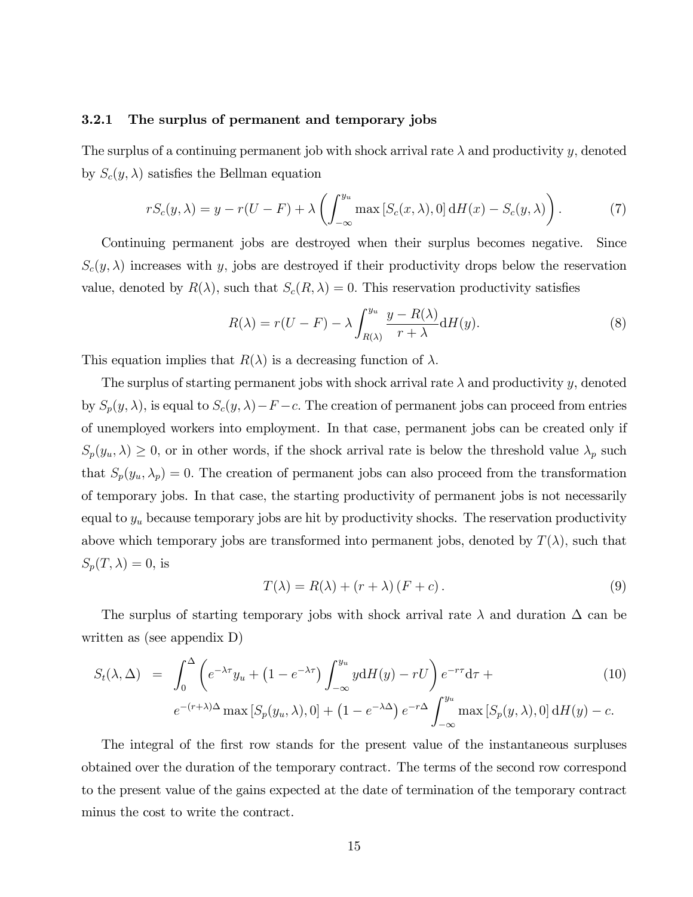#### 3.2.1 The surplus of permanent and temporary jobs

The surplus of a continuing permanent job with shock arrival rate $\lambda$ and productivity $y$, denoted by $S_c(y, \lambda)$ satisfies the Bellman equation

$$rS_c(y,\lambda) = y - r(U - F) + \lambda \left( \int_{-\infty}^{y_u} \max\left[S_c(x,\lambda), 0\right] \mathrm{d}H(x) - S_c(y,\lambda) \right). \tag{7}$$

Continuing permanent jobs are destroyed when their surplus becomes negative. Since $S_c(y, \lambda)$ increases with $y$, jobs are destroyed if their productivity drops below the reservation value, denoted by $R(\lambda)$, such that $S_c(R, \lambda) = 0$. This reservation productivity satisfies

$$R(\lambda) = r(U - F) - \lambda \int_{R(\lambda)}^{y_u} \frac{y - R(\lambda)}{r + \lambda} \mathrm{d}H(y). \tag{8}$$

This equation implies that $R(\lambda)$ is a decreasing function of $\lambda$.

The surplus of starting permanent jobs with shock arrival rate $\lambda$ and productivity $y$, denoted by $S_p(y, \lambda)$, is equal to $S_c(y, \lambda) - F - c$. The creation of permanent jobs can proceed from entries of unemployed workers into employment. In that case, permanent jobs can be created only if $S_p(y_u, \lambda) \geq 0$, or in other words, if the shock arrival rate is below the threshold value $\lambda_p$ such that $S_p(y_u, \lambda_p) = 0$. The creation of permanent jobs can also proceed from the transformation of temporary jobs. In that case, the starting productivity of permanent jobs is not necessarily equal to $y_u$ because temporary jobs are hit by productivity shocks. The reservation productivity above which temporary jobs are transformed into permanent jobs, denoted by $T(\lambda)$, such that $S_p(T, \lambda) = 0$, is

$$T(\lambda) = R(\lambda) + (r + \lambda)(F + c). \tag{9}$$

The surplus of starting temporary jobs with shock arrival rate $\lambda$ and duration $\Delta$ can be written as (see appendix D)

$$\begin{aligned} S_t(\lambda, \Delta) \ = \ & \int_0^{\Delta} \left( e^{-\lambda\tau} y_u + \left(1 - e^{-\lambda\tau}\right) \int_{-\infty}^{y_u} y \mathrm{d}H(y) - rU \right) e^{-r\tau} \mathrm{d}\tau \ + \\ & e^{-(r+\lambda)\Delta} \max\left[S_p(y_u, \lambda), 0\right] + \left(1 - e^{-\lambda\Delta}\right) e^{-r\Delta} \int_{-\infty}^{y_u} \max\left[S_p(y, \lambda), 0\right] \mathrm{d}H(y) - c. \end{aligned} \tag{10}$$

The integral of the first row stands for the present value of the instantaneous surpluses obtained over the duration of the temporary contract. The terms of the second row correspond to the present value of the gains expected at the date of termination of the temporary contract minus the cost to write the contract.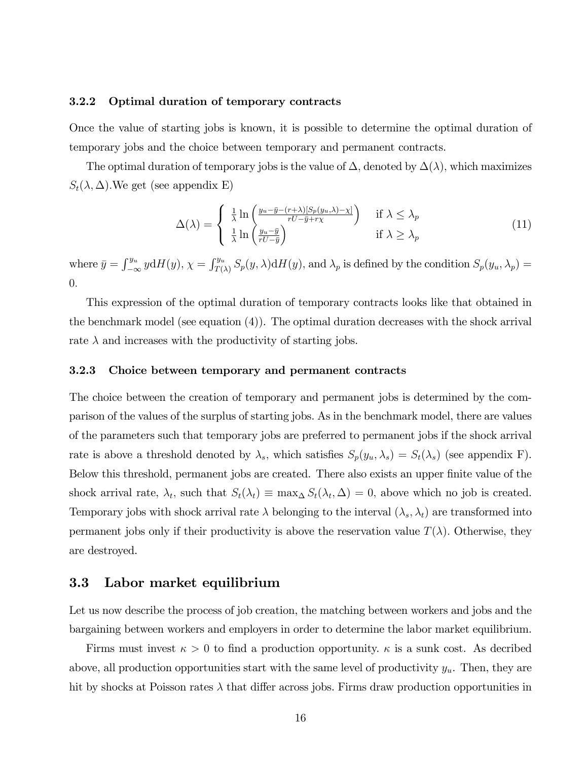#### 3.2.2 Optimal duration of temporary contracts

Once the value of starting jobs is known, it is possible to determine the optimal duration of temporary jobs and the choice between temporary and permanent contracts.

The optimal duration of temporary jobs is the value of $\Delta$, denoted by $\Delta(\lambda)$, which maximizes $S_t(\lambda, \Delta)$. We get (see appendix E)

$$\Delta(\lambda) = \begin{cases} \frac{1}{\lambda} \ln \left( \frac{y_u - \bar{y} - (r+\lambda)[S_p(y_u,\lambda) - \chi]}{rU - \bar{y} + r\chi} \right) & \text{if } \lambda \leq \lambda_p \\ \frac{1}{\lambda} \ln \left( \frac{y_u - \bar{y}}{rU - \bar{y}} \right) & \text{if } \lambda \geq \lambda_p \end{cases} \tag{11}$$

where $\bar{y} = \int_{-\infty}^{y_u} y \mathrm{d}H(y)$, $\chi = \int_{T(\lambda)}^{y_u} S_p(y, \lambda) \mathrm{d}H(y)$, and $\lambda_p$ is defined by the condition $S_p(y_u, \lambda_p) = 0$.

This expression of the optimal duration of temporary contracts looks like that obtained in the benchmark model (see equation (4)). The optimal duration decreases with the shock arrival rate $\lambda$ and increases with the productivity of starting jobs.

#### 3.2.3 Choice between temporary and permanent contracts

The choice between the creation of temporary and permanent jobs is determined by the comparison of the values of the surplus of starting jobs. As in the benchmark model, there are values of the parameters such that temporary jobs are preferred to permanent jobs if the shock arrival rate is above a threshold denoted by $\lambda_s$, which satisfies $S_p(y_u, \lambda_s) = S_t(\lambda_s)$ (see appendix F). Below this threshold, permanent jobs are created. There also exists an upper finite value of the shock arrival rate, $\lambda_t$, such that $S_t(\lambda_t) \equiv \max_{\Delta} S_t(\lambda_t, \Delta) = 0$, above which no job is created. Temporary jobs with shock arrival rate $\lambda$ belonging to the interval $(\lambda_s, \lambda_t)$ are transformed into permanent jobs only if their productivity is above the reservation value $T(\lambda)$. Otherwise, they are destroyed.

### 3.3 Labor market equilibrium

Let us now describe the process of job creation, the matching between workers and jobs and the bargaining between workers and employers in order to determine the labor market equilibrium.

Firms must invest $\kappa > 0$ to find a production opportunity. $\kappa$ is a sunk cost. As decribed above, all production opportunities start with the same level of productivity $y_u$. Then, they are hit by shocks at Poisson rates $\lambda$ that differ across jobs. Firms draw production opportunities in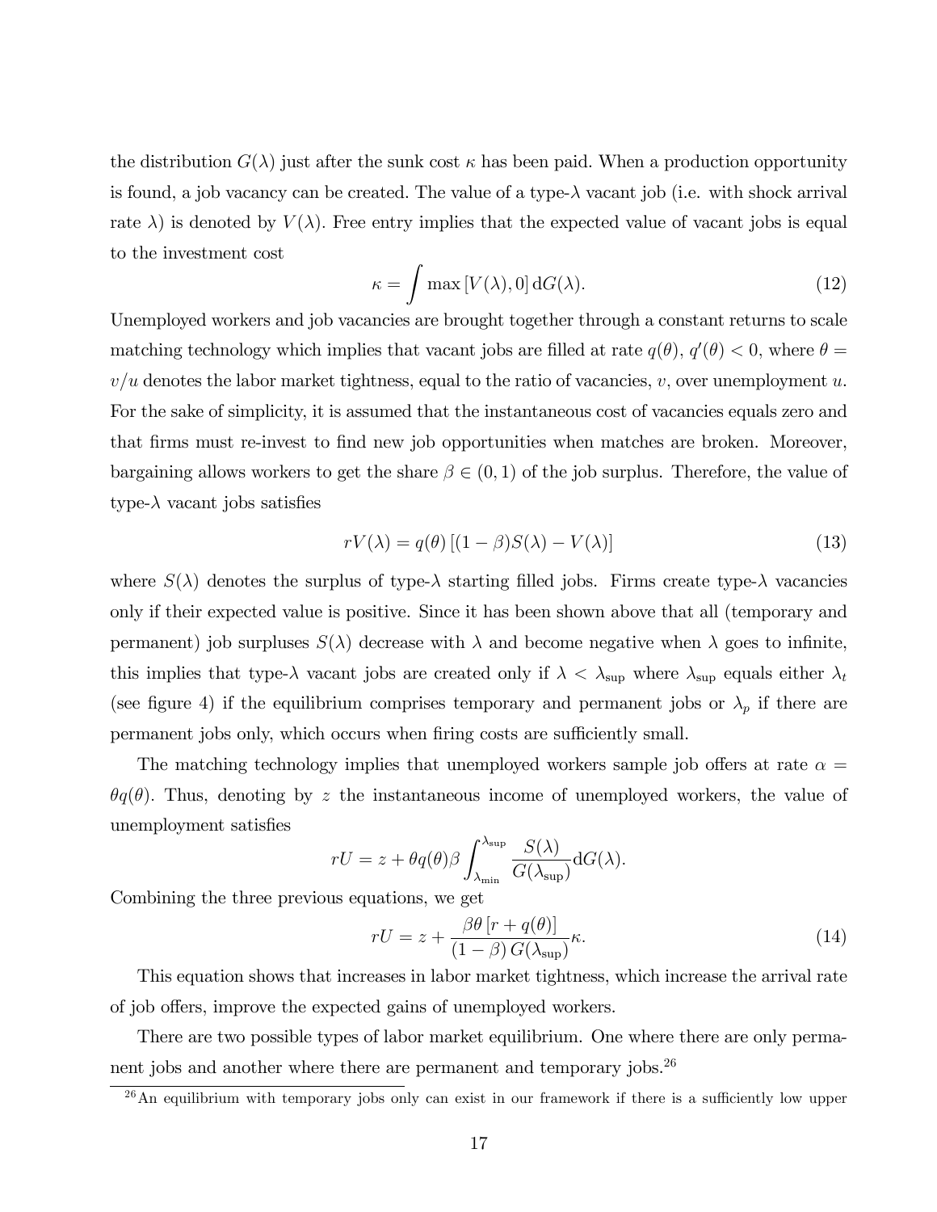the distribution $G(\lambda)$ just after the sunk cost $\kappa$ has been paid. When a production opportunity is found, a job vacancy can be created. The value of a type-$\lambda$ vacant job (i.e. with shock arrival rate $\lambda$) is denoted by $V(\lambda)$. Free entry implies that the expected value of vacant jobs is equal to the investment cost

$$\kappa = \int \max\left[V(\lambda), 0\right] \mathrm{d}G(\lambda). \tag{12}$$

Unemployed workers and job vacancies are brought together through a constant returns to scale matching technology which implies that vacant jobs are filled at rate $q(\theta)$, $q'(\theta) < 0$, where $\theta = v/u$ denotes the labor market tightness, equal to the ratio of vacancies, $v$, over unemployment $u$. For the sake of simplicity, it is assumed that the instantaneous cost of vacancies equals zero and that firms must re-invest to find new job opportunities when matches are broken. Moreover, bargaining allows workers to get the share $\beta \in (0, 1)$ of the job surplus. Therefore, the value of type-$\lambda$ vacant jobs satisfies

$$rV(\lambda) = q(\theta)\left[(1-\beta)S(\lambda) - V(\lambda)\right] \tag{13}$$

where $S(\lambda)$ denotes the surplus of type-$\lambda$ starting filled jobs. Firms create type-$\lambda$ vacancies only if their expected value is positive. Since it has been shown above that all (temporary and permanent) job surpluses $S(\lambda)$ decrease with $\lambda$ and become negative when $\lambda$ goes to infinite, this implies that type-$\lambda$ vacant jobs are created only if $\lambda < \lambda_{\sup}$ where $\lambda_{\sup}$ equals either $\lambda_t$ (see figure 4) if the equilibrium comprises temporary and permanent jobs or $\lambda_p$ if there are permanent jobs only, which occurs when firing costs are sufficiently small.

The matching technology implies that unemployed workers sample job offers at rate $\alpha = \theta q(\theta)$. Thus, denoting by $z$ the instantaneous income of unemployed workers, the value of unemployment satisfies

$$rU = z + \theta q(\theta)\beta \int_{\lambda_{\min}}^{\lambda_{\sup}} \frac{S(\lambda)}{G(\lambda_{\sup})} \mathrm{d}G(\lambda).$$

Combining the three previous equations, we get

$$rU = z + \frac{\beta\theta\left[r + q(\theta)\right]}{(1-\beta)\, G(\lambda_{\sup})}\kappa. \tag{14}$$

This equation shows that increases in labor market tightness, which increase the arrival rate of job offers, improve the expected gains of unemployed workers.

There are two possible types of labor market equilibrium. One where there are only permanent jobs and another where there are permanent and temporary jobs.[26]

[26] An equilibrium with temporary jobs only can exist in our framework if there is a sufficiently low upper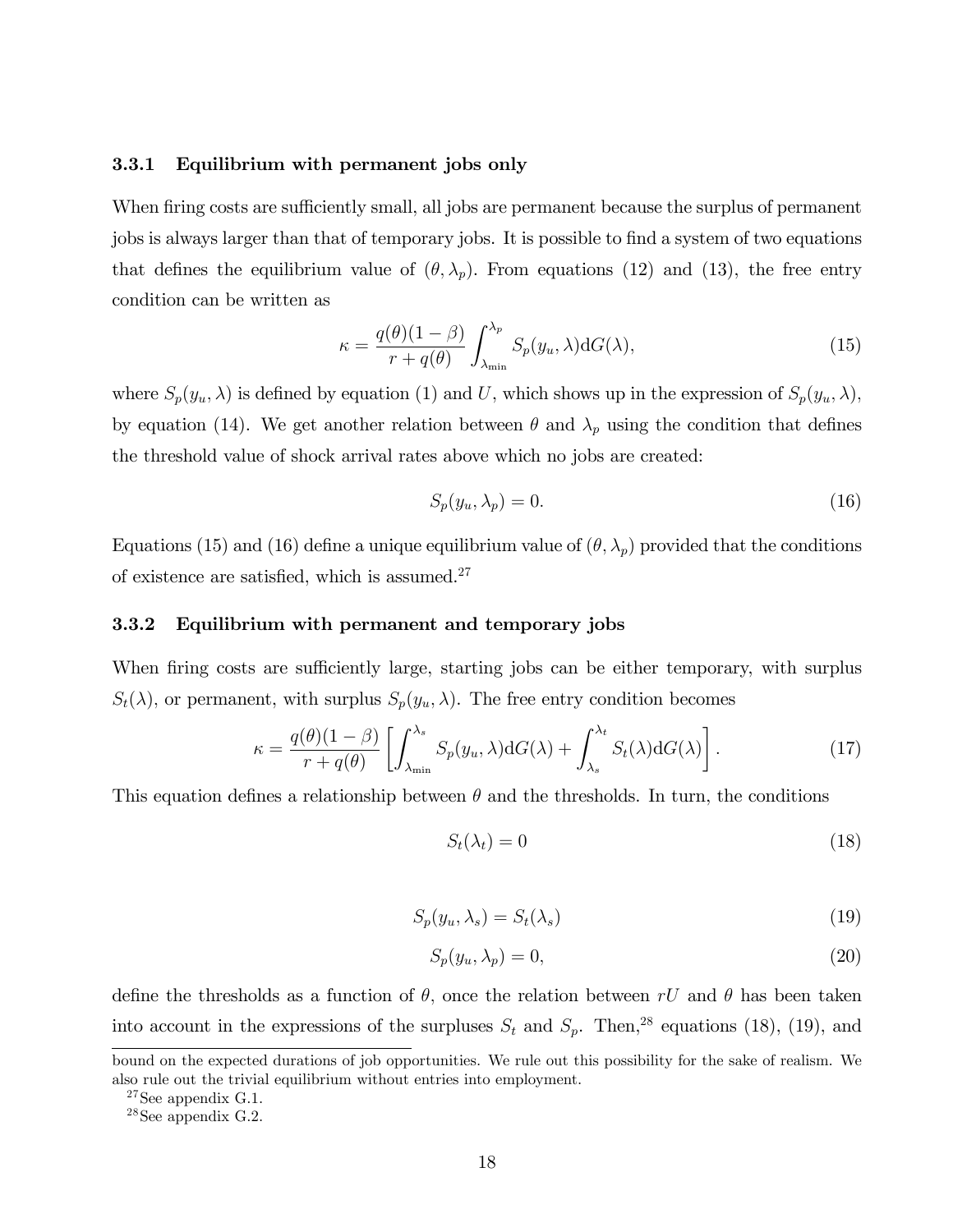### 3.3.1 Equilibrium with permanent jobs only

When firing costs are sufficiently small, all jobs are permanent because the surplus of permanent jobs is always larger than that of temporary jobs. It is possible to find a system of two equations that defines the equilibrium value of $(\theta, \lambda_p)$. From equations (12) and (13), the free entry condition can be written as

$$\kappa = \frac{q(\theta)(1-\beta)}{r+q(\theta)} \int_{\lambda_{\min}}^{\lambda_p} S_p(y_u, \lambda) \mathrm{d}G(\lambda), \tag{15}$$

where $S_p(y_u, \lambda)$ is defined by equation (1) and $U$, which shows up in the expression of $S_p(y_u, \lambda)$, by equation (14). We get another relation between $\theta$ and $\lambda_p$ using the condition that defines the threshold value of shock arrival rates above which no jobs are created:

$$S_p(y_u, \lambda_p) = 0. \tag{16}$$

Equations (15) and (16) define a unique equilibrium value of $(\theta, \lambda_p)$ provided that the conditions of existence are satisfied, which is assumed.[27]

### 3.3.2 Equilibrium with permanent and temporary jobs

When firing costs are sufficiently large, starting jobs can be either temporary, with surplus $S_t(\lambda)$, or permanent, with surplus $S_p(y_u, \lambda)$. The free entry condition becomes

$$\kappa = \frac{q(\theta)(1-\beta)}{r+q(\theta)} \left[ \int_{\lambda_{\min}}^{\lambda_s} S_p(y_u, \lambda) \mathrm{d}G(\lambda) + \int_{\lambda_s}^{\lambda_t} S_t(\lambda) \mathrm{d}G(\lambda) \right]. \tag{17}$$

This equation defines a relationship between $\theta$ and the thresholds. In turn, the conditions

$$S_t(\lambda_t) = 0 \tag{18}$$

$$S_p(y_u, \lambda_s) = S_t(\lambda_s) \tag{19}$$

$$S_p(y_u, \lambda_p) = 0, \tag{20}$$

define the thresholds as a function of $\theta$, once the relation between $rU$ and $\theta$ has been taken into account in the expressions of the surpluses $S_t$ and $S_p$. Then,[28] equations (18), (19), and

bound on the expected durations of job opportunities. We rule out this possibility for the sake of realism. We also rule out the trivial equilibrium without entries into employment.

[27] See appendix G.1.

[28] See appendix G.2.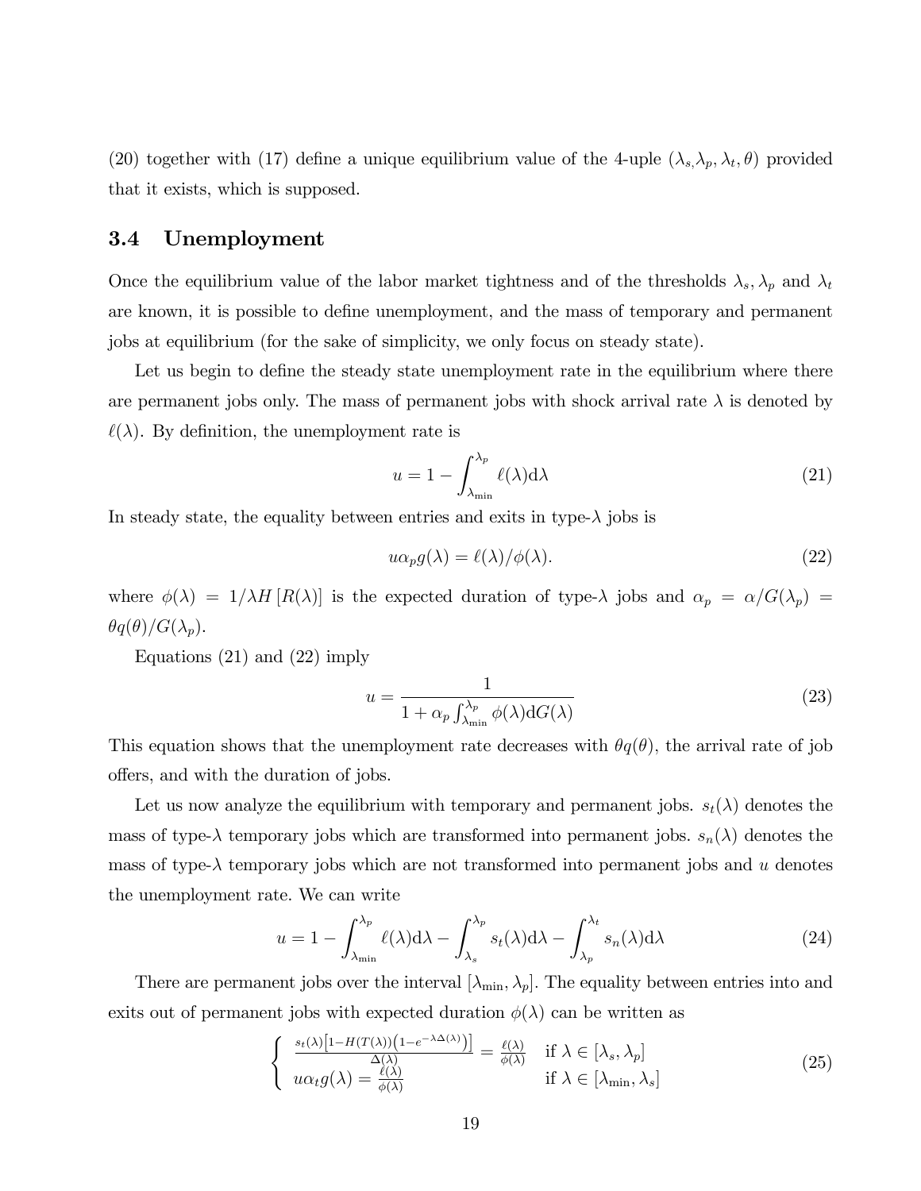(20) together with (17) define a unique equilibrium value of the 4-uple $(\lambda_s, \lambda_p, \lambda_t, \theta)$ provided that it exists, which is supposed.

### 3.4 Unemployment

Once the equilibrium value of the labor market tightness and of the thresholds $\lambda_s, \lambda_p$ and $\lambda_t$ are known, it is possible to define unemployment, and the mass of temporary and permanent jobs at equilibrium (for the sake of simplicity, we only focus on steady state).

Let us begin to define the steady state unemployment rate in the equilibrium where there are permanent jobs only. The mass of permanent jobs with shock arrival rate $\lambda$ is denoted by $\ell(\lambda)$. By definition, the unemployment rate is

$$u = 1 - \int_{\lambda_{\min}}^{\lambda_p} \ell(\lambda) \mathrm{d}\lambda \tag{21}$$

In steady state, the equality between entries and exits in type-$\lambda$ jobs is

$$u\alpha_p g(\lambda) = \ell(\lambda)/\phi(\lambda). \tag{22}$$

where $\phi(\lambda) = 1/\lambda H[R(\lambda)]$ is the expected duration of type-$\lambda$ jobs and $\alpha_p = \alpha/G(\lambda_p) = \theta q(\theta)/G(\lambda_p)$.

Equations (21) and (22) imply

$$u = \frac{1}{1 + \alpha_p \int_{\lambda_{\min}}^{\lambda_p} \phi(\lambda) \mathrm{d}G(\lambda)} \tag{23}$$

This equation shows that the unemployment rate decreases with $\theta q(\theta)$, the arrival rate of job offers, and with the duration of jobs.

Let us now analyze the equilibrium with temporary and permanent jobs. $s_t(\lambda)$ denotes the mass of type-$\lambda$ temporary jobs which are transformed into permanent jobs. $s_n(\lambda)$ denotes the mass of type-$\lambda$ temporary jobs which are not transformed into permanent jobs and $u$ denotes the unemployment rate. We can write

$$u = 1 - \int_{\lambda_{\min}}^{\lambda_p} \ell(\lambda) \mathrm{d}\lambda - \int_{\lambda_s}^{\lambda_p} s_t(\lambda) \mathrm{d}\lambda - \int_{\lambda_p}^{\lambda_t} s_n(\lambda) \mathrm{d}\lambda \tag{24}$$

There are permanent jobs over the interval $[\lambda_{\min}, \lambda_p]$. The equality between entries into and exits out of permanent jobs with expected duration $\phi(\lambda)$ can be written as

$$\begin{cases} \frac{s_t(\lambda)\left[1 - H(T(\lambda))\left(1 - e^{-\lambda \Delta(\lambda)}\right)\right]}{\Delta(\lambda)} = \frac{\ell(\lambda)}{\phi(\lambda)} & \text{if } \lambda \in [\lambda_s, \lambda_p] \\ u\alpha_t g(\lambda) = \frac{\ell(\lambda)}{\phi(\lambda)} & \text{if } \lambda \in [\lambda_{\min}, \lambda_s] \end{cases} \tag{25}$$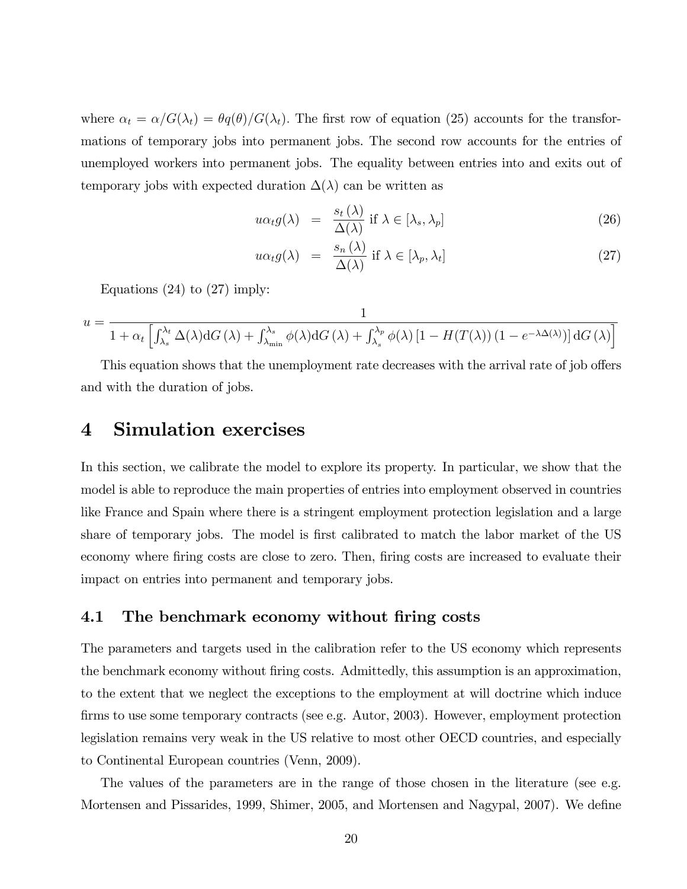where $\alpha_t = \alpha/G(\lambda_t) = \theta q(\theta)/G(\lambda_t)$. The first row of equation (25) accounts for the transformations of temporary jobs into permanent jobs. The second row accounts for the entries of unemployed workers into permanent jobs. The equality between entries into and exits out of temporary jobs with expected duration $\Delta(\lambda)$ can be written as

$$u\alpha_t g(\lambda) = \frac{s_t(\lambda)}{\Delta(\lambda)} \text{ if } \lambda \in [\lambda_s, \lambda_p] \tag{26}$$

$$u\alpha_t g(\lambda) = \frac{s_n(\lambda)}{\Delta(\lambda)} \text{ if } \lambda \in [\lambda_p, \lambda_t] \tag{27}$$

Equations (24) to (27) imply:

$$u = \frac{1}{1 + \alpha_t \left[ \int_{\lambda_s}^{\lambda_t} \Delta(\lambda) \mathrm{d}G(\lambda) + \int_{\lambda_{\min}}^{\lambda_s} \phi(\lambda) \mathrm{d}G(\lambda) + \int_{\lambda_s}^{\lambda_p} \phi(\lambda) \left[1 - H(T(\lambda)) \left(1 - e^{-\lambda \Delta(\lambda)}\right)\right] \mathrm{d}G(\lambda) \right]}$$

This equation shows that the unemployment rate decreases with the arrival rate of job offers and with the duration of jobs.

# 4 Simulation exercises

In this section, we calibrate the model to explore its property. In particular, we show that the model is able to reproduce the main properties of entries into employment observed in countries like France and Spain where there is a stringent employment protection legislation and a large share of temporary jobs. The model is first calibrated to match the labor market of the US economy where firing costs are close to zero. Then, firing costs are increased to evaluate their impact on entries into permanent and temporary jobs.

## 4.1 The benchmark economy without firing costs

The parameters and targets used in the calibration refer to the US economy which represents the benchmark economy without firing costs. Admittedly, this assumption is an approximation, to the extent that we neglect the exceptions to the employment at will doctrine which induce firms to use some temporary contracts (see e.g. Autor, 2003). However, employment protection legislation remains very weak in the US relative to most other OECD countries, and especially to Continental European countries (Venn, 2009).

The values of the parameters are in the range of those chosen in the literature (see e.g. Mortensen and Pissarides, 1999, Shimer, 2005, and Mortensen and Nagypal, 2007). We define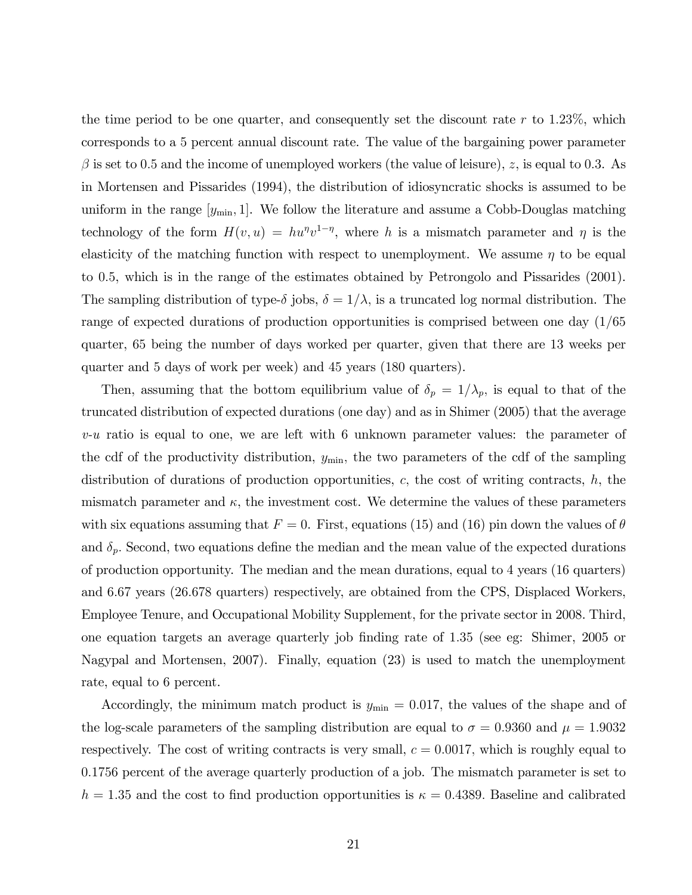the time period to be one quarter, and consequently set the discount rate $r$ to 1.23%, which corresponds to a 5 percent annual discount rate. The value of the bargaining power parameter $\beta$ is set to 0.5 and the income of unemployed workers (the value of leisure), $z$, is equal to 0.3. As in Mortensen and Pissarides (1994), the distribution of idiosyncratic shocks is assumed to be uniform in the range $[y_{\min}, 1]$. We follow the literature and assume a Cobb-Douglas matching technology of the form $H(v, u) = hu^{\eta}v^{1-\eta}$, where $h$ is a mismatch parameter and $\eta$ is the elasticity of the matching function with respect to unemployment. We assume $\eta$ to be equal to 0.5, which is in the range of the estimates obtained by Petrongolo and Pissarides (2001). The sampling distribution of type-$\delta$ jobs, $\delta = 1/\lambda$, is a truncated log normal distribution. The range of expected durations of production opportunities is comprised between one day (1/65 quarter, 65 being the number of days worked per quarter, given that there are 13 weeks per quarter and 5 days of work per week) and 45 years (180 quarters).

Then, assuming that the bottom equilibrium value of $\delta_p = 1/\lambda_p$, is equal to that of the truncated distribution of expected durations (one day) and as in Shimer (2005) that the average $v$-$u$ ratio is equal to one, we are left with 6 unknown parameter values: the parameter of the cdf of the productivity distribution, $y_{\min}$, the two parameters of the cdf of the sampling distribution of durations of production opportunities, $c$, the cost of writing contracts, $h$, the mismatch parameter and $\kappa$, the investment cost. We determine the values of these parameters with six equations assuming that $F = 0$. First, equations (15) and (16) pin down the values of $\theta$ and $\delta_p$. Second, two equations define the median and the mean value of the expected durations of production opportunity. The median and the mean durations, equal to 4 years (16 quarters) and 6.67 years (26.678 quarters) respectively, are obtained from the CPS, Displaced Workers, Employee Tenure, and Occupational Mobility Supplement, for the private sector in 2008. Third, one equation targets an average quarterly job finding rate of 1.35 (see eg: Shimer, 2005 or Nagypal and Mortensen, 2007). Finally, equation (23) is used to match the unemployment rate, equal to 6 percent.

Accordingly, the minimum match product is $y_{\min} = 0.017$, the values of the shape and of the log-scale parameters of the sampling distribution are equal to $\sigma = 0.9360$ and $\mu = 1.9032$ respectively. The cost of writing contracts is very small, $c = 0.0017$, which is roughly equal to 0.1756 percent of the average quarterly production of a job. The mismatch parameter is set to $h = 1.35$ and the cost to find production opportunities is $\kappa = 0.4389$. Baseline and calibrated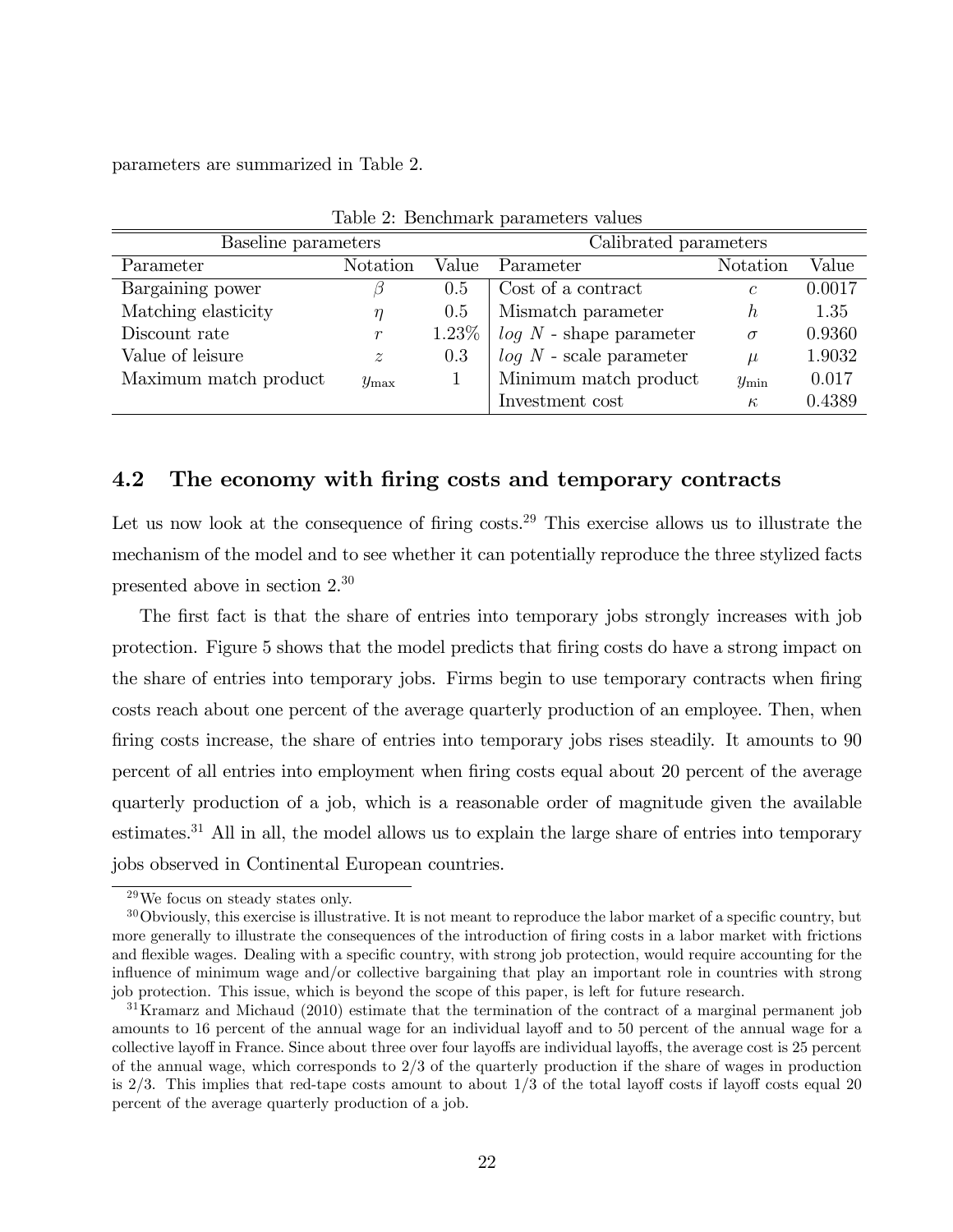parameters are summarized in Table 2.

Table 2: Benchmark parameters values

| Baseline parameters | | | Calibrated parameters | | |
|---|---|---|---|---|---|
| Parameter | Notation | Value | Parameter | Notation | Value |
| Bargaining power | $\beta$ | 0.5 | Cost of a contract | $c$ | 0.0017 |
| Matching elasticity | $\eta$ | 0.5 | Mismatch parameter | $h$ | 1.35 |
| Discount rate | $r$ | 1.23% | $log\ N$ - shape parameter | $\sigma$ | 0.9360 |
| Value of leisure | $z$ | 0.3 | $log\ N$ - scale parameter | $\mu$ | 1.9032 |
| Maximum match product | $y_{\max}$ | 1 | Minimum match product | $y_{\min}$ | 0.017 |
| | | | Investment cost | $\kappa$ | 0.4389 |

## 4.2 The economy with firing costs and temporary contracts

Let us now look at the consequence of firing costs.[29] This exercise allows us to illustrate the mechanism of the model and to see whether it can potentially reproduce the three stylized facts presented above in section 2.[30]

The first fact is that the share of entries into temporary jobs strongly increases with job protection. Figure 5 shows that the model predicts that firing costs do have a strong impact on the share of entries into temporary jobs. Firms begin to use temporary contracts when firing costs reach about one percent of the average quarterly production of an employee. Then, when firing costs increase, the share of entries into temporary jobs rises steadily. It amounts to 90 percent of all entries into employment when firing costs equal about 20 percent of the average quarterly production of a job, which is a reasonable order of magnitude given the available estimates.[31] All in all, the model allows us to explain the large share of entries into temporary jobs observed in Continental European countries.

[29] We focus on steady states only.

[30] Obviously, this exercise is illustrative. It is not meant to reproduce the labor market of a specific country, but more generally to illustrate the consequences of the introduction of firing costs in a labor market with frictions and flexible wages. Dealing with a specific country, with strong job protection, would require accounting for the influence of minimum wage and/or collective bargaining that play an important role in countries with strong job protection. This issue, which is beyond the scope of this paper, is left for future research.

[31] Kramarz and Michaud (2010) estimate that the termination of the contract of a marginal permanent job amounts to 16 percent of the annual wage for an individual layoff and to 50 percent of the annual wage for a collective layoff in France. Since about three over four layoffs are individual layoffs, the average cost is 25 percent of the annual wage, which corresponds to 2/3 of the quarterly production if the share of wages in production is 2/3. This implies that red-tape costs amount to about 1/3 of the total layoff costs if layoff costs equal 20 percent of the average quarterly production of a job.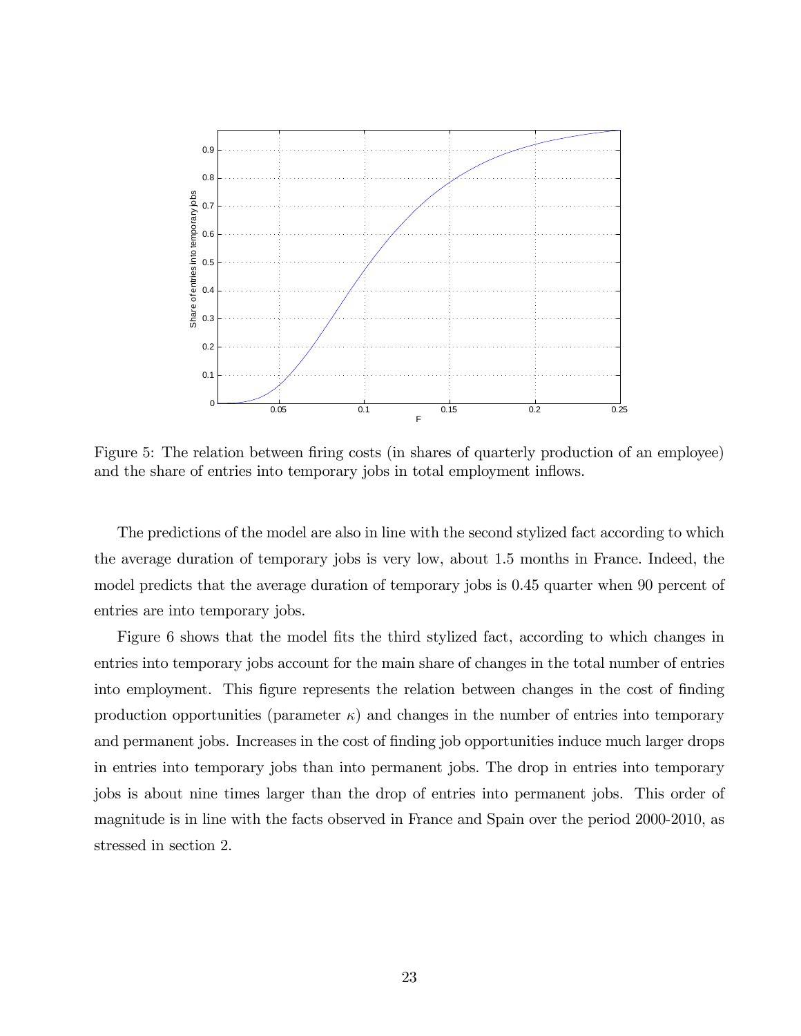Figure 5: The relation between firing costs (in shares of quarterly production of an employee) and the share of entries into temporary jobs in total employment inflows.

The predictions of the model are also in line with the second stylized fact according to which the average duration of temporary jobs is very low, about 1.5 months in France. Indeed, the model predicts that the average duration of temporary jobs is 0.45 quarter when 90 percent of entries are into temporary jobs.

Figure 6 shows that the model fits the third stylized fact, according to which changes in entries into temporary jobs account for the main share of changes in the total number of entries into employment. This figure represents the relation between changes in the cost of finding production opportunities (parameter $\kappa$) and changes in the number of entries into temporary and permanent jobs. Increases in the cost of finding job opportunities induce much larger drops in entries into temporary jobs than into permanent jobs. The drop in entries into temporary jobs is about nine times larger than the drop of entries into permanent jobs. This order of magnitude is in line with the facts observed in France and Spain over the period 2000-2010, as stressed in section 2.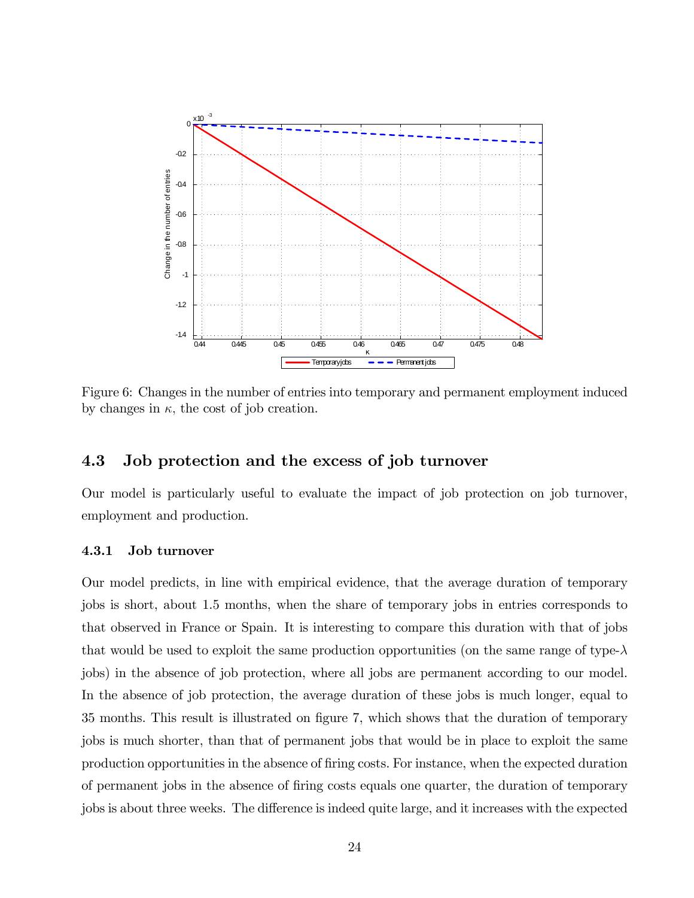Figure 6: Changes in the number of entries into temporary and permanent employment induced by changes in $\kappa$, the cost of job creation.

### 4.3 Job protection and the excess of job turnover

Our model is particularly useful to evaluate the impact of job protection on job turnover, employment and production.

#### 4.3.1 Job turnover

Our model predicts, in line with empirical evidence, that the average duration of temporary jobs is short, about 1.5 months, when the share of temporary jobs in entries corresponds to that observed in France or Spain. It is interesting to compare this duration with that of jobs that would be used to exploit the same production opportunities (on the same range of type-$\lambda$ jobs) in the absence of job protection, where all jobs are permanent according to our model. In the absence of job protection, the average duration of these jobs is much longer, equal to 35 months. This result is illustrated on figure 7, which shows that the duration of temporary jobs is much shorter, than that of permanent jobs that would be in place to exploit the same production opportunities in the absence of firing costs. For instance, when the expected duration of permanent jobs in the absence of firing costs equals one quarter, the duration of temporary jobs is about three weeks. The difference is indeed quite large, and it increases with the expected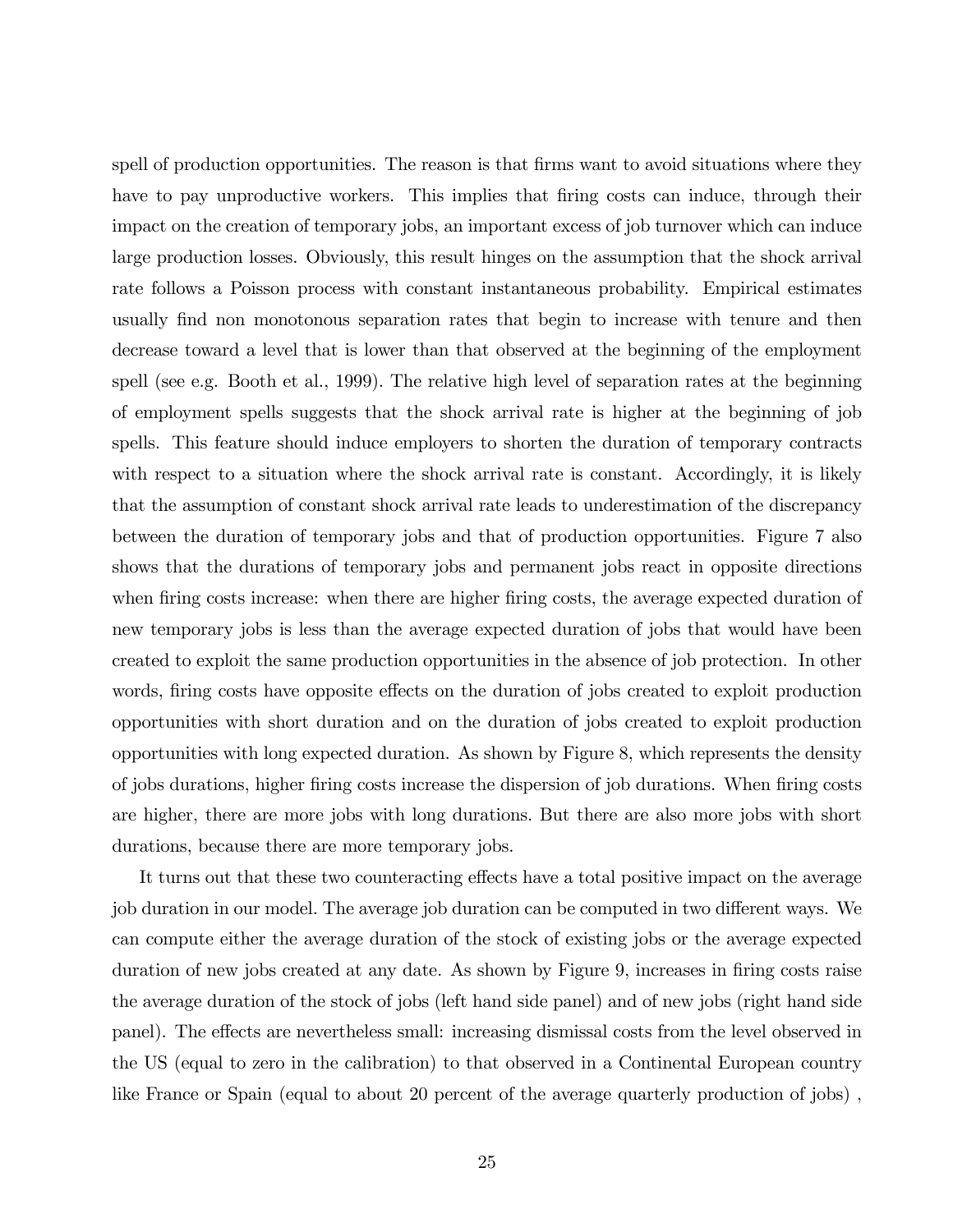spell of production opportunities. The reason is that firms want to avoid situations where they have to pay unproductive workers. This implies that firing costs can induce, through their impact on the creation of temporary jobs, an important excess of job turnover which can induce large production losses. Obviously, this result hinges on the assumption that the shock arrival rate follows a Poisson process with constant instantaneous probability. Empirical estimates usually find non monotonous separation rates that begin to increase with tenure and then decrease toward a level that is lower than that observed at the beginning of the employment spell (see e.g. Booth et al., 1999). The relative high level of separation rates at the beginning of employment spells suggests that the shock arrival rate is higher at the beginning of job spells. This feature should induce employers to shorten the duration of temporary contracts with respect to a situation where the shock arrival rate is constant. Accordingly, it is likely that the assumption of constant shock arrival rate leads to underestimation of the discrepancy between the duration of temporary jobs and that of production opportunities. Figure 7 also shows that the durations of temporary jobs and permanent jobs react in opposite directions when firing costs increase: when there are higher firing costs, the average expected duration of new temporary jobs is less than the average expected duration of jobs that would have been created to exploit the same production opportunities in the absence of job protection. In other words, firing costs have opposite effects on the duration of jobs created to exploit production opportunities with short duration and on the duration of jobs created to exploit production opportunities with long expected duration. As shown by Figure 8, which represents the density of jobs durations, higher firing costs increase the dispersion of job durations. When firing costs are higher, there are more jobs with long durations. But there are also more jobs with short durations, because there are more temporary jobs.

It turns out that these two counteracting effects have a total positive impact on the average job duration in our model. The average job duration can be computed in two different ways. We can compute either the average duration of the stock of existing jobs or the average expected duration of new jobs created at any date. As shown by Figure 9, increases in firing costs raise the average duration of the stock of jobs (left hand side panel) and of new jobs (right hand side panel). The effects are nevertheless small: increasing dismissal costs from the level observed in the US (equal to zero in the calibration) to that observed in a Continental European country like France or Spain (equal to about 20 percent of the average quarterly production of jobs) ,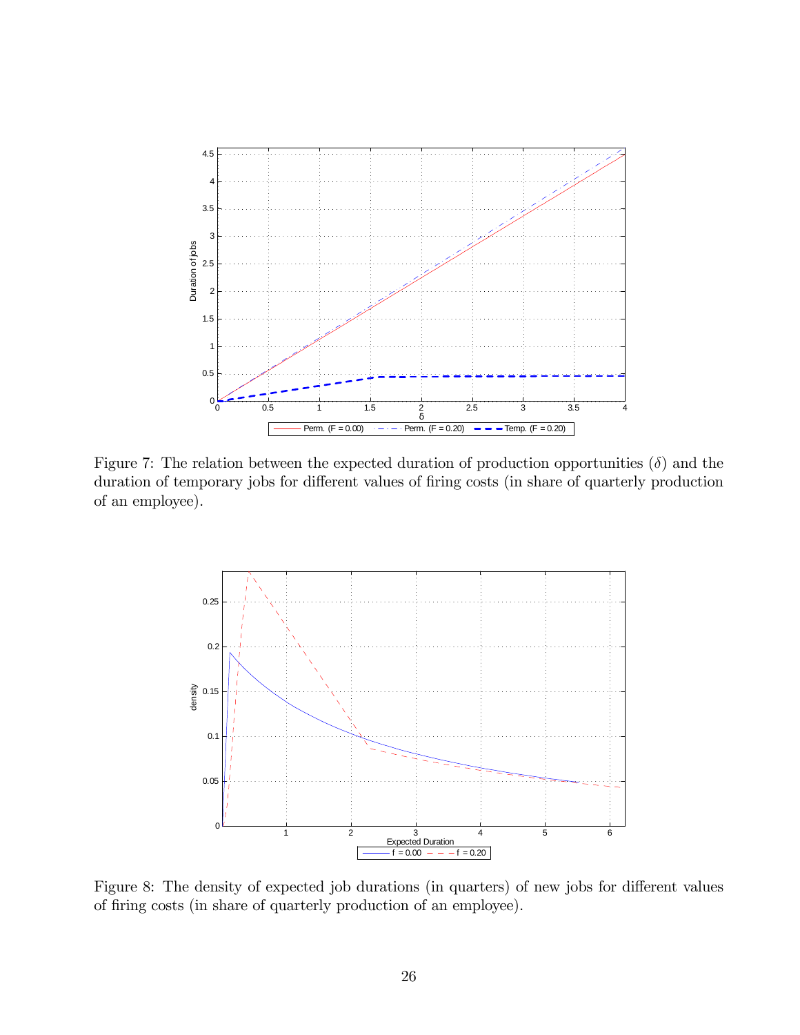Figure 7: The relation between the expected duration of production opportunities ($\delta$) and the duration of temporary jobs for different values of firing costs (in share of quarterly production of an employee).

Figure 8: The density of expected job durations (in quarters) of new jobs for different values of firing costs (in share of quarterly production of an employee).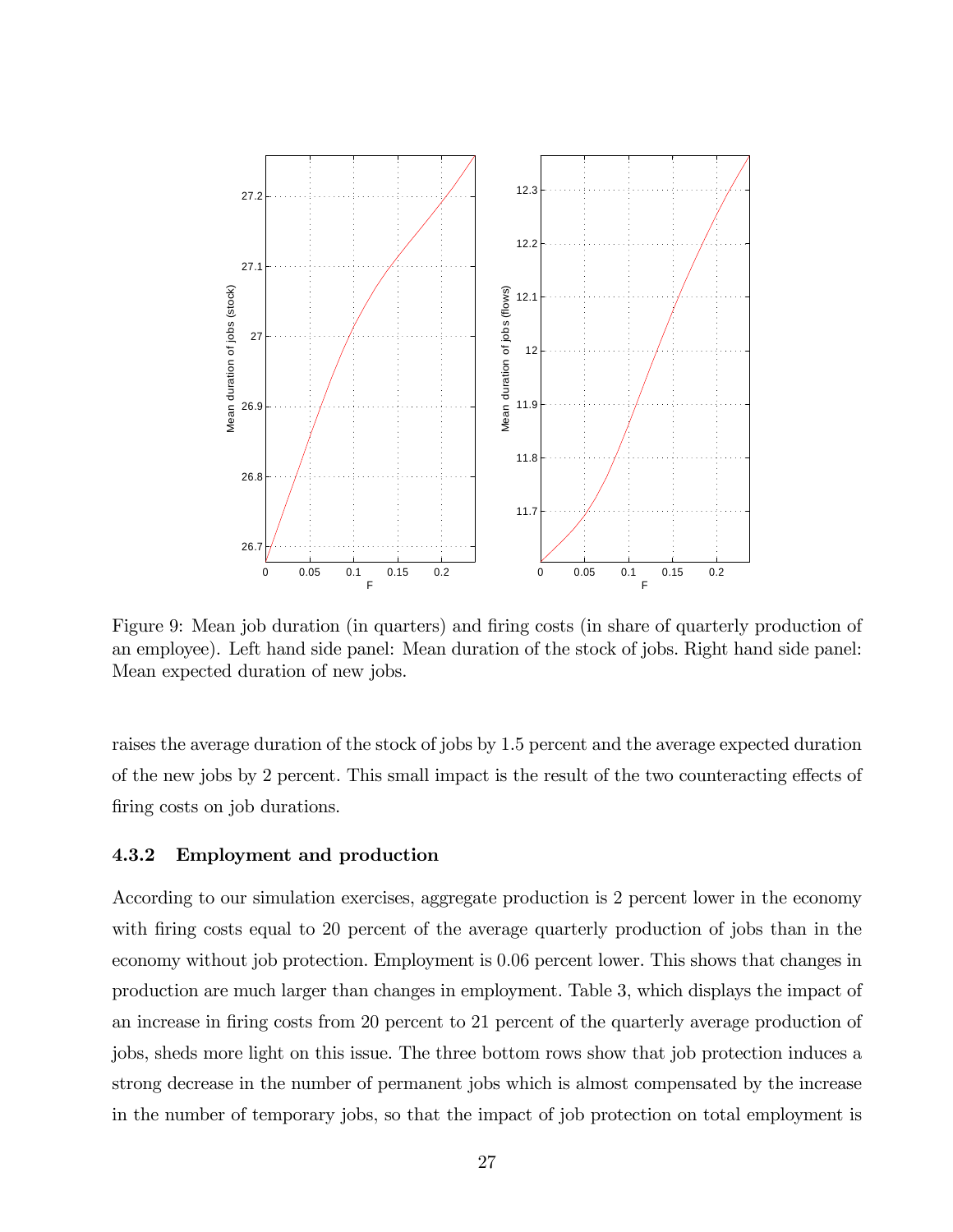Figure 9: Mean job duration (in quarters) and firing costs (in share of quarterly production of an employee). Left hand side panel: Mean duration of the stock of jobs. Right hand side panel: Mean expected duration of new jobs.

raises the average duration of the stock of jobs by 1.5 percent and the average expected duration of the new jobs by 2 percent. This small impact is the result of the two counteracting effects of firing costs on job durations.

### 4.3.2 Employment and production

According to our simulation exercises, aggregate production is 2 percent lower in the economy with firing costs equal to 20 percent of the average quarterly production of jobs than in the economy without job protection. Employment is 0.06 percent lower. This shows that changes in production are much larger than changes in employment. Table 3, which displays the impact of an increase in firing costs from 20 percent to 21 percent of the quarterly average production of jobs, sheds more light on this issue. The three bottom rows show that job protection induces a strong decrease in the number of permanent jobs which is almost compensated by the increase in the number of temporary jobs, so that the impact of job protection on total employment is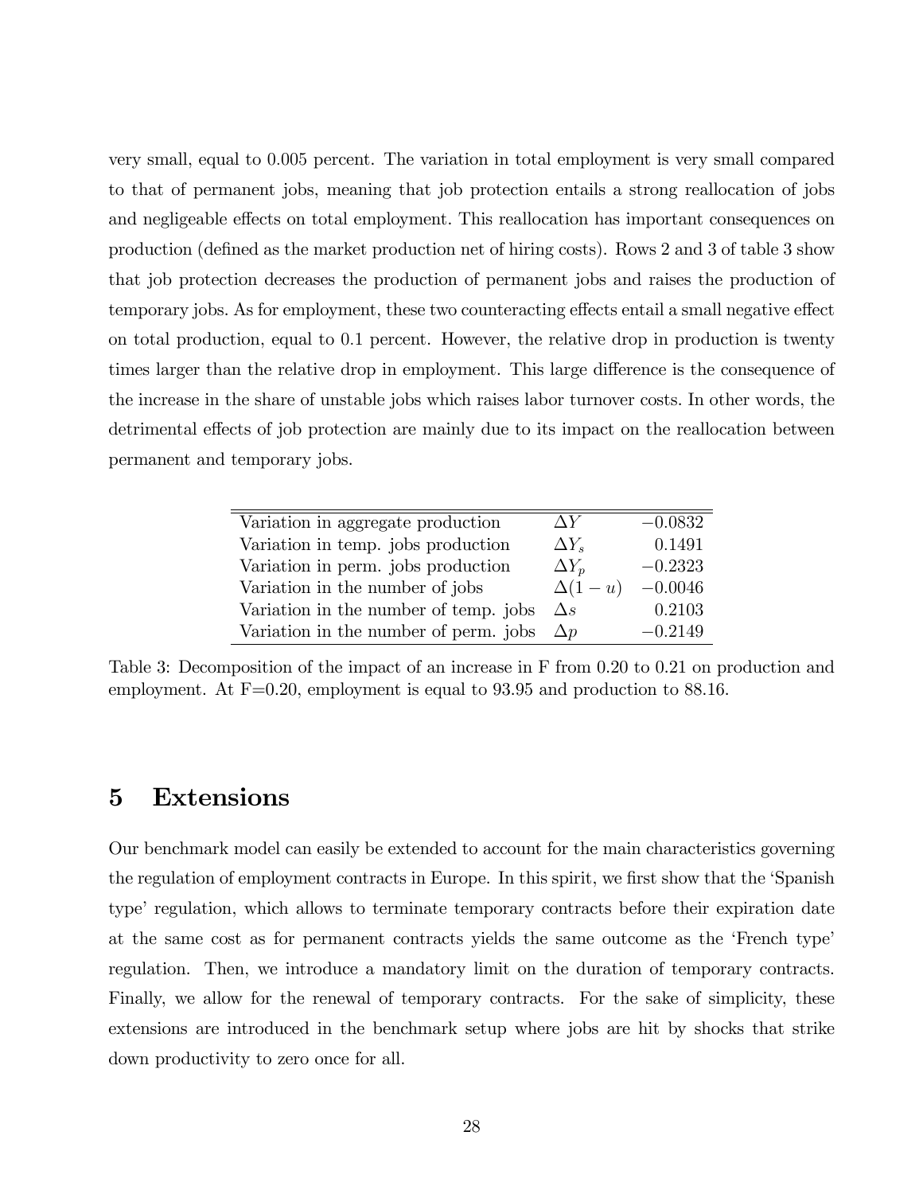very small, equal to 0.005 percent. The variation in total employment is very small compared to that of permanent jobs, meaning that job protection entails a strong reallocation of jobs and negligeable effects on total employment. This reallocation has important consequences on production (defined as the market production net of hiring costs). Rows 2 and 3 of table 3 show that job protection decreases the production of permanent jobs and raises the production of temporary jobs. As for employment, these two counteracting effects entail a small negative effect on total production, equal to 0.1 percent. However, the relative drop in production is twenty times larger than the relative drop in employment. This large difference is the consequence of the increase in the share of unstable jobs which raises labor turnover costs. In other words, the detrimental effects of job protection are mainly due to its impact on the reallocation between permanent and temporary jobs.

| | | |
|---|---|---|
| Variation in aggregate production | $\Delta Y$ | $-0.0832$ |
| Variation in temp. jobs production | $\Delta Y_s$ | $0.1491$ |
| Variation in perm. jobs production | $\Delta Y_p$ | $-0.2323$ |
| Variation in the number of jobs | $\Delta(1-u)$ | $-0.0046$ |
| Variation in the number of temp. jobs | $\Delta s$ | $0.2103$ |
| Variation in the number of perm. jobs | $\Delta p$ | $-0.2149$ |

Table 3: Decomposition of the impact of an increase in F from 0.20 to 0.21 on production and employment. At F=0.20, employment is equal to 93.95 and production to 88.16.

# 5 Extensions

Our benchmark model can easily be extended to account for the main characteristics governing the regulation of employment contracts in Europe. In this spirit, we first show that the 'Spanish type' regulation, which allows to terminate temporary contracts before their expiration date at the same cost as for permanent contracts yields the same outcome as the 'French type' regulation. Then, we introduce a mandatory limit on the duration of temporary contracts. Finally, we allow for the renewal of temporary contracts. For the sake of simplicity, these extensions are introduced in the benchmark setup where jobs are hit by shocks that strike down productivity to zero once for all.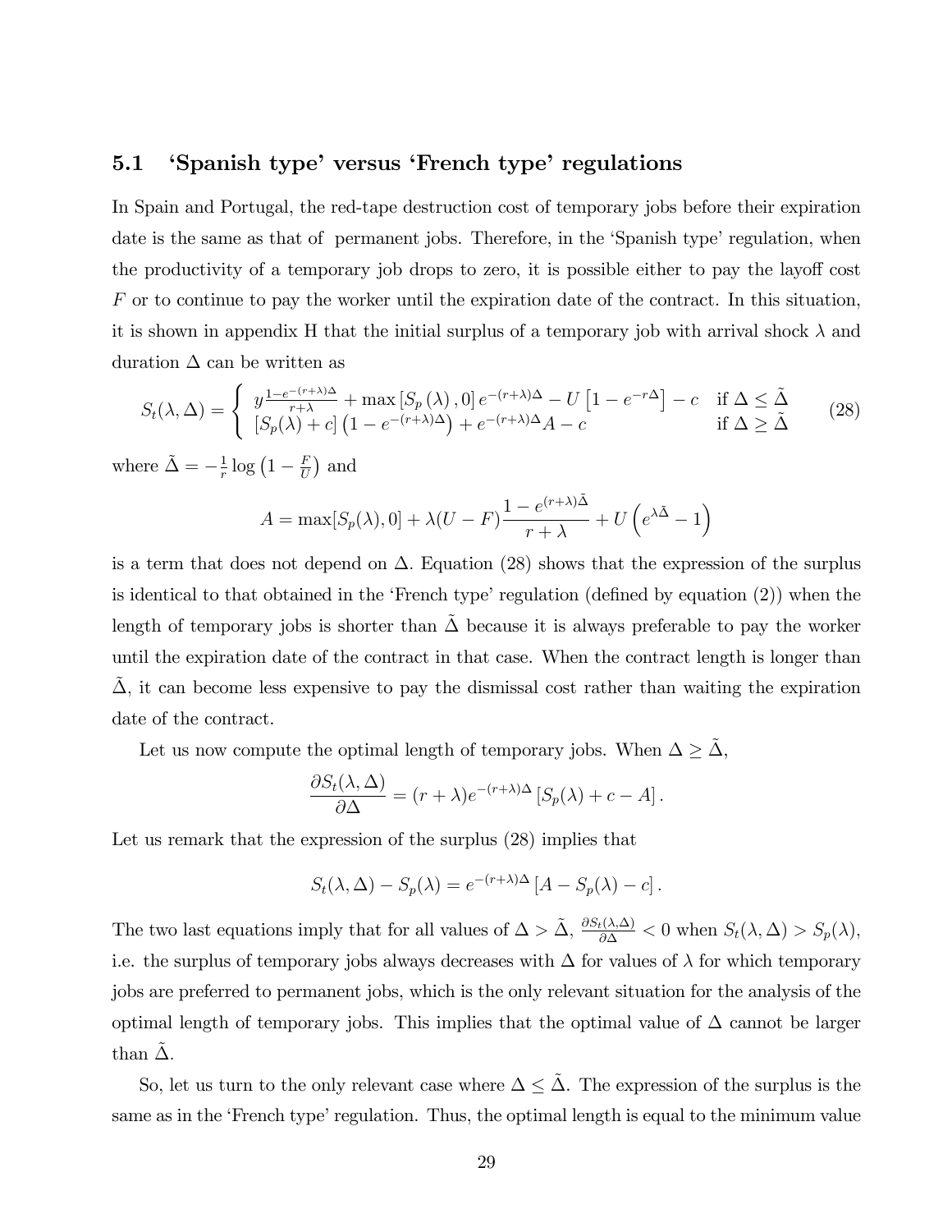### 5.1 'Spanish type' versus 'French type' regulations

In Spain and Portugal, the red-tape destruction cost of temporary jobs before their expiration date is the same as that of permanent jobs. Therefore, in the 'Spanish type' regulation, when the productivity of a temporary job drops to zero, it is possible either to pay the layoff cost $F$ or to continue to pay the worker until the expiration date of the contract. In this situation, it is shown in appendix H that the initial surplus of a temporary job with arrival shock $\lambda$ and duration $\Delta$ can be written as

$$S_t(\lambda,\Delta) = \begin{cases} y\frac{1-e^{-(r+\lambda)\Delta}}{r+\lambda} + \max\left[S_p(\lambda), 0\right] e^{-(r+\lambda)\Delta} - U\left[1-e^{-r\Delta}\right] - c & \text{if } \Delta \leq \tilde{\Delta} \\ \left[S_p(\lambda)+c\right]\left(1-e^{-(r+\lambda)\Delta}\right) + e^{-(r+\lambda)\Delta}A - c & \text{if } \Delta \geq \tilde{\Delta} \end{cases} \tag{28}$$

where $\tilde{\Delta} = -\frac{1}{r}\log\left(1-\frac{F}{U}\right)$ and

$$A = \max[S_p(\lambda), 0] + \lambda(U-F)\frac{1-e^{(r+\lambda)\tilde{\Delta}}}{r+\lambda} + U\left(e^{\lambda\tilde{\Delta}} - 1\right)$$

is a term that does not depend on $\Delta$. Equation (28) shows that the expression of the surplus is identical to that obtained in the 'French type' regulation (defined by equation (2)) when the length of temporary jobs is shorter than $\tilde{\Delta}$ because it is always preferable to pay the worker until the expiration date of the contract in that case. When the contract length is longer than $\tilde{\Delta}$, it can become less expensive to pay the dismissal cost rather than waiting the expiration date of the contract.

Let us now compute the optimal length of temporary jobs. When $\Delta \geq \tilde{\Delta}$,

$$\frac{\partial S_t(\lambda,\Delta)}{\partial \Delta} = (r+\lambda)e^{-(r+\lambda)\Delta}\left[S_p(\lambda) + c - A\right].$$

Let us remark that the expression of the surplus (28) implies that

$$S_t(\lambda,\Delta) - S_p(\lambda) = e^{-(r+\lambda)\Delta}\left[A - S_p(\lambda) - c\right].$$

The two last equations imply that for all values of $\Delta > \tilde{\Delta}$, $\frac{\partial S_t(\lambda,\Delta)}{\partial \Delta} < 0$ when $S_t(\lambda,\Delta) > S_p(\lambda)$, i.e. the surplus of temporary jobs always decreases with $\Delta$ for values of $\lambda$ for which temporary jobs are preferred to permanent jobs, which is the only relevant situation for the analysis of the optimal length of temporary jobs. This implies that the optimal value of $\Delta$ cannot be larger than $\tilde{\Delta}$.

So, let us turn to the only relevant case where $\Delta \leq \tilde{\Delta}$. The expression of the surplus is the same as in the 'French type' regulation. Thus, the optimal length is equal to the minimum value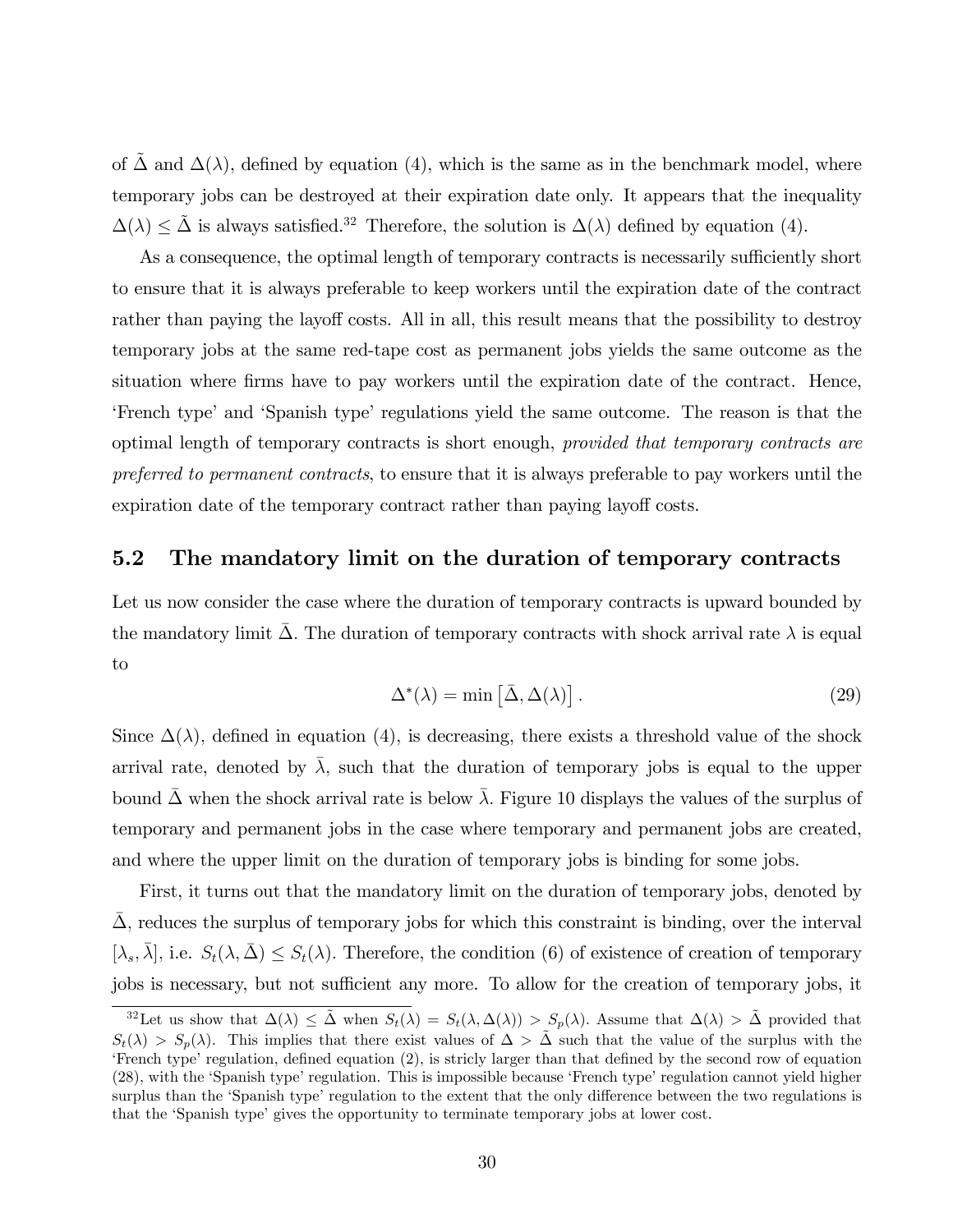of $\tilde{\Delta}$ and $\Delta(\lambda)$, defined by equation (4), which is the same as in the benchmark model, where temporary jobs can be destroyed at their expiration date only. It appears that the inequality $\Delta(\lambda) \leq \tilde{\Delta}$ is always satisfied.[32] Therefore, the solution is $\Delta(\lambda)$ defined by equation (4).

As a consequence, the optimal length of temporary contracts is necessarily sufficiently short to ensure that it is always preferable to keep workers until the expiration date of the contract rather than paying the layoff costs. All in all, this result means that the possibility to destroy temporary jobs at the same red-tape cost as permanent jobs yields the same outcome as the situation where firms have to pay workers until the expiration date of the contract. Hence, 'French type' and 'Spanish type' regulations yield the same outcome. The reason is that the optimal length of temporary contracts is short enough, *provided that temporary contracts are preferred to permanent contracts*, to ensure that it is always preferable to pay workers until the expiration date of the temporary contract rather than paying layoff costs.

## 5.2 The mandatory limit on the duration of temporary contracts

Let us now consider the case where the duration of temporary contracts is upward bounded by the mandatory limit $\bar{\Delta}$. The duration of temporary contracts with shock arrival rate $\lambda$ is equal to

$$\Delta^*(\lambda) = \min\left[\bar{\Delta}, \Delta(\lambda)\right]. \tag{29}$$

Since $\Delta(\lambda)$, defined in equation (4), is decreasing, there exists a threshold value of the shock arrival rate, denoted by $\bar{\lambda}$, such that the duration of temporary jobs is equal to the upper bound $\bar{\Delta}$ when the shock arrival rate is below $\bar{\lambda}$. Figure 10 displays the values of the surplus of temporary and permanent jobs in the case where temporary and permanent jobs are created, and where the upper limit on the duration of temporary jobs is binding for some jobs.

First, it turns out that the mandatory limit on the duration of temporary jobs, denoted by $\bar{\Delta}$, reduces the surplus of temporary jobs for which this constraint is binding, over the interval $[\lambda_s, \bar{\lambda}]$, i.e. $S_t(\lambda, \bar{\Delta}) \leq S_t(\lambda)$. Therefore, the condition (6) of existence of creation of temporary jobs is necessary, but not sufficient any more. To allow for the creation of temporary jobs, it

[32] Let us show that $\Delta(\lambda) \leq \tilde{\Delta}$ when $S_t(\lambda) = S_t(\lambda, \Delta(\lambda)) > S_p(\lambda)$. Assume that $\Delta(\lambda) > \tilde{\Delta}$ provided that $S_t(\lambda) > S_p(\lambda)$. This implies that there exist values of $\Delta > \tilde{\Delta}$ such that the value of the surplus with the 'French type' regulation, defined equation (2), is stricly larger than that defined by the second row of equation (28), with the 'Spanish type' regulation. This is impossible because 'French type' regulation cannot yield higher surplus than the 'Spanish type' regulation to the extent that the only difference between the two regulations is that the 'Spanish type' gives the opportunity to terminate temporary jobs at lower cost.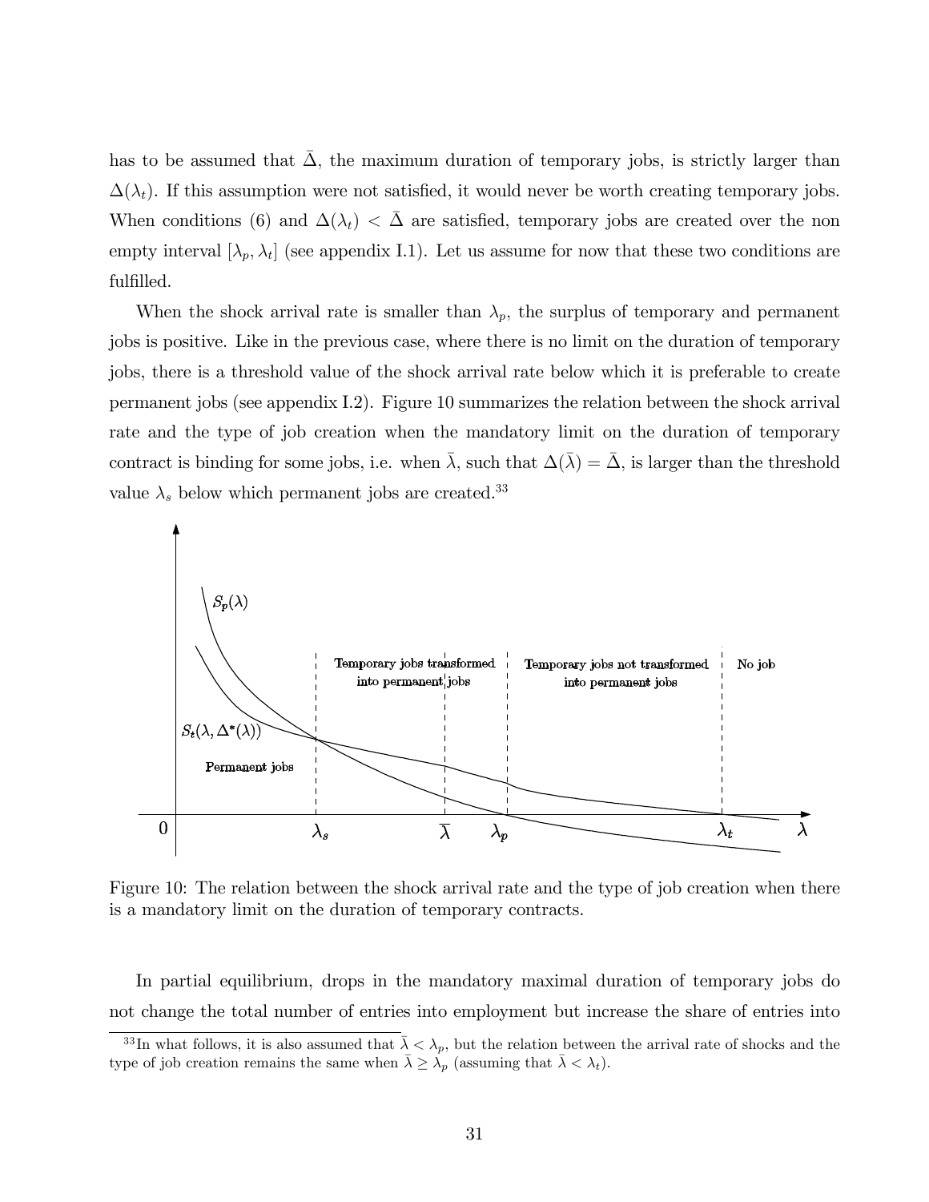has to be assumed that $\bar{\Delta}$, the maximum duration of temporary jobs, is strictly larger than $\Delta(\lambda_t)$. If this assumption were not satisfied, it would never be worth creating temporary jobs. When conditions (6) and $\Delta(\lambda_t) < \bar{\Delta}$ are satisfied, temporary jobs are created over the non empty interval $[\lambda_p, \lambda_t]$ (see appendix I.1). Let us assume for now that these two conditions are fulfilled.

When the shock arrival rate is smaller than $\lambda_p$, the surplus of temporary and permanent jobs is positive. Like in the previous case, where there is no limit on the duration of temporary jobs, there is a threshold value of the shock arrival rate below which it is preferable to create permanent jobs (see appendix I.2). Figure 10 summarizes the relation between the shock arrival rate and the type of job creation when the mandatory limit on the duration of temporary contract is binding for some jobs, i.e. when $\bar{\lambda}$, such that $\Delta(\bar{\lambda}) = \bar{\Delta}$, is larger than the threshold value $\lambda_s$ below which permanent jobs are created.[33]

Figure 10: The relation between the shock arrival rate and the type of job creation when there is a mandatory limit on the duration of temporary contracts.

In partial equilibrium, drops in the mandatory maximal duration of temporary jobs do not change the total number of entries into employment but increase the share of entries into

[33] In what follows, it is also assumed that $\bar{\lambda} < \lambda_p$, but the relation between the arrival rate of shocks and the type of job creation remains the same when $\bar{\lambda} \geq \lambda_p$ (assuming that $\bar{\lambda} < \lambda_t$).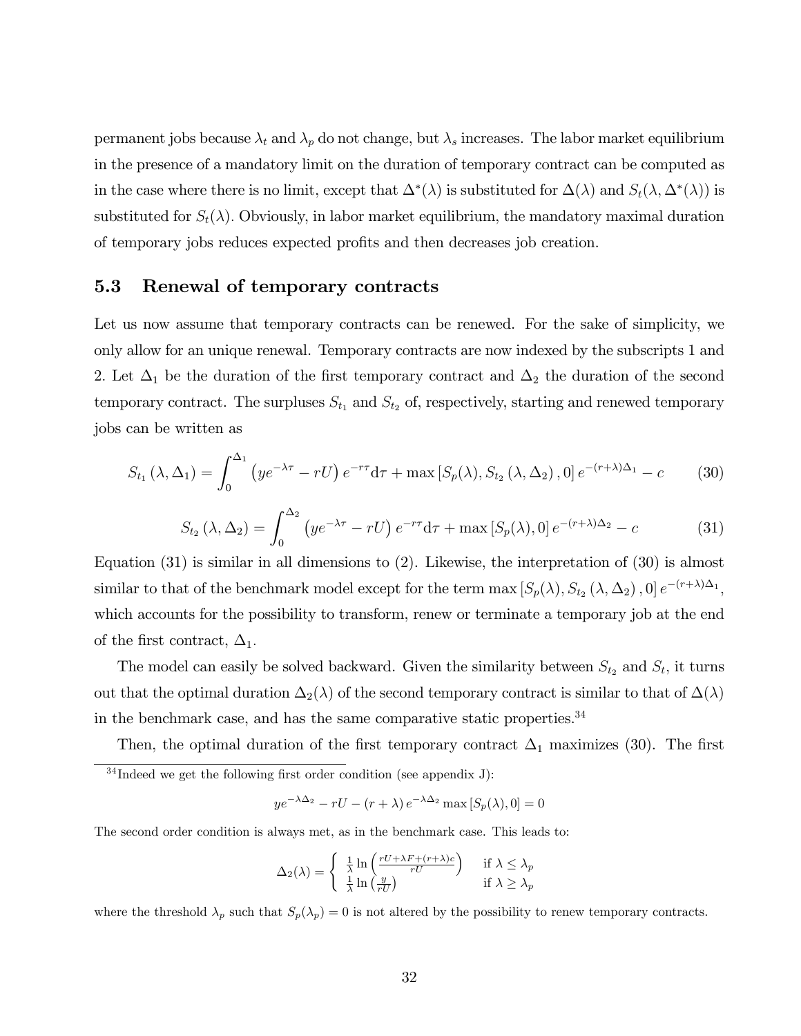permanent jobs because $\lambda_t$ and $\lambda_p$ do not change, but $\lambda_s$ increases. The labor market equilibrium in the presence of a mandatory limit on the duration of temporary contract can be computed as in the case where there is no limit, except that $\Delta^*(\lambda)$ is substituted for $\Delta(\lambda)$ and $S_t(\lambda, \Delta^*(\lambda))$ is substituted for $S_t(\lambda)$. Obviously, in labor market equilibrium, the mandatory maximal duration of temporary jobs reduces expected profits and then decreases job creation.

### 5.3 Renewal of temporary contracts

Let us now assume that temporary contracts can be renewed. For the sake of simplicity, we only allow for an unique renewal. Temporary contracts are now indexed by the subscripts 1 and 2. Let $\Delta_1$ be the duration of the first temporary contract and $\Delta_2$ the duration of the second temporary contract. The surpluses $S_{t_1}$ and $S_{t_2}$ of, respectively, starting and renewed temporary jobs can be written as

$$S_{t_1}(\lambda, \Delta_1) = \int_0^{\Delta_1} \left(ye^{-\lambda\tau} - rU\right) e^{-r\tau} \mathrm{d}\tau + \max\left[S_p(\lambda), S_{t_2}(\lambda, \Delta_2), 0\right] e^{-(r+\lambda)\Delta_1} - c \tag{30}$$

$$S_{t_2}(\lambda, \Delta_2) = \int_0^{\Delta_2} \left(ye^{-\lambda\tau} - rU\right) e^{-r\tau} \mathrm{d}\tau + \max\left[S_p(\lambda), 0\right] e^{-(r+\lambda)\Delta_2} - c \tag{31}$$

Equation (31) is similar in all dimensions to (2). Likewise, the interpretation of (30) is almost similar to that of the benchmark model except for the term $\max\left[S_p(\lambda), S_{t_2}(\lambda, \Delta_2), 0\right] e^{-(r+\lambda)\Delta_1}$, which accounts for the possibility to transform, renew or terminate a temporary job at the end of the first contract, $\Delta_1$.

The model can easily be solved backward. Given the similarity between $S_{t_2}$ and $S_t$, it turns out that the optimal duration $\Delta_2(\lambda)$ of the second temporary contract is similar to that of $\Delta(\lambda)$ in the benchmark case, and has the same comparative static properties.[34]

Then, the optimal duration of the first temporary contract $\Delta_1$ maximizes (30). The first

---

[34] Indeed we get the following first order condition (see appendix J):

$$ye^{-\lambda\Delta_2} - rU - (r+\lambda)\, e^{-\lambda\Delta_2} \max\left[S_p(\lambda), 0\right] = 0$$

The second order condition is always met, as in the benchmark case. This leads to:

$$\Delta_2(\lambda) = \begin{cases} \frac{1}{\lambda} \ln\left(\frac{rU + \lambda F + (r+\lambda)c}{rU}\right) & \text{if } \lambda \leq \lambda_p \\ \frac{1}{\lambda} \ln\left(\frac{y}{rU}\right) & \text{if } \lambda \geq \lambda_p \end{cases}$$

where the threshold $\lambda_p$ such that $S_p(\lambda_p) = 0$ is not altered by the possibility to renew temporary contracts.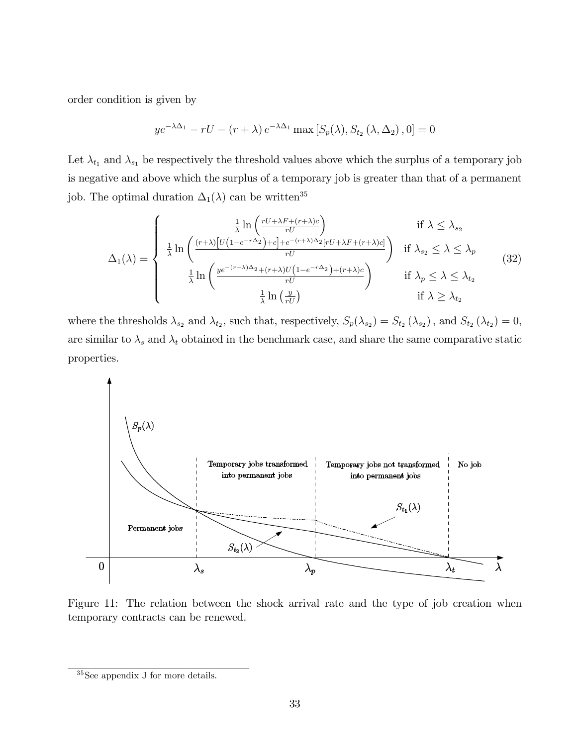order condition is given by

$$ye^{-\lambda\Delta_1} - rU - (r+\lambda)\, e^{-\lambda\Delta_1} \max\left[S_p(\lambda), S_{t_2}(\lambda, \Delta_2), 0\right] = 0$$

Let $\lambda_{t_1}$ and $\lambda_{s_1}$ be respectively the threshold values above which the surplus of a temporary job is negative and above which the surplus of a temporary job is greater than that of a permanent job. The optimal duration $\Delta_1(\lambda)$ can be written[35]

$$\Delta_1(\lambda) = \begin{cases} \frac{1}{\lambda}\ln\left(\frac{rU+\lambda F+(r+\lambda)c}{rU}\right) & \text{if } \lambda \leq \lambda_{s_2} \\ \frac{1}{\lambda}\ln\left(\frac{(r+\lambda)\left[U\left(1-e^{-r\Delta_2}\right)+c\right]+e^{-(r+\lambda)\Delta_2}[rU+\lambda F+(r+\lambda)c]}{rU}\right) & \text{if } \lambda_{s_2} \leq \lambda \leq \lambda_p \\ \frac{1}{\lambda}\ln\left(\frac{ye^{-(r+\lambda)\Delta_2}+(r+\lambda)U\left(1-e^{-r\Delta_2}\right)+(r+\lambda)c}{rU}\right) & \text{if } \lambda_p \leq \lambda \leq \lambda_{t_2} \\ \frac{1}{\lambda}\ln\left(\frac{y}{rU}\right) & \text{if } \lambda \geq \lambda_{t_2} \end{cases} \tag{32}$$

where the thresholds $\lambda_{s_2}$ and $\lambda_{t_2}$, such that, respectively, $S_p(\lambda_{s_2}) = S_{t_2}(\lambda_{s_2})$, and $S_{t_2}(\lambda_{t_2}) = 0$, are similar to $\lambda_s$ and $\lambda_t$ obtained in the benchmark case, and share the same comparative static properties.

Figure 11: The relation between the shock arrival rate and the type of job creation when temporary contracts can be renewed.

[35] See appendix J for more details.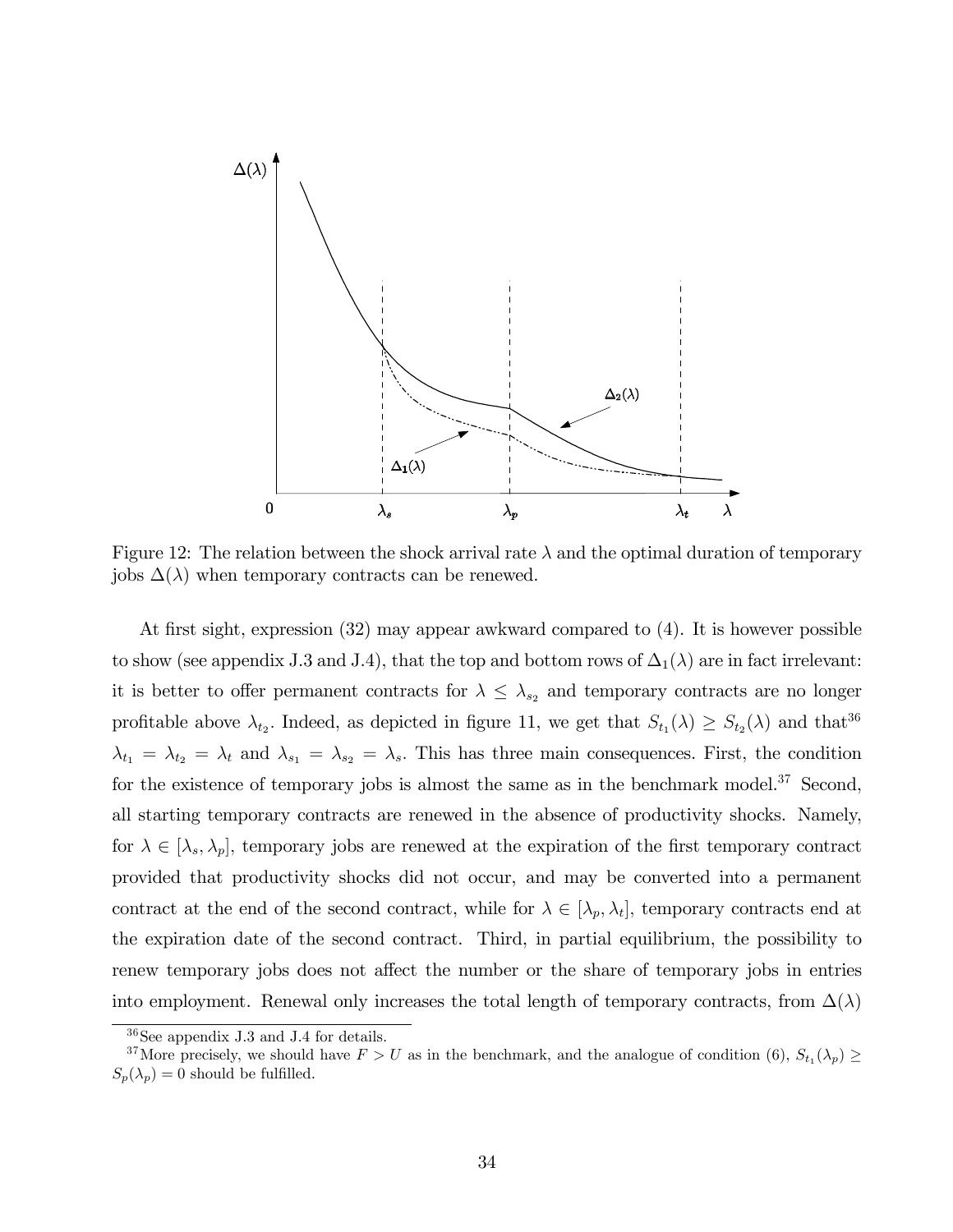Figure 12: The relation between the shock arrival rate $\lambda$ and the optimal duration of temporary jobs $\Delta(\lambda)$ when temporary contracts can be renewed.

At first sight, expression (32) may appear awkward compared to (4). It is however possible to show (see appendix J.3 and J.4), that the top and bottom rows of $\Delta_1(\lambda)$ are in fact irrelevant: it is better to offer permanent contracts for $\lambda \leq \lambda_{s_2}$ and temporary contracts are no longer profitable above $\lambda_{t_2}$. Indeed, as depicted in figure 11, we get that $S_{t_1}(\lambda) \geq S_{t_2}(\lambda)$ and that[36] $\lambda_{t_1} = \lambda_{t_2} = \lambda_t$ and $\lambda_{s_1} = \lambda_{s_2} = \lambda_s$. This has three main consequences. First, the condition for the existence of temporary jobs is almost the same as in the benchmark model.[37] Second, all starting temporary contracts are renewed in the absence of productivity shocks. Namely, for $\lambda \in [\lambda_s, \lambda_p]$, temporary jobs are renewed at the expiration of the first temporary contract provided that productivity shocks did not occur, and may be converted into a permanent contract at the end of the second contract, while for $\lambda \in [\lambda_p, \lambda_t]$, temporary contracts end at the expiration date of the second contract. Third, in partial equilibrium, the possibility to renew temporary jobs does not affect the number or the share of temporary jobs in entries into employment. Renewal only increases the total length of temporary contracts, from $\Delta(\lambda)$

[36] See appendix J.3 and J.4 for details.

[37] More precisely, we should have $F > U$ as in the benchmark, and the analogue of condition (6), $S_{t_1}(\lambda_p) \geq S_p(\lambda_p) = 0$ should be fulfilled.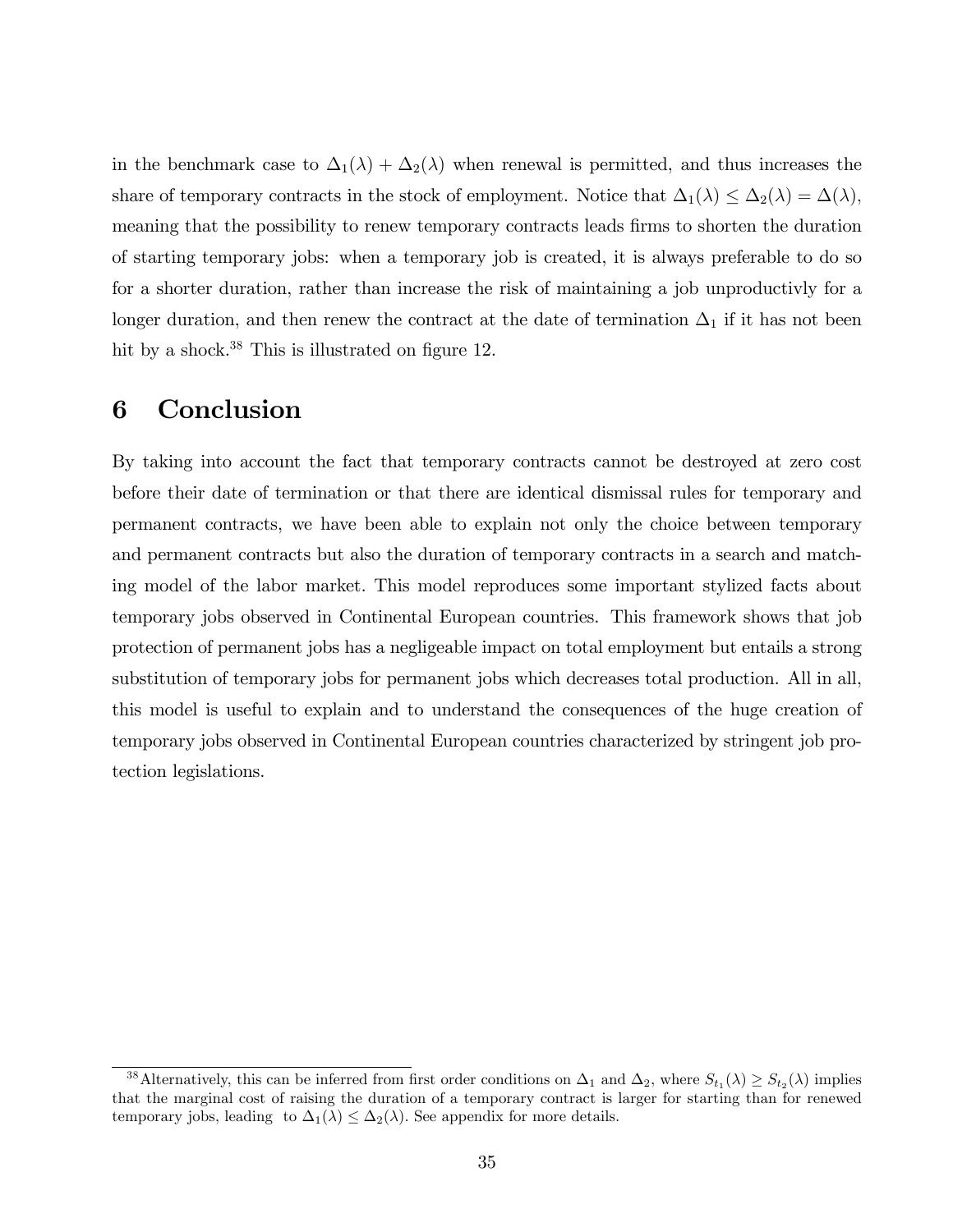in the benchmark case to $\Delta_1(\lambda) + \Delta_2(\lambda)$ when renewal is permitted, and thus increases the share of temporary contracts in the stock of employment. Notice that $\Delta_1(\lambda) \leq \Delta_2(\lambda) = \Delta(\lambda)$, meaning that the possibility to renew temporary contracts leads firms to shorten the duration of starting temporary jobs: when a temporary job is created, it is always preferable to do so for a shorter duration, rather than increase the risk of maintaining a job unproductivly for a longer duration, and then renew the contract at the date of termination $\Delta_1$ if it has not been hit by a shock.[38] This is illustrated on figure 12.

# 6 Conclusion

By taking into account the fact that temporary contracts cannot be destroyed at zero cost before their date of termination or that there are identical dismissal rules for temporary and permanent contracts, we have been able to explain not only the choice between temporary and permanent contracts but also the duration of temporary contracts in a search and matching model of the labor market. This model reproduces some important stylized facts about temporary jobs observed in Continental European countries. This framework shows that job protection of permanent jobs has a negligeable impact on total employment but entails a strong substitution of temporary jobs for permanent jobs which decreases total production. All in all, this model is useful to explain and to understand the consequences of the huge creation of temporary jobs observed in Continental European countries characterized by stringent job protection legislations.

[38] Alternatively, this can be inferred from first order conditions on $\Delta_1$ and $\Delta_2$, where $S_{t_1}(\lambda) \geq S_{t_2}(\lambda)$ implies that the marginal cost of raising the duration of a temporary contract is larger for starting than for renewed temporary jobs, leading to $\Delta_1(\lambda) \leq \Delta_2(\lambda)$. See appendix for more details.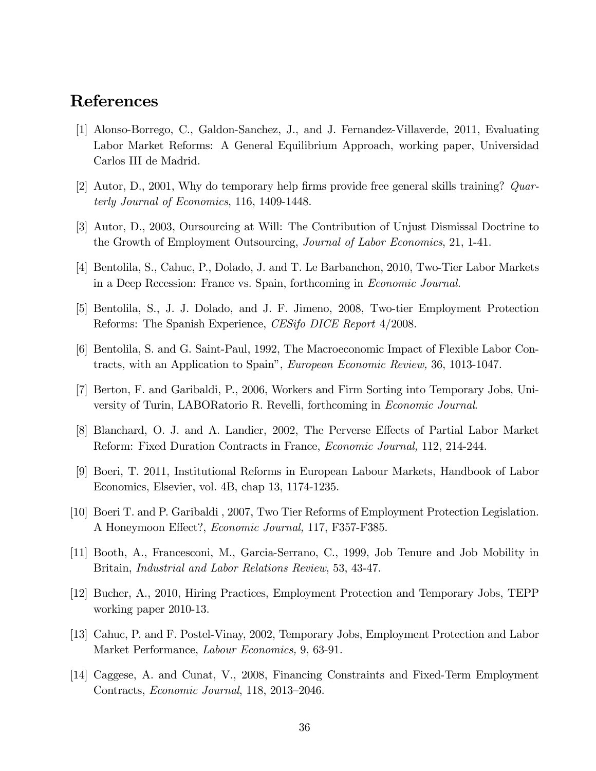# References

[1] Alonso-Borrego, C., Galdon-Sanchez, J., and J. Fernandez-Villaverde, 2011, Evaluating Labor Market Reforms: A General Equilibrium Approach, working paper, Universidad Carlos III de Madrid.

[2] Autor, D., 2001, Why do temporary help firms provide free general skills training? *Quarterly Journal of Economics*, 116, 1409-1448.

[3] Autor, D., 2003, Oursourcing at Will: The Contribution of Unjust Dismissal Doctrine to the Growth of Employment Outsourcing, *Journal of Labor Economics*, 21, 1-41.

[4] Bentolila, S., Cahuc, P., Dolado, J. and T. Le Barbanchon, 2010, Two-Tier Labor Markets in a Deep Recession: France vs. Spain, forthcoming in *Economic Journal.*

[5] Bentolila, S., J. J. Dolado, and J. F. Jimeno, 2008, Two-tier Employment Protection Reforms: The Spanish Experience, *CESifo DICE Report* 4/2008.

[6] Bentolila, S. and G. Saint-Paul, 1992, The Macroeconomic Impact of Flexible Labor Contracts, with an Application to Spain", *European Economic Review,* 36, 1013-1047.

[7] Berton, F. and Garibaldi, P., 2006, Workers and Firm Sorting into Temporary Jobs, University of Turin, LABORatorio R. Revelli, forthcoming in *Economic Journal*.

[8] Blanchard, O. J. and A. Landier, 2002, The Perverse Effects of Partial Labor Market Reform: Fixed Duration Contracts in France, *Economic Journal,* 112, 214-244.

[9] Boeri, T. 2011, Institutional Reforms in European Labour Markets, Handbook of Labor Economics, Elsevier, vol. 4B, chap 13, 1174-1235.

[10] Boeri T. and P. Garibaldi , 2007, Two Tier Reforms of Employment Protection Legislation. A Honeymoon Effect?, *Economic Journal,* 117, F357-F385.

[11] Booth, A., Francesconi, M., Garcia-Serrano, C., 1999, Job Tenure and Job Mobility in Britain, *Industrial and Labor Relations Review*, 53, 43-47.

[12] Bucher, A., 2010, Hiring Practices, Employment Protection and Temporary Jobs, TEPP working paper 2010-13.

[13] Cahuc, P. and F. Postel-Vinay, 2002, Temporary Jobs, Employment Protection and Labor Market Performance, *Labour Economics,* 9, 63-91.

[14] Caggese, A. and Cunat, V., 2008, Financing Constraints and Fixed-Term Employment Contracts, *Economic Journal*, 118, 2013–2046.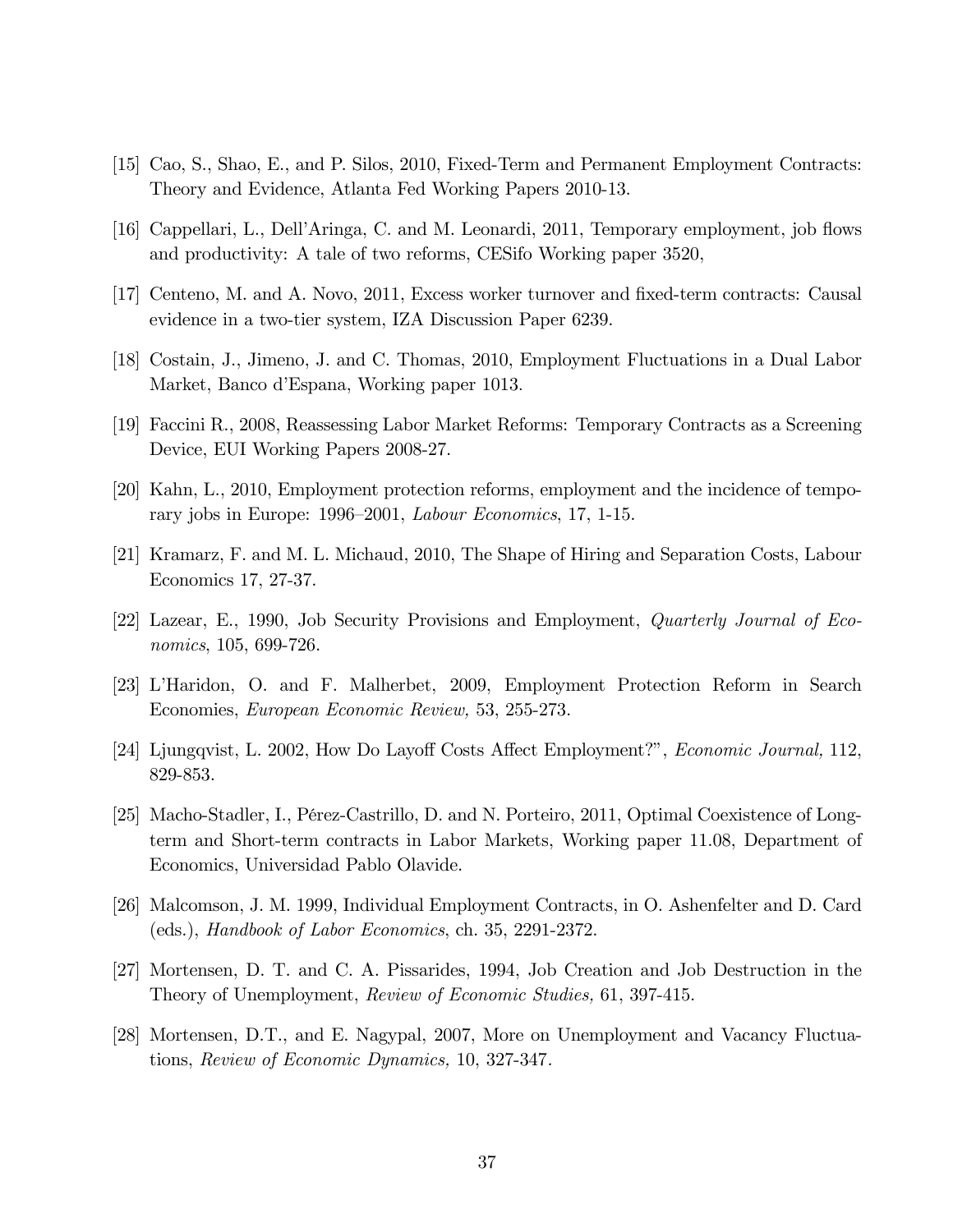[15] Cao, S., Shao, E., and P. Silos, 2010, Fixed-Term and Permanent Employment Contracts: Theory and Evidence, Atlanta Fed Working Papers 2010-13.

[16] Cappellari, L., Dell'Aringa, C. and M. Leonardi, 2011, Temporary employment, job flows and productivity: A tale of two reforms, CESifo Working paper 3520,

[17] Centeno, M. and A. Novo, 2011, Excess worker turnover and fixed-term contracts: Causal evidence in a two-tier system, IZA Discussion Paper 6239.

[18] Costain, J., Jimeno, J. and C. Thomas, 2010, Employment Fluctuations in a Dual Labor Market, Banco d'Espana, Working paper 1013.

[19] Faccini R., 2008, Reassessing Labor Market Reforms: Temporary Contracts as a Screening Device, EUI Working Papers 2008-27.

[20] Kahn, L., 2010, Employment protection reforms, employment and the incidence of temporary jobs in Europe: 1996–2001, *Labour Economics*, 17, 1-15.

[21] Kramarz, F. and M. L. Michaud, 2010, The Shape of Hiring and Separation Costs, Labour Economics 17, 27-37.

[22] Lazear, E., 1990, Job Security Provisions and Employment, *Quarterly Journal of Economics*, 105, 699-726.

[23] L'Haridon, O. and F. Malherbet, 2009, Employment Protection Reform in Search Economies, *European Economic Review,* 53, 255-273.

[24] Ljungqvist, L. 2002, How Do Layoff Costs Affect Employment?", *Economic Journal,* 112, 829-853.

[25] Macho-Stadler, I., Pérez-Castrillo, D. and N. Porteiro, 2011, Optimal Coexistence of Long-term and Short-term contracts in Labor Markets, Working paper 11.08, Department of Economics, Universidad Pablo Olavide.

[26] Malcomson, J. M. 1999, Individual Employment Contracts, in O. Ashenfelter and D. Card (eds.), *Handbook of Labor Economics*, ch. 35, 2291-2372.

[27] Mortensen, D. T. and C. A. Pissarides, 1994, Job Creation and Job Destruction in the Theory of Unemployment, *Review of Economic Studies,* 61, 397-415.

[28] Mortensen, D.T., and E. Nagypal, 2007, More on Unemployment and Vacancy Fluctuations, *Review of Economic Dynamics,* 10, 327-347.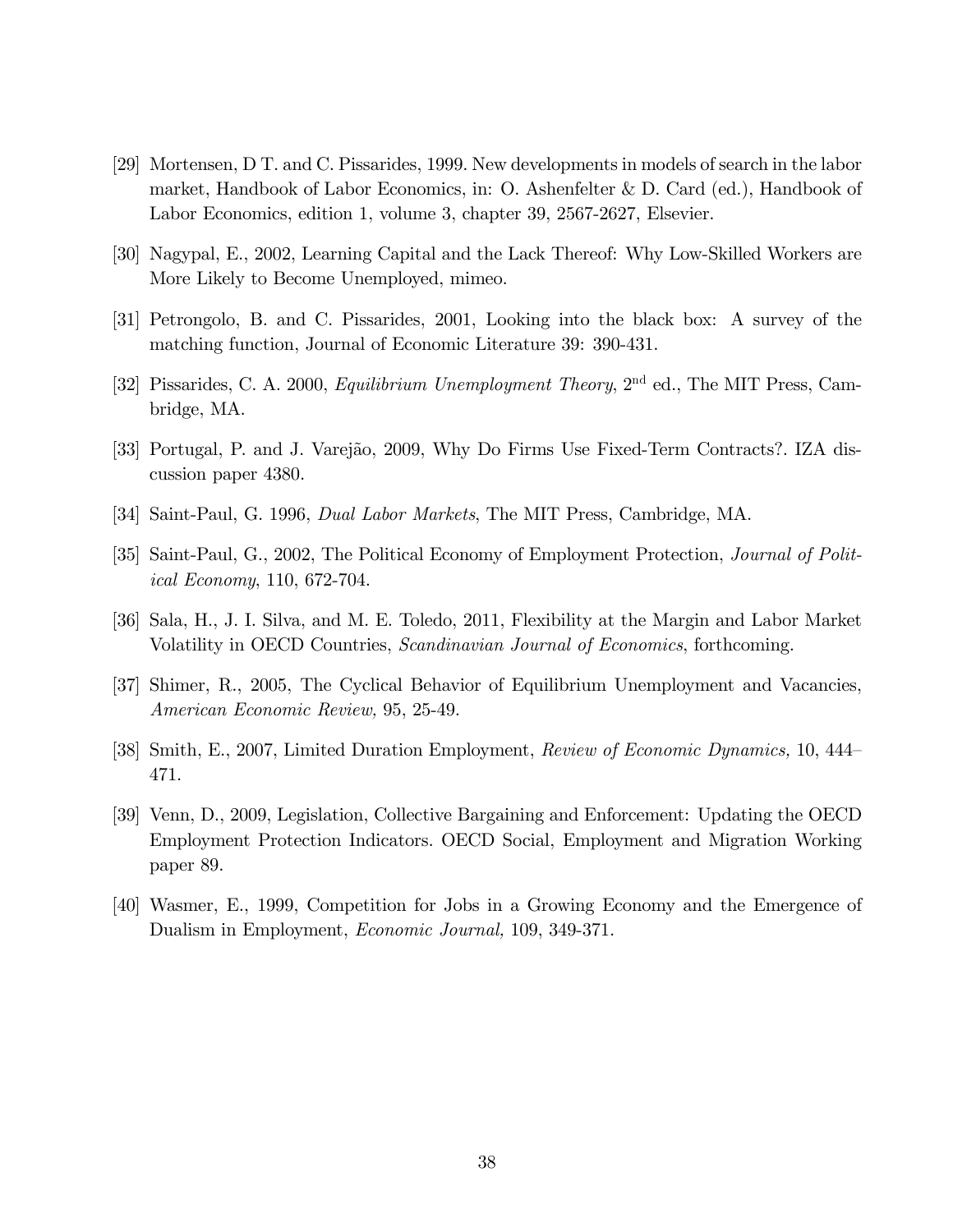[29] Mortensen, D T. and C. Pissarides, 1999. New developments in models of search in the labor market, Handbook of Labor Economics, in: O. Ashenfelter & D. Card (ed.), Handbook of Labor Economics, edition 1, volume 3, chapter 39, 2567-2627, Elsevier.

[30] Nagypal, E., 2002, Learning Capital and the Lack Thereof: Why Low-Skilled Workers are More Likely to Become Unemployed, mimeo.

[31] Petrongolo, B. and C. Pissarides, 2001, Looking into the black box: A survey of the matching function, Journal of Economic Literature 39: 390-431.

[32] Pissarides, C. A. 2000, *Equilibrium Unemployment Theory*, 2nd ed., The MIT Press, Cambridge, MA.

[33] Portugal, P. and J. Varejão, 2009, Why Do Firms Use Fixed-Term Contracts?. IZA discussion paper 4380.

[34] Saint-Paul, G. 1996, *Dual Labor Markets*, The MIT Press, Cambridge, MA.

[35] Saint-Paul, G., 2002, The Political Economy of Employment Protection, *Journal of Political Economy*, 110, 672-704.

[36] Sala, H., J. I. Silva, and M. E. Toledo, 2011, Flexibility at the Margin and Labor Market Volatility in OECD Countries, *Scandinavian Journal of Economics*, forthcoming.

[37] Shimer, R., 2005, The Cyclical Behavior of Equilibrium Unemployment and Vacancies, *American Economic Review,* 95, 25-49.

[38] Smith, E., 2007, Limited Duration Employment, *Review of Economic Dynamics,* 10, 444–471.

[39] Venn, D., 2009, Legislation, Collective Bargaining and Enforcement: Updating the OECD Employment Protection Indicators. OECD Social, Employment and Migration Working paper 89.

[40] Wasmer, E., 1999, Competition for Jobs in a Growing Economy and the Emergence of Dualism in Employment, *Economic Journal,* 109, 349-371.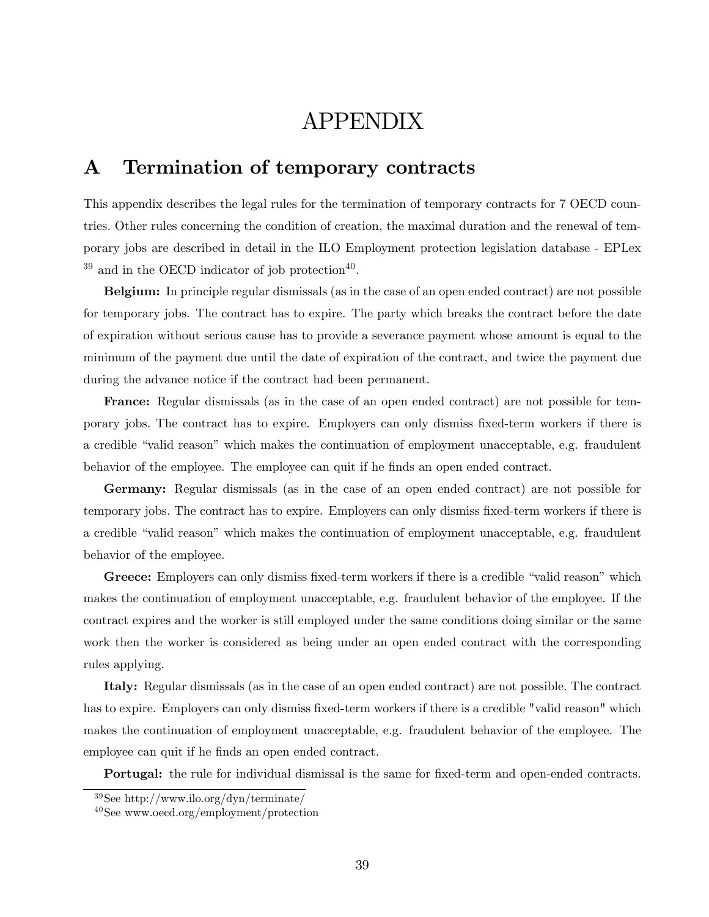# APPENDIX

## A Termination of temporary contracts

This appendix describes the legal rules for the termination of temporary contracts for 7 OECD countries. Other rules concerning the condition of creation, the maximal duration and the renewal of temporary jobs are described in detail in the ILO Employment protection legislation database - EPLex [39] and in the OECD indicator of job protection[40].

**Belgium:** In principle regular dismissals (as in the case of an open ended contract) are not possible for temporary jobs. The contract has to expire. The party which breaks the contract before the date of expiration without serious cause has to provide a severance payment whose amount is equal to the minimum of the payment due until the date of expiration of the contract, and twice the payment due during the advance notice if the contract had been permanent.

**France:** Regular dismissals (as in the case of an open ended contract) are not possible for temporary jobs. The contract has to expire. Employers can only dismiss fixed-term workers if there is a credible "valid reason" which makes the continuation of employment unacceptable, e.g. fraudulent behavior of the employee. The employee can quit if he finds an open ended contract.

**Germany:** Regular dismissals (as in the case of an open ended contract) are not possible for temporary jobs. The contract has to expire. Employers can only dismiss fixed-term workers if there is a credible "valid reason" which makes the continuation of employment unacceptable, e.g. fraudulent behavior of the employee.

**Greece:** Employers can only dismiss fixed-term workers if there is a credible "valid reason" which makes the continuation of employment unacceptable, e.g. fraudulent behavior of the employee. If the contract expires and the worker is still employed under the same conditions doing similar or the same work then the worker is considered as being under an open ended contract with the corresponding rules applying.

**Italy:** Regular dismissals (as in the case of an open ended contract) are not possible. The contract has to expire. Employers can only dismiss fixed-term workers if there is a credible "valid reason" which makes the continuation of employment unacceptable, e.g. fraudulent behavior of the employee. The employee can quit if he finds an open ended contract.

**Portugal:** the rule for individual dismissal is the same for fixed-term and open-ended contracts.

[39] See http://www.ilo.org/dyn/terminate/

[40] See www.oecd.org/employment/protection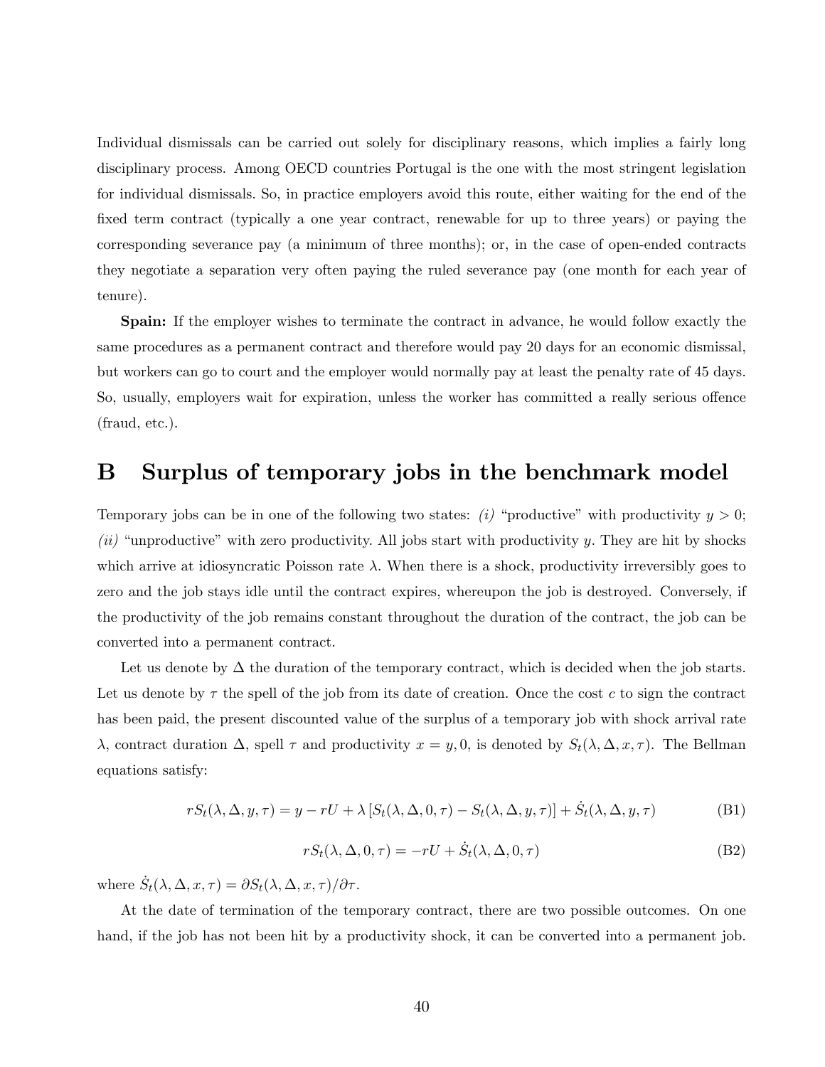Individual dismissals can be carried out solely for disciplinary reasons, which implies a fairly long disciplinary process. Among OECD countries Portugal is the one with the most stringent legislation for individual dismissals. So, in practice employers avoid this route, either waiting for the end of the fixed term contract (typically a one year contract, renewable for up to three years) or paying the corresponding severance pay (a minimum of three months); or, in the case of open-ended contracts they negotiate a separation very often paying the ruled severance pay (one month for each year of tenure).

**Spain:** If the employer wishes to terminate the contract in advance, he would follow exactly the same procedures as a permanent contract and therefore would pay 20 days for an economic dismissal, but workers can go to court and the employer would normally pay at least the penalty rate of 45 days. So, usually, employers wait for expiration, unless the worker has committed a really serious offence (fraud, etc.).

# B Surplus of temporary jobs in the benchmark model

Temporary jobs can be in one of the following two states: *(i)* "productive" with productivity $y > 0$; *(ii)* "unproductive" with zero productivity. All jobs start with productivity $y$. They are hit by shocks which arrive at idiosyncratic Poisson rate $\lambda$. When there is a shock, productivity irreversibly goes to zero and the job stays idle until the contract expires, whereupon the job is destroyed. Conversely, if the productivity of the job remains constant throughout the duration of the contract, the job can be converted into a permanent contract.

Let us denote by $\Delta$ the duration of the temporary contract, which is decided when the job starts. Let us denote by $\tau$ the spell of the job from its date of creation. Once the cost $c$ to sign the contract has been paid, the present discounted value of the surplus of a temporary job with shock arrival rate $\lambda$, contract duration $\Delta$, spell $\tau$ and productivity $x = y, 0$, is denoted by $S_t(\lambda, \Delta, x, \tau)$. The Bellman equations satisfy:

$$rS_t(\lambda, \Delta, y, \tau) = y - rU + \lambda \left[S_t(\lambda, \Delta, 0, \tau) - S_t(\lambda, \Delta, y, \tau)\right] + \dot{S}_t(\lambda, \Delta, y, \tau) \tag{B1}$$

$$rS_t(\lambda, \Delta, 0, \tau) = -rU + \dot{S}_t(\lambda, \Delta, 0, \tau) \tag{B2}$$

where $\dot{S}_t(\lambda, \Delta, x, \tau) = \partial S_t(\lambda, \Delta, x, \tau)/\partial \tau$.

At the date of termination of the temporary contract, there are two possible outcomes. On one hand, if the job has not been hit by a productivity shock, it can be converted into a permanent job.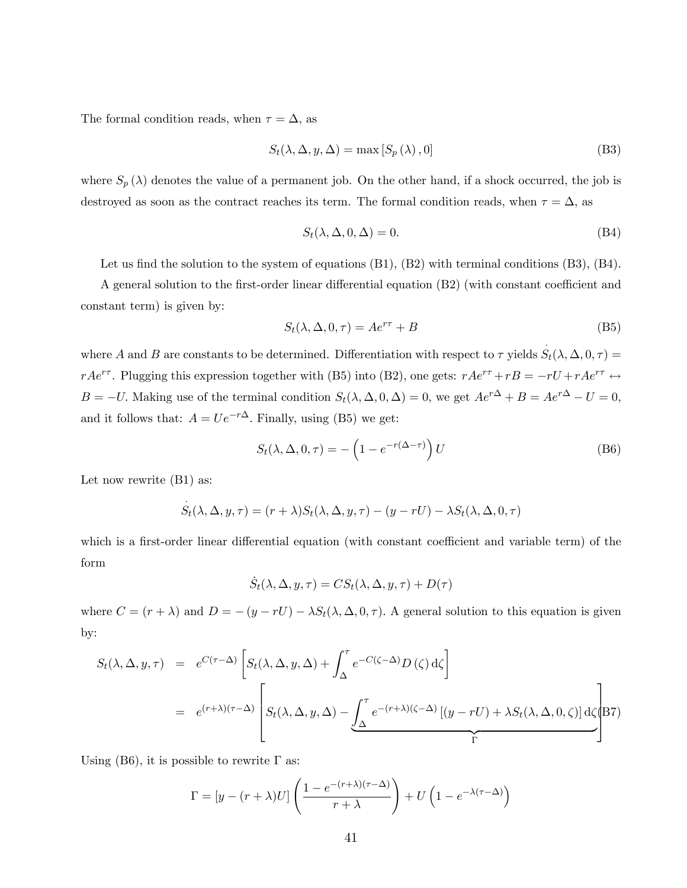The formal condition reads, when $\tau = \Delta$, as

$$S_t(\lambda, \Delta, y, \Delta) = \max[S_p(\lambda), 0] \tag{B3}$$

where $S_p(\lambda)$ denotes the value of a permanent job. On the other hand, if a shock occurred, the job is destroyed as soon as the contract reaches its term. The formal condition reads, when $\tau = \Delta$, as

$$S_t(\lambda, \Delta, 0, \Delta) = 0. \tag{B4}$$

Let us find the solution to the system of equations (B1), (B2) with terminal conditions (B3), (B4).

A general solution to the first-order linear differential equation (B2) (with constant coefficient and constant term) is given by:

$$S_t(\lambda, \Delta, 0, \tau) = Ae^{r\tau} + B \tag{B5}$$

where $A$ and $B$ are constants to be determined. Differentiation with respect to $\tau$ yields $\dot{S}_t(\lambda, \Delta, 0, \tau) = rAe^{r\tau}$. Plugging this expression together with (B5) into (B2), one gets: $rAe^{r\tau} + rB = -rU + rAe^{r\tau} \leftrightarrow B = -U$. Making use of the terminal condition $S_t(\lambda, \Delta, 0, \Delta) = 0$, we get $Ae^{r\Delta} + B = Ae^{r\Delta} - U = 0$, and it follows that: $A = Ue^{-r\Delta}$. Finally, using (B5) we get:

$$S_t(\lambda, \Delta, 0, \tau) = -\left(1 - e^{-r(\Delta - \tau)}\right) U \tag{B6}$$

Let now rewrite (B1) as:

$$\dot{S}_t(\lambda, \Delta, y, \tau) = (r + \lambda)S_t(\lambda, \Delta, y, \tau) - (y - rU) - \lambda S_t(\lambda, \Delta, 0, \tau)$$

which is a first-order linear differential equation (with constant coefficient and variable term) of the form

$$\dot{S}_t(\lambda, \Delta, y, \tau) = CS_t(\lambda, \Delta, y, \tau) + D(\tau)$$

where $C = (r + \lambda)$ and $D = -(y - rU) - \lambda S_t(\lambda, \Delta, 0, \tau)$. A general solution to this equation is given by:

$$\begin{aligned}
S_t(\lambda, \Delta, y, \tau) &= e^{C(\tau - \Delta)} \left[ S_t(\lambda, \Delta, y, \Delta) + \int_{\Delta}^{\tau} e^{-C(\zeta - \Delta)} D(\zeta) \, \mathrm{d}\zeta \right] \\
&= e^{(r+\lambda)(\tau - \Delta)} \left[ S_t(\lambda, \Delta, y, \Delta) - \underbrace{\int_{\Delta}^{\tau} e^{-(r+\lambda)(\zeta - \Delta)} \left[ (y - rU) + \lambda S_t(\lambda, \Delta, 0, \zeta) \right] \mathrm{d}\zeta}_{\Gamma} \right]
\end{aligned} \tag{B7}$$

Using (B6), it is possible to rewrite $\Gamma$ as:

$$\Gamma = [y - (r + \lambda)U] \left( \frac{1 - e^{-(r+\lambda)(\tau - \Delta)}}{r + \lambda} \right) + U \left( 1 - e^{-\lambda(\tau - \Delta)} \right)$$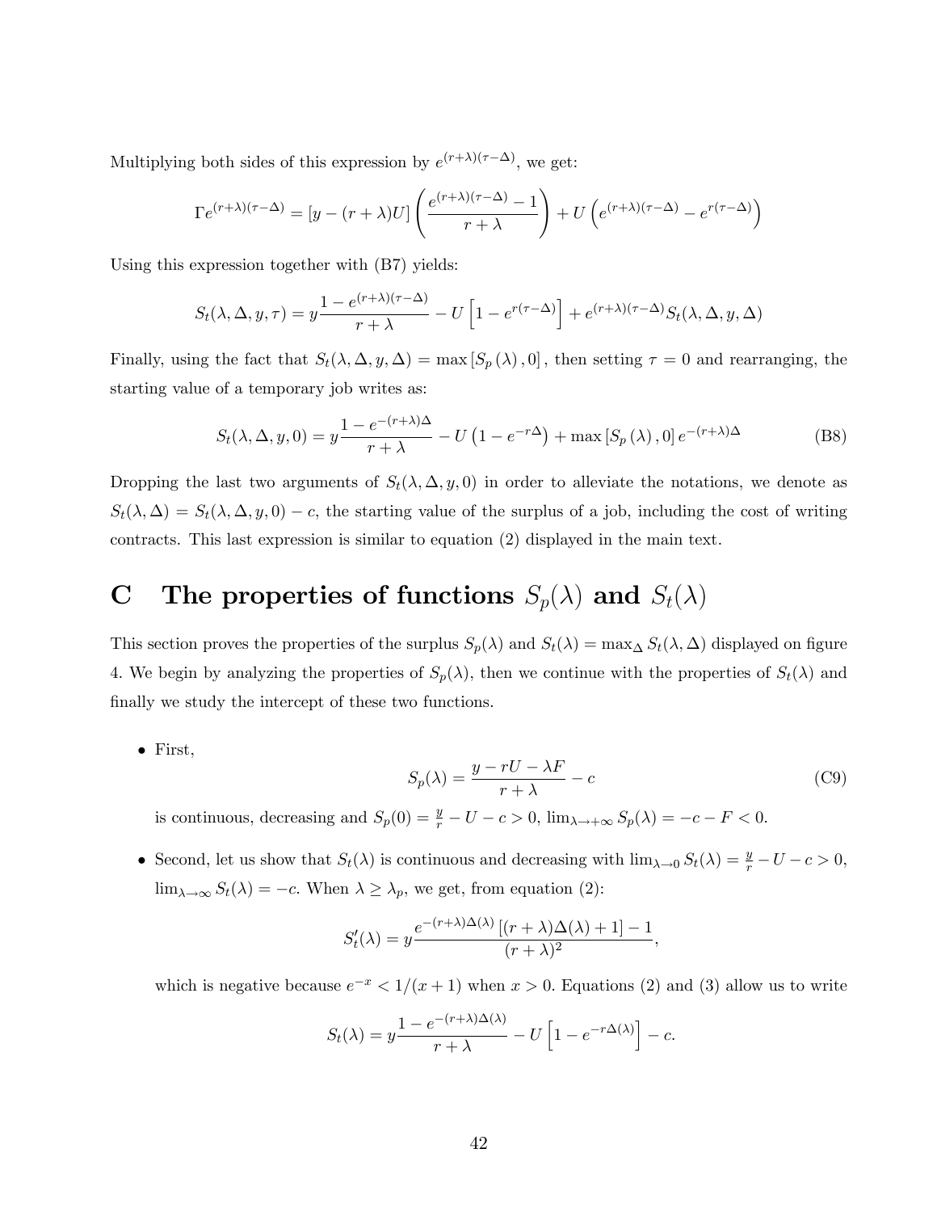Multiplying both sides of this expression by $e^{(r+\lambda)(\tau-\Delta)}$, we get:

$$\Gamma e^{(r+\lambda)(\tau-\Delta)} = [y-(r+\lambda)U]\left(\frac{e^{(r+\lambda)(\tau-\Delta)}-1}{r+\lambda}\right) + U\left(e^{(r+\lambda)(\tau-\Delta)} - e^{r(\tau-\Delta)}\right)$$

Using this expression together with (B7) yields:

$$S_t(\lambda,\Delta,y,\tau) = y\frac{1-e^{(r+\lambda)(\tau-\Delta)}}{r+\lambda} - U\left[1-e^{r(\tau-\Delta)}\right] + e^{(r+\lambda)(\tau-\Delta)}S_t(\lambda,\Delta,y,\Delta)$$

Finally, using the fact that $S_t(\lambda,\Delta,y,\Delta) = \max\left[S_p(\lambda),0\right]$, then setting $\tau = 0$ and rearranging, the starting value of a temporary job writes as:

$$S_t(\lambda,\Delta,y,0) = y\frac{1-e^{-(r+\lambda)\Delta}}{r+\lambda} - U\left(1-e^{-r\Delta}\right) + \max\left[S_p(\lambda),0\right]e^{-(r+\lambda)\Delta} \tag{B8}$$

Dropping the last two arguments of $S_t(\lambda,\Delta,y,0)$ in order to alleviate the notations, we denote as $S_t(\lambda,\Delta) = S_t(\lambda,\Delta,y,0) - c$, the starting value of the surplus of a job, including the cost of writing contracts. This last expression is similar to equation (2) displayed in the main text.

# C The properties of functions $S_p(\lambda)$ and $S_t(\lambda)$

This section proves the properties of the surplus $S_p(\lambda)$ and $S_t(\lambda) = \max_\Delta S_t(\lambda,\Delta)$ displayed on figure 4. We begin by analyzing the properties of $S_p(\lambda)$, then we continue with the properties of $S_t(\lambda)$ and finally we study the intercept of these two functions.

- First,

$$S_p(\lambda) = \frac{y-rU-\lambda F}{r+\lambda} - c \tag{C9}$$

  is continuous, decreasing and $S_p(0) = \frac{y}{r} - U - c > 0$, $\lim_{\lambda\to+\infty} S_p(\lambda) = -c - F < 0$.

- Second, let us show that $S_t(\lambda)$ is continuous and decreasing with $\lim_{\lambda\to 0} S_t(\lambda) = \frac{y}{r} - U - c > 0$, $\lim_{\lambda\to\infty} S_t(\lambda) = -c$. When $\lambda \geq \lambda_p$, we get, from equation (2):

$$S_t'(\lambda) = y\frac{e^{-(r+\lambda)\Delta(\lambda)}\left[(r+\lambda)\Delta(\lambda)+1\right]-1}{(r+\lambda)^2},$$

  which is negative because $e^{-x} < 1/(x+1)$ when $x > 0$. Equations (2) and (3) allow us to write

$$S_t(\lambda) = y\frac{1-e^{-(r+\lambda)\Delta(\lambda)}}{r+\lambda} - U\left[1-e^{-r\Delta(\lambda)}\right] - c.$$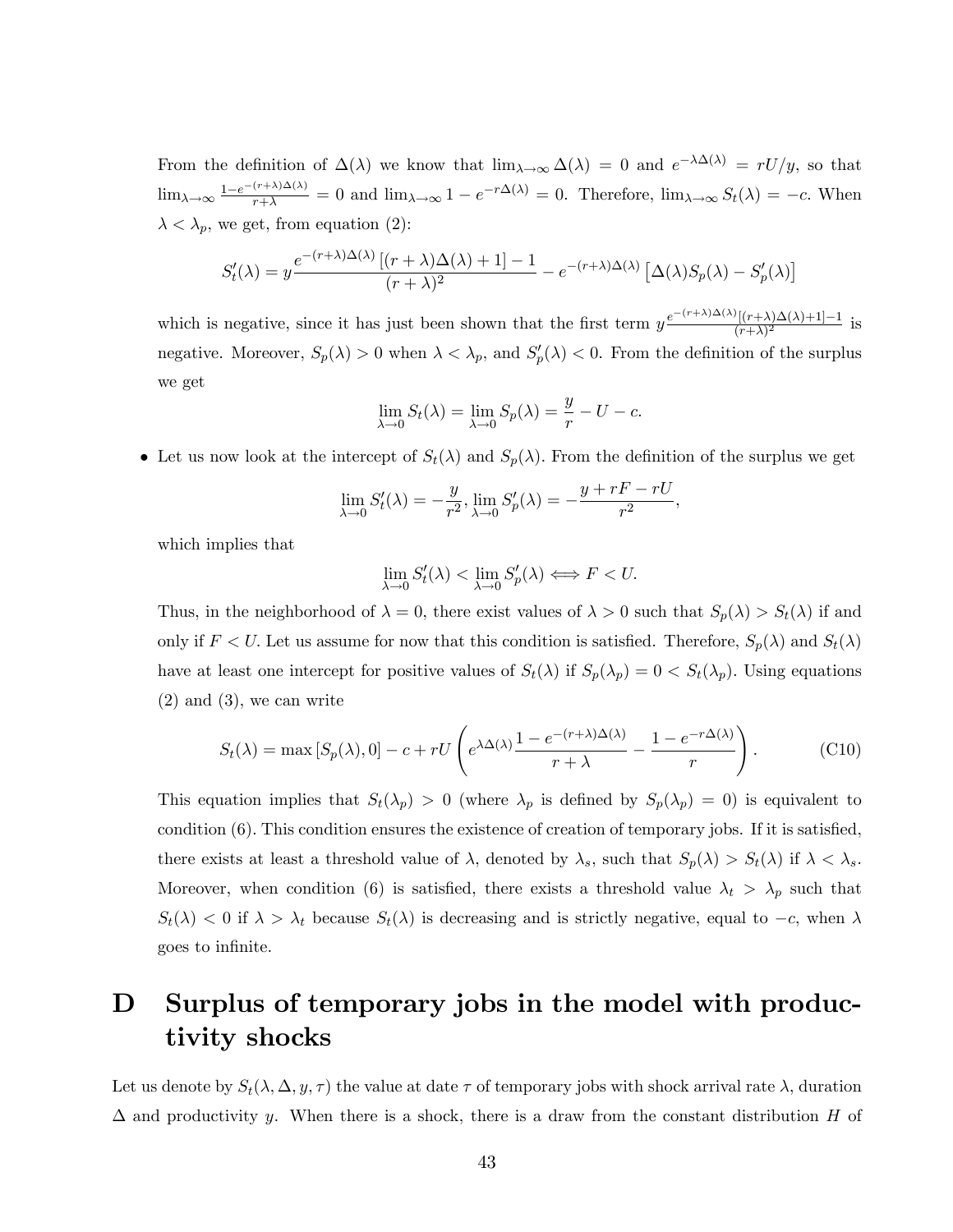From the definition of $\Delta(\lambda)$ we know that $\lim_{\lambda\to\infty}\Delta(\lambda) = 0$ and $e^{-\lambda\Delta(\lambda)} = rU/y$, so that $\lim_{\lambda\to\infty}\frac{1-e^{-(r+\lambda)\Delta(\lambda)}}{r+\lambda} = 0$ and $\lim_{\lambda\to\infty} 1 - e^{-r\Delta(\lambda)} = 0$. Therefore, $\lim_{\lambda\to\infty} S_t(\lambda) = -c$. When $\lambda < \lambda_p$, we get, from equation (2):

$$S_t'(\lambda) = y\frac{e^{-(r+\lambda)\Delta(\lambda)}\left[(r+\lambda)\Delta(\lambda)+1\right]-1}{(r+\lambda)^2} - e^{-(r+\lambda)\Delta(\lambda)}\left[\Delta(\lambda)S_p(\lambda) - S_p'(\lambda)\right]$$

which is negative, since it has just been shown that the first term $y\frac{e^{-(r+\lambda)\Delta(\lambda)}[(r+\lambda)\Delta(\lambda)+1]-1}{(r+\lambda)^2}$ is negative. Moreover, $S_p(\lambda) > 0$ when $\lambda < \lambda_p$, and $S_p'(\lambda) < 0$. From the definition of the surplus we get

$$\lim_{\lambda\to 0} S_t(\lambda) = \lim_{\lambda\to 0} S_p(\lambda) = \frac{y}{r} - U - c.$$

- Let us now look at the intercept of $S_t(\lambda)$ and $S_p(\lambda)$. From the definition of the surplus we get

$$\lim_{\lambda\to 0} S_t'(\lambda) = -\frac{y}{r^2}, \lim_{\lambda\to 0} S_p'(\lambda) = -\frac{y + rF - rU}{r^2},$$

which implies that

$$\lim_{\lambda\to 0} S_t'(\lambda) < \lim_{\lambda\to 0} S_p'(\lambda) \Longleftrightarrow F < U.$$

Thus, in the neighborhood of $\lambda = 0$, there exist values of $\lambda > 0$ such that $S_p(\lambda) > S_t(\lambda)$ if and only if $F < U$. Let us assume for now that this condition is satisfied. Therefore, $S_p(\lambda)$ and $S_t(\lambda)$ have at least one intercept for positive values of $S_t(\lambda)$ if $S_p(\lambda_p) = 0 < S_t(\lambda_p)$. Using equations (2) and (3), we can write

$$S_t(\lambda) = \max\left[S_p(\lambda), 0\right] - c + rU\left(e^{\lambda\Delta(\lambda)}\frac{1-e^{-(r+\lambda)\Delta(\lambda)}}{r+\lambda} - \frac{1-e^{-r\Delta(\lambda)}}{r}\right). \tag{C10}$$

This equation implies that $S_t(\lambda_p) > 0$ (where $\lambda_p$ is defined by $S_p(\lambda_p) = 0$) is equivalent to condition (6). This condition ensures the existence of creation of temporary jobs. If it is satisfied, there exists at least a threshold value of $\lambda$, denoted by $\lambda_s$, such that $S_p(\lambda) > S_t(\lambda)$ if $\lambda < \lambda_s$. Moreover, when condition (6) is satisfied, there exists a threshold value $\lambda_t > \lambda_p$ such that $S_t(\lambda) < 0$ if $\lambda > \lambda_t$ because $S_t(\lambda)$ is decreasing and is strictly negative, equal to $-c$, when $\lambda$ goes to infinite.

# D Surplus of temporary jobs in the model with productivity shocks

Let us denote by $S_t(\lambda, \Delta, y, \tau)$ the value at date $\tau$ of temporary jobs with shock arrival rate $\lambda$, duration $\Delta$ and productivity $y$. When there is a shock, there is a draw from the constant distribution $H$ of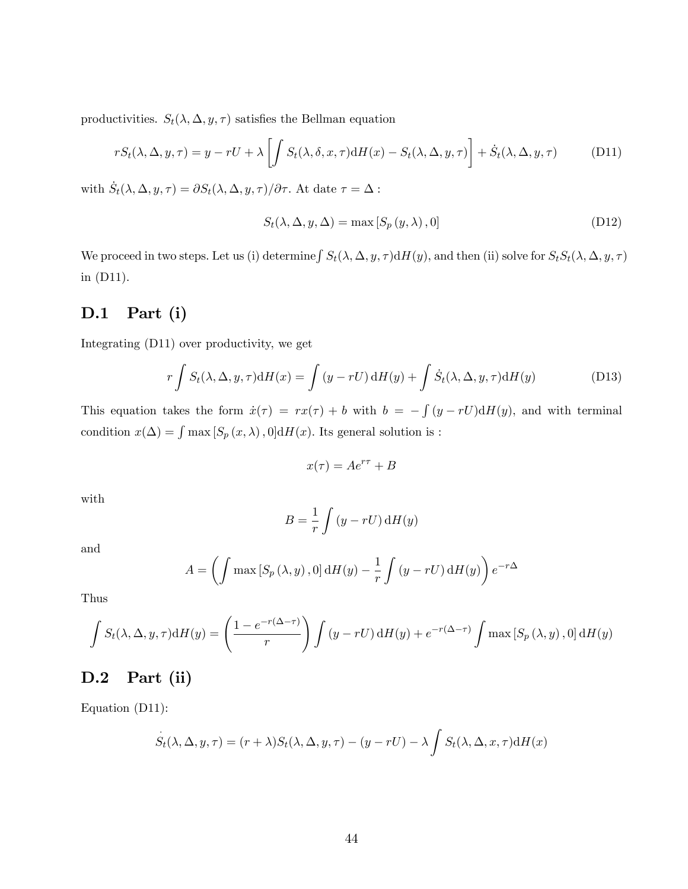productivities. $S_t(\lambda, \Delta, y, \tau)$ satisfies the Bellman equation

$$rS_t(\lambda, \Delta, y, \tau) = y - rU + \lambda \left[ \int S_t(\lambda, \delta, x, \tau) \mathrm{d}H(x) - S_t(\lambda, \Delta, y, \tau) \right] + \dot{S}_t(\lambda, \Delta, y, \tau) \tag{D11}$$

with $\dot{S}_t(\lambda, \Delta, y, \tau) = \partial S_t(\lambda, \Delta, y, \tau)/\partial \tau$. At date $\tau = \Delta$ :

$$S_t(\lambda, \Delta, y, \Delta) = \max \left[ S_p(y, \lambda), 0 \right] \tag{D12}$$

We proceed in two steps. Let us (i) determine$\int S_t(\lambda, \Delta, y, \tau)\mathrm{d}H(y)$, and then (ii) solve for $S_t S_t(\lambda, \Delta, y, \tau)$ in (D11).

## D.1 Part (i)

Integrating (D11) over productivity, we get

$$r \int S_t(\lambda, \Delta, y, \tau) \mathrm{d}H(x) = \int (y - rU) \, \mathrm{d}H(y) + \int \dot{S}_t(\lambda, \Delta, y, \tau) \mathrm{d}H(y) \tag{D13}$$

This equation takes the form $\dot{x}(\tau) = rx(\tau) + b$ with $b = -\int (y - rU)\mathrm{d}H(y)$, and with terminal condition $x(\Delta) = \int \max \left[ S_p(x, \lambda), 0 \right] \mathrm{d}H(x)$. Its general solution is :

$$x(\tau) = Ae^{r\tau} + B$$

with

$$B = \frac{1}{r} \int (y - rU) \, \mathrm{d}H(y)$$

and

$$A = \left( \int \max \left[ S_p(\lambda, y), 0 \right] \mathrm{d}H(y) - \frac{1}{r} \int (y - rU) \, \mathrm{d}H(y) \right) e^{-r\Delta}$$

Thus

$$\int S_t(\lambda, \Delta, y, \tau) \mathrm{d}H(y) = \left( \frac{1 - e^{-r(\Delta - \tau)}}{r} \right) \int (y - rU) \, \mathrm{d}H(y) + e^{-r(\Delta - \tau)} \int \max \left[ S_p(\lambda, y), 0 \right] \mathrm{d}H(y)$$

## D.2 Part (ii)

Equation (D11):

$$\dot{S}_t(\lambda, \Delta, y, \tau) = (r + \lambda) S_t(\lambda, \Delta, y, \tau) - (y - rU) - \lambda \int S_t(\lambda, \Delta, x, \tau) \mathrm{d}H(x)$$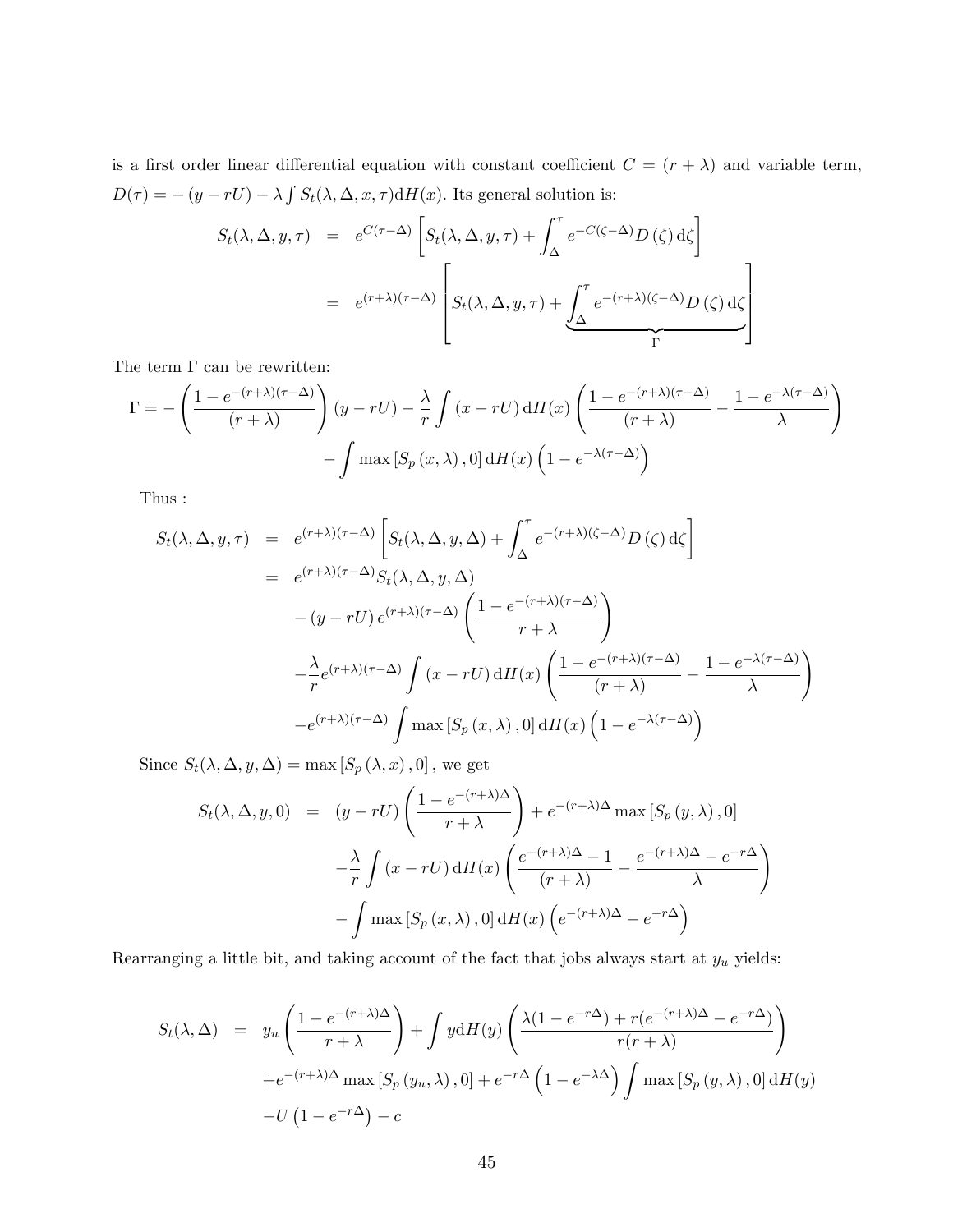is a first order linear differential equation with constant coefficient $C = (r+\lambda)$ and variable term, $D(\tau) = -(y - rU) - \lambda \int S_t(\lambda, \Delta, x, \tau) \mathrm{d}H(x)$. Its general solution is:

$$
\begin{aligned}
S_t(\lambda, \Delta, y, \tau) &= e^{C(\tau-\Delta)} \left[ S_t(\lambda, \Delta, y, \tau) + \int_{\Delta}^{\tau} e^{-C(\zeta-\Delta)} D(\zeta) \, \mathrm{d}\zeta \right] \\
&= e^{(r+\lambda)(\tau-\Delta)} \left[ S_t(\lambda, \Delta, y, \tau) + \underbrace{\int_{\Delta}^{\tau} e^{-(r+\lambda)(\zeta-\Delta)} D(\zeta) \, \mathrm{d}\zeta}_{\Gamma} \right]
\end{aligned}
$$

The term $\Gamma$ can be rewritten:

$$
\begin{aligned}
\Gamma = -\left( \frac{1 - e^{-(r+\lambda)(\tau-\Delta)}}{(r+\lambda)} \right) (y - rU) - \frac{\lambda}{r} \int (x - rU) \, \mathrm{d}H(x) \left( \frac{1 - e^{-(r+\lambda)(\tau-\Delta)}}{(r+\lambda)} - \frac{1 - e^{-\lambda(\tau-\Delta)}}{\lambda} \right) \\
- \int \max\left[ S_p(x, \lambda), 0 \right] \mathrm{d}H(x) \left( 1 - e^{-\lambda(\tau-\Delta)} \right)
\end{aligned}
$$

Thus :

$$
\begin{aligned}
S_t(\lambda, \Delta, y, \tau) &= e^{(r+\lambda)(\tau-\Delta)} \left[ S_t(\lambda, \Delta, y, \Delta) + \int_{\Delta}^{\tau} e^{-(r+\lambda)(\zeta-\Delta)} D(\zeta) \, \mathrm{d}\zeta \right] \\
&= e^{(r+\lambda)(\tau-\Delta)} S_t(\lambda, \Delta, y, \Delta) \\
&\quad - (y - rU) \, e^{(r+\lambda)(\tau-\Delta)} \left( \frac{1 - e^{-(r+\lambda)(\tau-\Delta)}}{r+\lambda} \right) \\
&\quad - \frac{\lambda}{r} e^{(r+\lambda)(\tau-\Delta)} \int (x - rU) \, \mathrm{d}H(x) \left( \frac{1 - e^{-(r+\lambda)(\tau-\Delta)}}{(r+\lambda)} - \frac{1 - e^{-\lambda(\tau-\Delta)}}{\lambda} \right) \\
&\quad - e^{(r+\lambda)(\tau-\Delta)} \int \max\left[ S_p(x, \lambda), 0 \right] \mathrm{d}H(x) \left( 1 - e^{-\lambda(\tau-\Delta)} \right)
\end{aligned}
$$

Since $S_t(\lambda, \Delta, y, \Delta) = \max\left[ S_p(\lambda, x), 0 \right]$, we get

$$
\begin{aligned}
S_t(\lambda, \Delta, y, 0) &= (y - rU) \left( \frac{1 - e^{-(r+\lambda)\Delta}}{r+\lambda} \right) + e^{-(r+\lambda)\Delta} \max\left[ S_p(y, \lambda), 0 \right] \\
&\quad - \frac{\lambda}{r} \int (x - rU) \, \mathrm{d}H(x) \left( \frac{e^{-(r+\lambda)\Delta} - 1}{(r+\lambda)} - \frac{e^{-(r+\lambda)\Delta} - e^{-r\Delta}}{\lambda} \right) \\
&\quad - \int \max\left[ S_p(x, \lambda), 0 \right] \mathrm{d}H(x) \left( e^{-(r+\lambda)\Delta} - e^{-r\Delta} \right)
\end{aligned}
$$

Rearranging a little bit, and taking account of the fact that jobs always start at $y_u$ yields:

$$
\begin{aligned}
S_t(\lambda, \Delta) &= y_u \left( \frac{1 - e^{-(r+\lambda)\Delta}}{r+\lambda} \right) + \int y \mathrm{d}H(y) \left( \frac{\lambda(1 - e^{-r\Delta}) + r(e^{-(r+\lambda)\Delta} - e^{-r\Delta})}{r(r+\lambda)} \right) \\
&\quad + e^{-(r+\lambda)\Delta} \max\left[ S_p(y_u, \lambda), 0 \right] + e^{-r\Delta} \left( 1 - e^{-\lambda\Delta} \right) \int \max\left[ S_p(y, \lambda), 0 \right] \mathrm{d}H(y) \\
&\quad - U \left( 1 - e^{-r\Delta} \right) - c
\end{aligned}
$$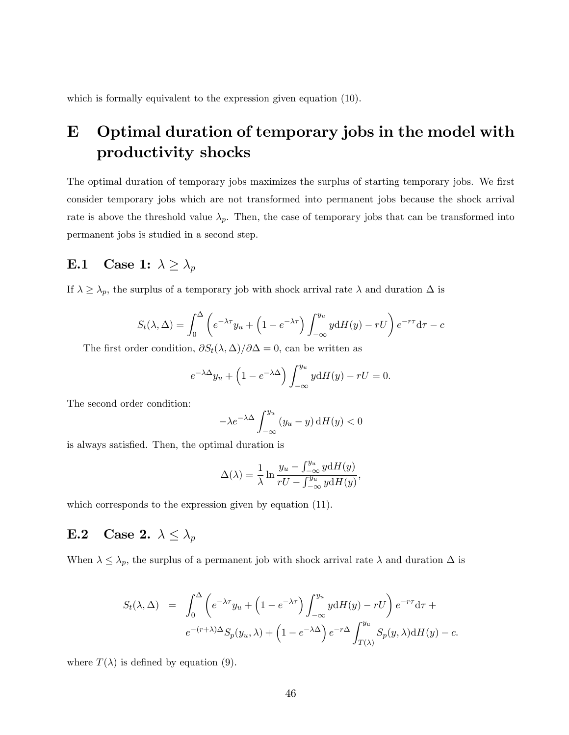which is formally equivalent to the expression given equation (10).

# E Optimal duration of temporary jobs in the model with productivity shocks

The optimal duration of temporary jobs maximizes the surplus of starting temporary jobs. We first consider temporary jobs which are not transformed into permanent jobs because the shock arrival rate is above the threshold value $\lambda_p$. Then, the case of temporary jobs that can be transformed into permanent jobs is studied in a second step.

## E.1 Case 1: $\lambda \geq \lambda_p$

If $\lambda \geq \lambda_p$, the surplus of a temporary job with shock arrival rate $\lambda$ and duration $\Delta$ is

$$S_t(\lambda, \Delta) = \int_0^{\Delta} \left( e^{-\lambda\tau} y_u + \left(1 - e^{-\lambda\tau}\right) \int_{-\infty}^{y_u} y \mathrm{d}H(y) - rU \right) e^{-r\tau} \mathrm{d}\tau - c$$

The first order condition, $\partial S_t(\lambda, \Delta)/\partial\Delta = 0$, can be written as

$$e^{-\lambda\Delta} y_u + \left(1 - e^{-\lambda\Delta}\right) \int_{-\infty}^{y_u} y \mathrm{d}H(y) - rU = 0.$$

The second order condition:

$$-\lambda e^{-\lambda\Delta} \int_{-\infty}^{y_u} (y_u - y) \, \mathrm{d}H(y) < 0$$

is always satisfied. Then, the optimal duration is

$$\Delta(\lambda) = \frac{1}{\lambda} \ln \frac{y_u - \int_{-\infty}^{y_u} y \mathrm{d}H(y)}{rU - \int_{-\infty}^{y_u} y \mathrm{d}H(y)},$$

which corresponds to the expression given by equation (11).

## E.2 Case 2. $\lambda \leq \lambda_p$

When $\lambda \leq \lambda_p$, the surplus of a permanent job with shock arrival rate $\lambda$ and duration $\Delta$ is

$$\begin{aligned} S_t(\lambda, \Delta) &= \int_0^{\Delta} \left( e^{-\lambda\tau} y_u + \left(1 - e^{-\lambda\tau}\right) \int_{-\infty}^{y_u} y \mathrm{d}H(y) - rU \right) e^{-r\tau} \mathrm{d}\tau + \\ &\quad e^{-(r+\lambda)\Delta} S_p(y_u, \lambda) + \left(1 - e^{-\lambda\Delta}\right) e^{-r\Delta} \int_{T(\lambda)}^{y_u} S_p(y, \lambda) \mathrm{d}H(y) - c. \end{aligned}$$

where $T(\lambda)$ is defined by equation (9).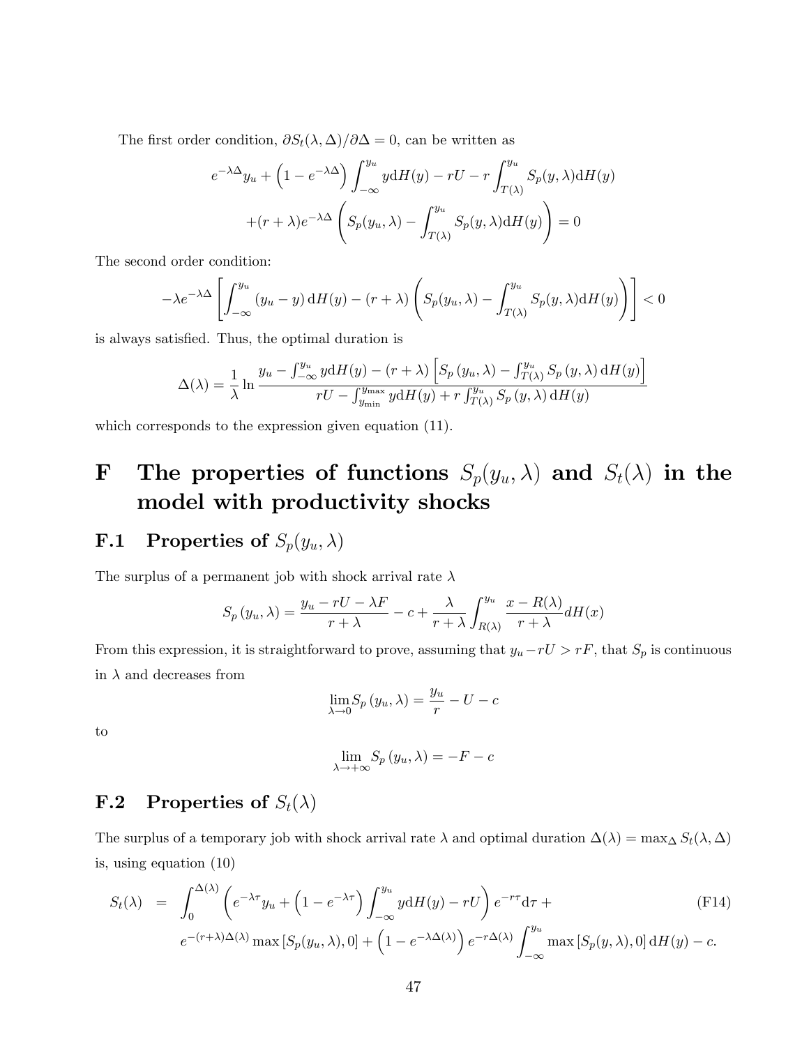The first order condition, $\partial S_t(\lambda, \Delta)/\partial \Delta = 0$, can be written as

$$e^{-\lambda\Delta} y_u + \left(1 - e^{-\lambda\Delta}\right) \int_{-\infty}^{y_u} y \mathrm{d}H(y) - rU - r \int_{T(\lambda)}^{y_u} S_p(y, \lambda) \mathrm{d}H(y)$$
$$+(r+\lambda) e^{-\lambda\Delta} \left( S_p(y_u, \lambda) - \int_{T(\lambda)}^{y_u} S_p(y, \lambda) \mathrm{d}H(y) \right) = 0$$

The second order condition:

$$-\lambda e^{-\lambda\Delta} \left[ \int_{-\infty}^{y_u} (y_u - y) \, \mathrm{d}H(y) - (r+\lambda) \left( S_p(y_u, \lambda) - \int_{T(\lambda)}^{y_u} S_p(y, \lambda) \mathrm{d}H(y) \right) \right] < 0$$

is always satisfied. Thus, the optimal duration is

$$\Delta(\lambda) = \frac{1}{\lambda} \ln \frac{y_u - \int_{-\infty}^{y_u} y \mathrm{d}H(y) - (r+\lambda) \left[ S_p(y_u, \lambda) - \int_{T(\lambda)}^{y_u} S_p(y, \lambda) \, \mathrm{d}H(y) \right]}{rU - \int_{y_{\min}}^{y_{\max}} y \mathrm{d}H(y) + r \int_{T(\lambda)}^{y_u} S_p(y, \lambda) \, \mathrm{d}H(y)}$$

which corresponds to the expression given equation (11).

# F The properties of functions $S_p(y_u, \lambda)$ and $S_t(\lambda)$ in the model with productivity shocks

## F.1 Properties of $S_p(y_u, \lambda)$

The surplus of a permanent job with shock arrival rate $\lambda$

$$S_p(y_u, \lambda) = \frac{y_u - rU - \lambda F}{r+\lambda} - c + \frac{\lambda}{r+\lambda} \int_{R(\lambda)}^{y_u} \frac{x - R(\lambda)}{r+\lambda} dH(x)$$

From this expression, it is straightforward to prove, assuming that $y_u - rU > rF$, that $S_p$ is continuous in $\lambda$ and decreases from

$$\lim_{\lambda \to 0} S_p(y_u, \lambda) = \frac{y_u}{r} - U - c$$

to

$$\lim_{\lambda \to +\infty} S_p(y_u, \lambda) = -F - c$$

## F.2 Properties of $S_t(\lambda)$

The surplus of a temporary job with shock arrival rate $\lambda$ and optimal duration $\Delta(\lambda) = \max_\Delta S_t(\lambda, \Delta)$ is, using equation (10)

$$\begin{aligned} S_t(\lambda) \;=\; & \int_0^{\Delta(\lambda)} \left( e^{-\lambda\tau} y_u + \left(1 - e^{-\lambda\tau}\right) \int_{-\infty}^{y_u} y \mathrm{d}H(y) - rU \right) e^{-r\tau} \mathrm{d}\tau \;+ \\ & e^{-(r+\lambda)\Delta(\lambda)} \max\left[S_p(y_u, \lambda), 0\right] + \left(1 - e^{-\lambda\Delta(\lambda)}\right) e^{-r\Delta(\lambda)} \int_{-\infty}^{y_u} \max\left[S_p(y, \lambda), 0\right] \mathrm{d}H(y) - c. \end{aligned} \tag{F14}$$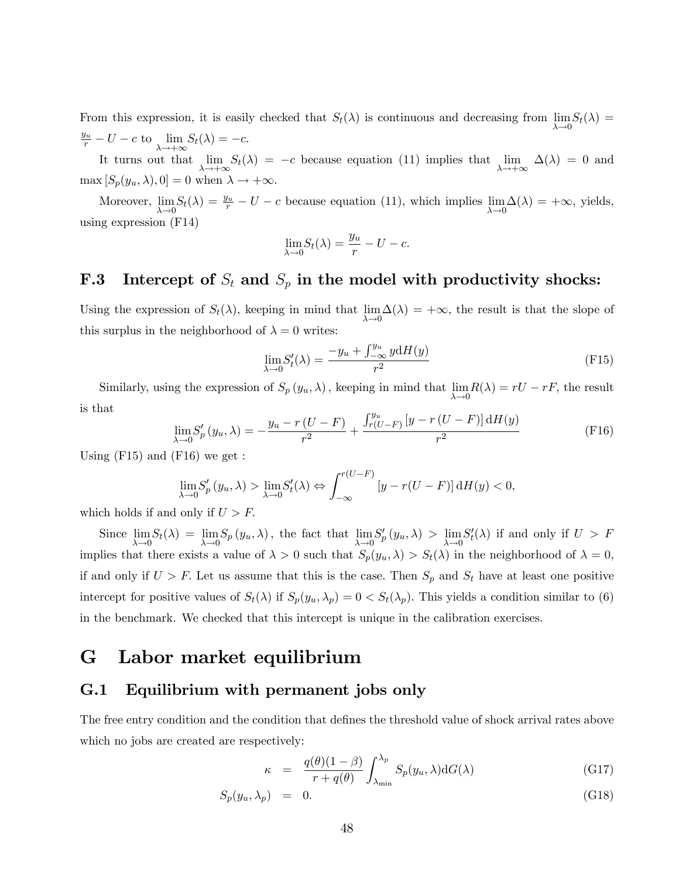From this expression, it is easily checked that $S_t(\lambda)$ is continuous and decreasing from $\lim_{\lambda\to 0} S_t(\lambda) = \frac{y_u}{r} - U - c$ to $\lim_{\lambda\to+\infty} S_t(\lambda) = -c$.

It turns out that $\lim_{\lambda\to+\infty} S_t(\lambda) = -c$ because equation (11) implies that $\lim_{\lambda\to+\infty} \Delta(\lambda) = 0$ and $\max\left[S_p(y_u, \lambda), 0\right] = 0$ when $\lambda \to +\infty$.

Moreover, $\lim_{\lambda\to 0} S_t(\lambda) = \frac{y_u}{r} - U - c$ because equation (11), which implies $\lim_{\lambda\to 0} \Delta(\lambda) = +\infty$, yields, using expression (F14)

$$\lim_{\lambda\to 0} S_t(\lambda) = \frac{y_u}{r} - U - c.$$

### F.3 Intercept of $S_t$ and $S_p$ in the model with productivity shocks:

Using the expression of $S_t(\lambda)$, keeping in mind that $\lim_{\lambda\to 0} \Delta(\lambda) = +\infty$, the result is that the slope of this surplus in the neighborhood of $\lambda = 0$ writes:

$$\lim_{\lambda\to 0} S_t'(\lambda) = \frac{-y_u + \int_{-\infty}^{y_u} y \mathrm{d}H(y)}{r^2} \tag{F15}$$

Similarly, using the expression of $S_p(y_u, \lambda)$, keeping in mind that $\lim_{\lambda\to 0} R(\lambda) = rU - rF$, the result is that

$$\lim_{\lambda\to 0} S_p'(y_u, \lambda) = -\frac{y_u - r(U-F)}{r^2} + \frac{\int_{r(U-F)}^{y_u} \left[y - r(U-F)\right] \mathrm{d}H(y)}{r^2} \tag{F16}$$

Using (F15) and (F16) we get :

$$\lim_{\lambda\to 0} S_p'(y_u, \lambda) > \lim_{\lambda\to 0} S_t'(\lambda) \Leftrightarrow \int_{-\infty}^{r(U-F)} \left[y - r(U-F)\right] \mathrm{d}H(y) < 0,$$

which holds if and only if $U > F$.

Since $\lim_{\lambda\to 0} S_t(\lambda) = \lim_{\lambda\to 0} S_p(y_u, \lambda)$, the fact that $\lim_{\lambda\to 0} S_p'(y_u, \lambda) > \lim_{\lambda\to 0} S_t'(\lambda)$ if and only if $U > F$ implies that there exists a value of $\lambda > 0$ such that $S_p(y_u, \lambda) > S_t(\lambda)$ in the neighborhood of $\lambda = 0$, if and only if $U > F$. Let us assume that this is the case. Then $S_p$ and $S_t$ have at least one positive intercept for positive values of $S_t(\lambda)$ if $S_p(y_u, \lambda_p) = 0 < S_t(\lambda_p)$. This yields a condition similar to (6) in the benchmark. We checked that this intercept is unique in the calibration exercises.

# G Labor market equilibrium

## G.1 Equilibrium with permanent jobs only

The free entry condition and the condition that defines the threshold value of shock arrival rates above which no jobs are created are respectively:

$$\kappa = \frac{q(\theta)(1-\beta)}{r + q(\theta)} \int_{\lambda_{\min}}^{\lambda_p} S_p(y_u, \lambda) \mathrm{d}G(\lambda) \tag{G17}$$

$$S_p(y_u, \lambda_p) = 0. \tag{G18}$$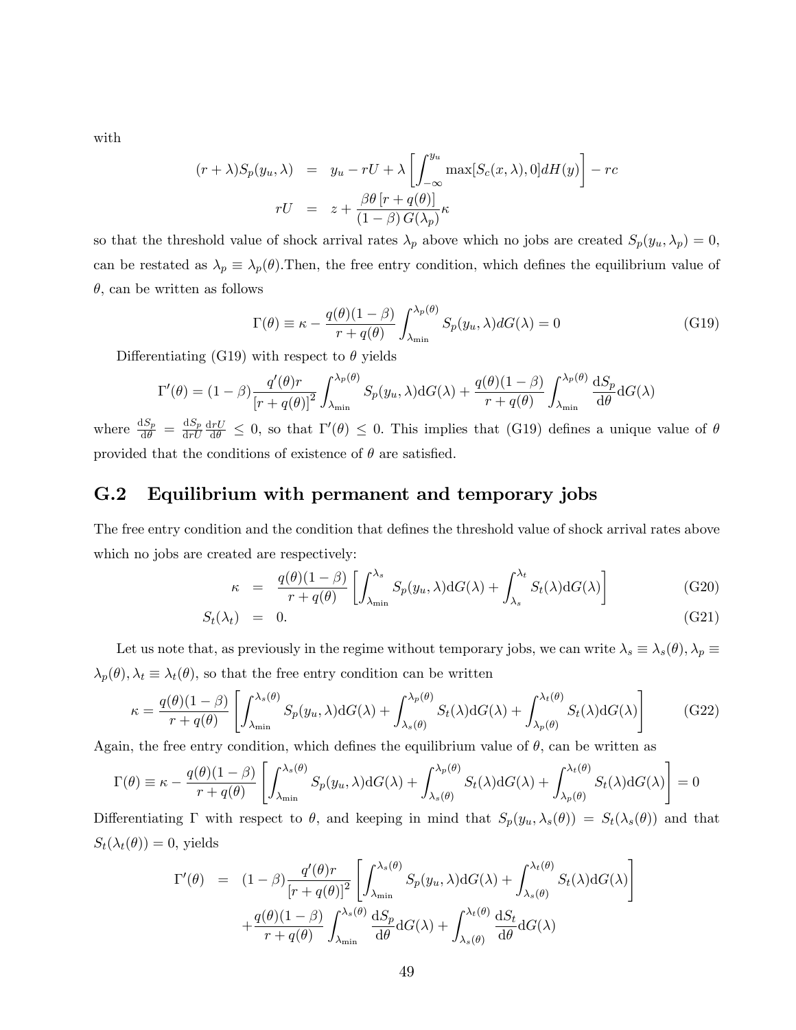with

$$
\begin{aligned}
(r+\lambda)S_p(y_u,\lambda) &= y_u - rU + \lambda\left[\int_{-\infty}^{y_u}\max[S_c(x,\lambda),0]dH(y)\right] - rc \\
rU &= z + \frac{\beta\theta\left[r+q(\theta)\right]}{(1-\beta)\,G(\lambda_p)}\kappa
\end{aligned}
$$

so that the threshold value of shock arrival rates $\lambda_p$ above which no jobs are created $S_p(y_u,\lambda_p)=0$, can be restated as $\lambda_p \equiv \lambda_p(\theta)$.Then, the free entry condition, which defines the equilibrium value of $\theta$, can be written as follows

$$
\Gamma(\theta) \equiv \kappa - \frac{q(\theta)(1-\beta)}{r+q(\theta)}\int_{\lambda_{\min}}^{\lambda_p(\theta)} S_p(y_u,\lambda)dG(\lambda) = 0 \tag{G19}
$$

Differentiating (G19) with respect to $\theta$ yields

$$
\Gamma'(\theta) = (1-\beta)\frac{q'(\theta)r}{\left[r+q(\theta)\right]^2}\int_{\lambda_{\min}}^{\lambda_p(\theta)} S_p(y_u,\lambda)\mathrm{d}G(\lambda) + \frac{q(\theta)(1-\beta)}{r+q(\theta)}\int_{\lambda_{\min}}^{\lambda_p(\theta)}\frac{\mathrm{d}S_p}{\mathrm{d}\theta}\mathrm{d}G(\lambda)
$$

where $\frac{\mathrm{d}S_p}{\mathrm{d}\theta} = \frac{\mathrm{d}S_p}{\mathrm{d}rU}\frac{\mathrm{d}rU}{\mathrm{d}\theta} \leq 0$, so that $\Gamma'(\theta) \leq 0$. This implies that (G19) defines a unique value of $\theta$ provided that the conditions of existence of $\theta$ are satisfied.

## G.2 Equilibrium with permanent and temporary jobs

The free entry condition and the condition that defines the threshold value of shock arrival rates above which no jobs are created are respectively:

$$
\kappa = \frac{q(\theta)(1-\beta)}{r+q(\theta)}\left[\int_{\lambda_{\min}}^{\lambda_s} S_p(y_u,\lambda)\mathrm{d}G(\lambda) + \int_{\lambda_s}^{\lambda_t} S_t(\lambda)\mathrm{d}G(\lambda)\right] \tag{G20}
$$

$$
S_t(\lambda_t) = 0. \tag{G21}
$$

Let us note that, as previously in the regime without temporary jobs, we can write $\lambda_s \equiv \lambda_s(\theta), \lambda_p \equiv \lambda_p(\theta), \lambda_t \equiv \lambda_t(\theta)$, so that the free entry condition can be written

$$
\kappa = \frac{q(\theta)(1-\beta)}{r+q(\theta)}\left[\int_{\lambda_{\min}}^{\lambda_s(\theta)} S_p(y_u,\lambda)\mathrm{d}G(\lambda) + \int_{\lambda_s(\theta)}^{\lambda_p(\theta)} S_t(\lambda)\mathrm{d}G(\lambda) + \int_{\lambda_p(\theta)}^{\lambda_t(\theta)} S_t(\lambda)\mathrm{d}G(\lambda)\right] \tag{G22}
$$

Again, the free entry condition, which defines the equilibrium value of $\theta$, can be written as

$$
\Gamma(\theta) \equiv \kappa - \frac{q(\theta)(1-\beta)}{r+q(\theta)}\left[\int_{\lambda_{\min}}^{\lambda_s(\theta)} S_p(y_u,\lambda)\mathrm{d}G(\lambda) + \int_{\lambda_s(\theta)}^{\lambda_p(\theta)} S_t(\lambda)\mathrm{d}G(\lambda) + \int_{\lambda_p(\theta)}^{\lambda_t(\theta)} S_t(\lambda)\mathrm{d}G(\lambda)\right] = 0
$$

Differentiating $\Gamma$ with respect to $\theta$, and keeping in mind that $S_p(y_u,\lambda_s(\theta)) = S_t(\lambda_s(\theta))$ and that $S_t(\lambda_t(\theta)) = 0$, yields

$$
\begin{aligned}
\Gamma'(\theta) &= (1-\beta)\frac{q'(\theta)r}{\left[r+q(\theta)\right]^2}\left[\int_{\lambda_{\min}}^{\lambda_s(\theta)} S_p(y_u,\lambda)\mathrm{d}G(\lambda) + \int_{\lambda_s(\theta)}^{\lambda_t(\theta)} S_t(\lambda)\mathrm{d}G(\lambda)\right] \\
&\quad + \frac{q(\theta)(1-\beta)}{r+q(\theta)}\int_{\lambda_{\min}}^{\lambda_s(\theta)}\frac{\mathrm{d}S_p}{\mathrm{d}\theta}\mathrm{d}G(\lambda) + \int_{\lambda_s(\theta)}^{\lambda_t(\theta)}\frac{\mathrm{d}S_t}{\mathrm{d}\theta}\mathrm{d}G(\lambda)
\end{aligned}
$$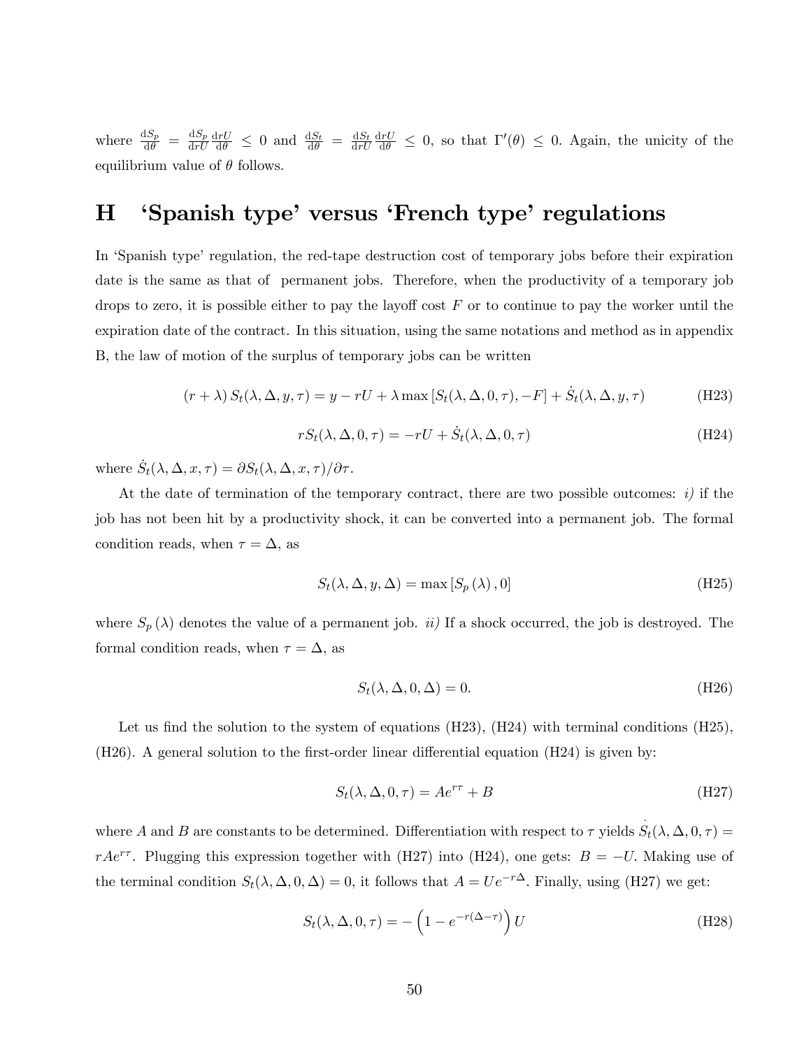where $\frac{\mathrm{d}S_p}{\mathrm{d}\theta} = \frac{\mathrm{d}S_p}{\mathrm{d}rU}\frac{\mathrm{d}rU}{\mathrm{d}\theta} \leq 0$ and $\frac{\mathrm{d}S_t}{\mathrm{d}\theta} = \frac{\mathrm{d}S_t}{\mathrm{d}rU}\frac{\mathrm{d}rU}{\mathrm{d}\theta} \leq 0$, so that $\Gamma'(\theta) \leq 0$. Again, the unicity of the equilibrium value of $\theta$ follows.

# H 'Spanish type' versus 'French type' regulations

In 'Spanish type' regulation, the red-tape destruction cost of temporary jobs before their expiration date is the same as that of permanent jobs. Therefore, when the productivity of a temporary job drops to zero, it is possible either to pay the layoff cost $F$ or to continue to pay the worker until the expiration date of the contract. In this situation, using the same notations and method as in appendix B, the law of motion of the surplus of temporary jobs can be written

$$(r+\lambda)\, S_t(\lambda,\Delta,y,\tau) = y - rU + \lambda \max\left[S_t(\lambda,\Delta,0,\tau), -F\right] + \dot{S}_t(\lambda,\Delta,y,\tau) \tag{H23}$$

$$rS_t(\lambda,\Delta,0,\tau) = -rU + \dot{S}_t(\lambda,\Delta,0,\tau) \tag{H24}$$

where $\dot{S}_t(\lambda,\Delta,x,\tau) = \partial S_t(\lambda,\Delta,x,\tau)/\partial\tau$.

At the date of termination of the temporary contract, there are two possible outcomes: *i)* if the job has not been hit by a productivity shock, it can be converted into a permanent job. The formal condition reads, when $\tau = \Delta$, as

$$S_t(\lambda,\Delta,y,\Delta) = \max\left[S_p(\lambda), 0\right] \tag{H25}$$

where $S_p(\lambda)$ denotes the value of a permanent job. *ii)* If a shock occurred, the job is destroyed. The formal condition reads, when $\tau = \Delta$, as

$$S_t(\lambda,\Delta,0,\Delta) = 0. \tag{H26}$$

Let us find the solution to the system of equations (H23), (H24) with terminal conditions (H25), (H26). A general solution to the first-order linear differential equation (H24) is given by:

$$S_t(\lambda,\Delta,0,\tau) = Ae^{r\tau} + B \tag{H27}$$

where $A$ and $B$ are constants to be determined. Differentiation with respect to $\tau$ yields $\dot{S}_t(\lambda,\Delta,0,\tau) = rAe^{r\tau}$. Plugging this expression together with (H27) into (H24), one gets: $B = -U$. Making use of the terminal condition $S_t(\lambda,\Delta,0,\Delta) = 0$, it follows that $A = Ue^{-r\Delta}$. Finally, using (H27) we get:

$$S_t(\lambda,\Delta,0,\tau) = -\left(1 - e^{-r(\Delta-\tau)}\right)U \tag{H28}$$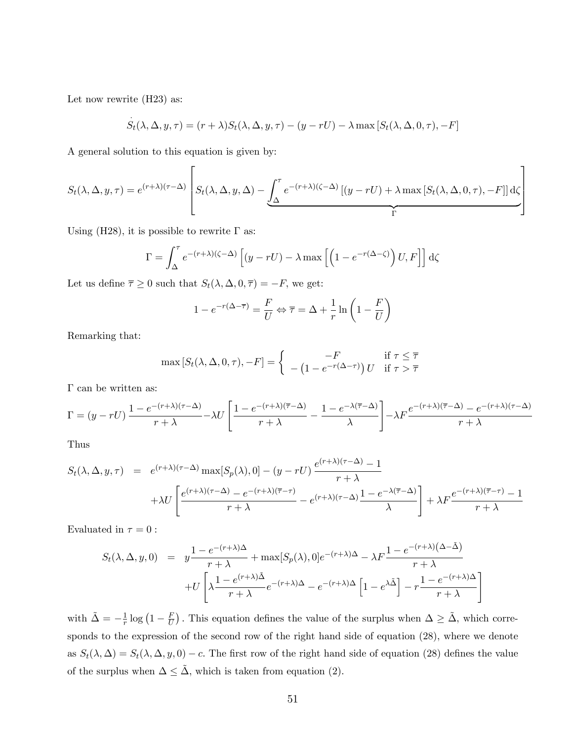Let now rewrite (H23) as:

$$\dot{S}_t(\lambda, \Delta, y, \tau) = (r+\lambda)S_t(\lambda, \Delta, y, \tau) - (y - rU) - \lambda \max\left[S_t(\lambda, \Delta, 0, \tau), -F\right]$$

A general solution to this equation is given by:

$$S_t(\lambda, \Delta, y, \tau) = e^{(r+\lambda)(\tau-\Delta)}\left[S_t(\lambda, \Delta, y, \Delta) - \underbrace{\int_{\Delta}^{\tau} e^{-(r+\lambda)(\zeta-\Delta)}\left[(y-rU) + \lambda \max\left[S_t(\lambda, \Delta, 0, \tau), -F\right]\right] \mathrm{d}\zeta}_{\Gamma}\right]$$

Using (H28), it is possible to rewrite $\Gamma$ as:

$$\Gamma = \int_{\Delta}^{\tau} e^{-(r+\lambda)(\zeta-\Delta)}\left[(y-rU) - \lambda \max\left[\left(1 - e^{-r(\Delta-\zeta)}\right)U, F\right]\right] \mathrm{d}\zeta$$

Let us define $\overline{\tau} \geq 0$ such that $S_t(\lambda, \Delta, 0, \overline{\tau}) = -F$, we get:

$$1 - e^{-r(\Delta-\overline{\tau})} = \frac{F}{U} \Leftrightarrow \overline{\tau} = \Delta + \frac{1}{r}\ln\left(1 - \frac{F}{U}\right)$$

Remarking that:

$$\max\left[S_t(\lambda, \Delta, 0, \tau), -F\right] = \begin{cases} -F & \text{if } \tau \leq \overline{\tau} \\ -\left(1 - e^{-r(\Delta-\tau)}\right)U & \text{if } \tau > \overline{\tau} \end{cases}$$

$\Gamma$ can be written as:

$$\Gamma = (y - rU)\frac{1 - e^{-(r+\lambda)(\tau-\Delta)}}{r+\lambda} - \lambda U\left[\frac{1 - e^{-(r+\lambda)(\overline{\tau}-\Delta)}}{r+\lambda} - \frac{1 - e^{-\lambda(\overline{\tau}-\Delta)}}{\lambda}\right] - \lambda F\frac{e^{-(r+\lambda)(\overline{\tau}-\Delta)} - e^{-(r+\lambda)(\tau-\Delta)}}{r+\lambda}$$

Thus

$$\begin{aligned}
S_t(\lambda, \Delta, y, \tau) &= e^{(r+\lambda)(\tau-\Delta)}\max[S_p(\lambda), 0] - (y - rU)\frac{e^{(r+\lambda)(\tau-\Delta)} - 1}{r+\lambda} \\
&\quad + \lambda U\left[\frac{e^{(r+\lambda)(\tau-\Delta)} - e^{-(r+\lambda)(\overline{\tau}-\tau)}}{r+\lambda} - e^{(r+\lambda)(\tau-\Delta)}\frac{1 - e^{-\lambda(\overline{\tau}-\Delta)}}{\lambda}\right] + \lambda F\frac{e^{-(r+\lambda)(\overline{\tau}-\tau)} - 1}{r+\lambda}
\end{aligned}$$

Evaluated in $\tau = 0$ :

$$\begin{aligned}
S_t(\lambda, \Delta, y, 0) &= y\frac{1 - e^{-(r+\lambda)\Delta}}{r+\lambda} + \max[S_p(\lambda), 0]e^{-(r+\lambda)\Delta} - \lambda F\frac{1 - e^{-(r+\lambda)\left(\Delta-\tilde{\Delta}\right)}}{r+\lambda} \\
&\quad + U\left[\lambda\frac{1 - e^{(r+\lambda)\tilde{\Delta}}}{r+\lambda}e^{-(r+\lambda)\Delta} - e^{-(r+\lambda)\Delta}\left[1 - e^{\lambda\tilde{\Delta}}\right] - r\frac{1 - e^{-(r+\lambda)\Delta}}{r+\lambda}\right]
\end{aligned}$$

with $\tilde{\Delta} = -\frac{1}{r}\log\left(1 - \frac{F}{U}\right)$. This equation defines the value of the surplus when $\Delta \geq \tilde{\Delta}$, which corresponds to the expression of the second row of the right hand side of equation (28), where we denote as $S_t(\lambda, \Delta) = S_t(\lambda, \Delta, y, 0) - c$. The first row of the right hand side of equation (28) defines the value of the surplus when $\Delta \leq \tilde{\Delta}$, which is taken from equation (2).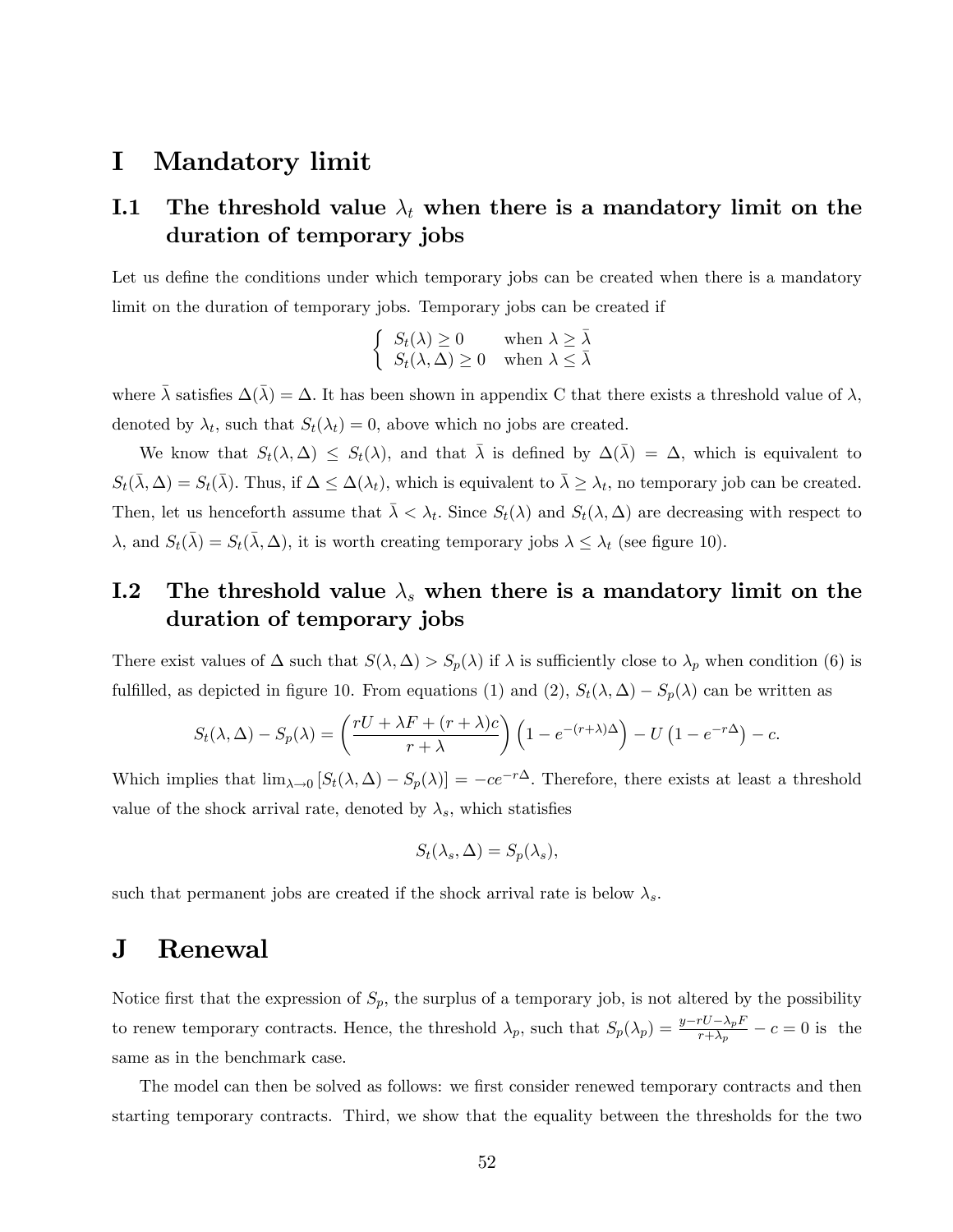# I Mandatory limit

## I.1 The threshold value $\lambda_t$ when there is a mandatory limit on the duration of temporary jobs

Let us define the conditions under which temporary jobs can be created when there is a mandatory limit on the duration of temporary jobs. Temporary jobs can be created if

$$\begin{cases} S_t(\lambda) \geq 0 & \text{when } \lambda \geq \bar{\lambda} \\ S_t(\lambda, \Delta) \geq 0 & \text{when } \lambda \leq \bar{\lambda} \end{cases}$$

where $\bar{\lambda}$ satisfies $\Delta(\bar{\lambda}) = \Delta$. It has been shown in appendix C that there exists a threshold value of $\lambda$, denoted by $\lambda_t$, such that $S_t(\lambda_t) = 0$, above which no jobs are created.

We know that $S_t(\lambda, \Delta) \leq S_t(\lambda)$, and that $\bar{\lambda}$ is defined by $\Delta(\bar{\lambda}) = \Delta$, which is equivalent to $S_t(\bar{\lambda}, \Delta) = S_t(\bar{\lambda})$. Thus, if $\Delta \leq \Delta(\lambda_t)$, which is equivalent to $\bar{\lambda} \geq \lambda_t$, no temporary job can be created. Then, let us henceforth assume that $\bar{\lambda} < \lambda_t$. Since $S_t(\lambda)$ and $S_t(\lambda, \Delta)$ are decreasing with respect to $\lambda$, and $S_t(\bar{\lambda}) = S_t(\bar{\lambda}, \Delta)$, it is worth creating temporary jobs $\lambda \leq \lambda_t$ (see figure 10).

## I.2 The threshold value $\lambda_s$ when there is a mandatory limit on the duration of temporary jobs

There exist values of $\Delta$ such that $S(\lambda, \Delta) > S_p(\lambda)$ if $\lambda$ is sufficiently close to $\lambda_p$ when condition (6) is fulfilled, as depicted in figure 10. From equations (1) and (2), $S_t(\lambda, \Delta) - S_p(\lambda)$ can be written as

$$S_t(\lambda, \Delta) - S_p(\lambda) = \left( \frac{rU + \lambda F + (r + \lambda)c}{r + \lambda} \right) \left( 1 - e^{-(r+\lambda)\Delta} \right) - U \left( 1 - e^{-r\Delta} \right) - c.$$

Which implies that $\lim_{\lambda \to 0} [S_t(\lambda, \Delta) - S_p(\lambda)] = -ce^{-r\Delta}$. Therefore, there exists at least a threshold value of the shock arrival rate, denoted by $\lambda_s$, which statisfies

$$S_t(\lambda_s, \Delta) = S_p(\lambda_s),$$

such that permanent jobs are created if the shock arrival rate is below $\lambda_s$.

# J Renewal

Notice first that the expression of $S_p$, the surplus of a temporary job, is not altered by the possibility to renew temporary contracts. Hence, the threshold $\lambda_p$, such that $S_p(\lambda_p) = \frac{y - rU - \lambda_p F}{r + \lambda_p} - c = 0$ is the same as in the benchmark case.

The model can then be solved as follows: we first consider renewed temporary contracts and then starting temporary contracts. Third, we show that the equality between the thresholds for the two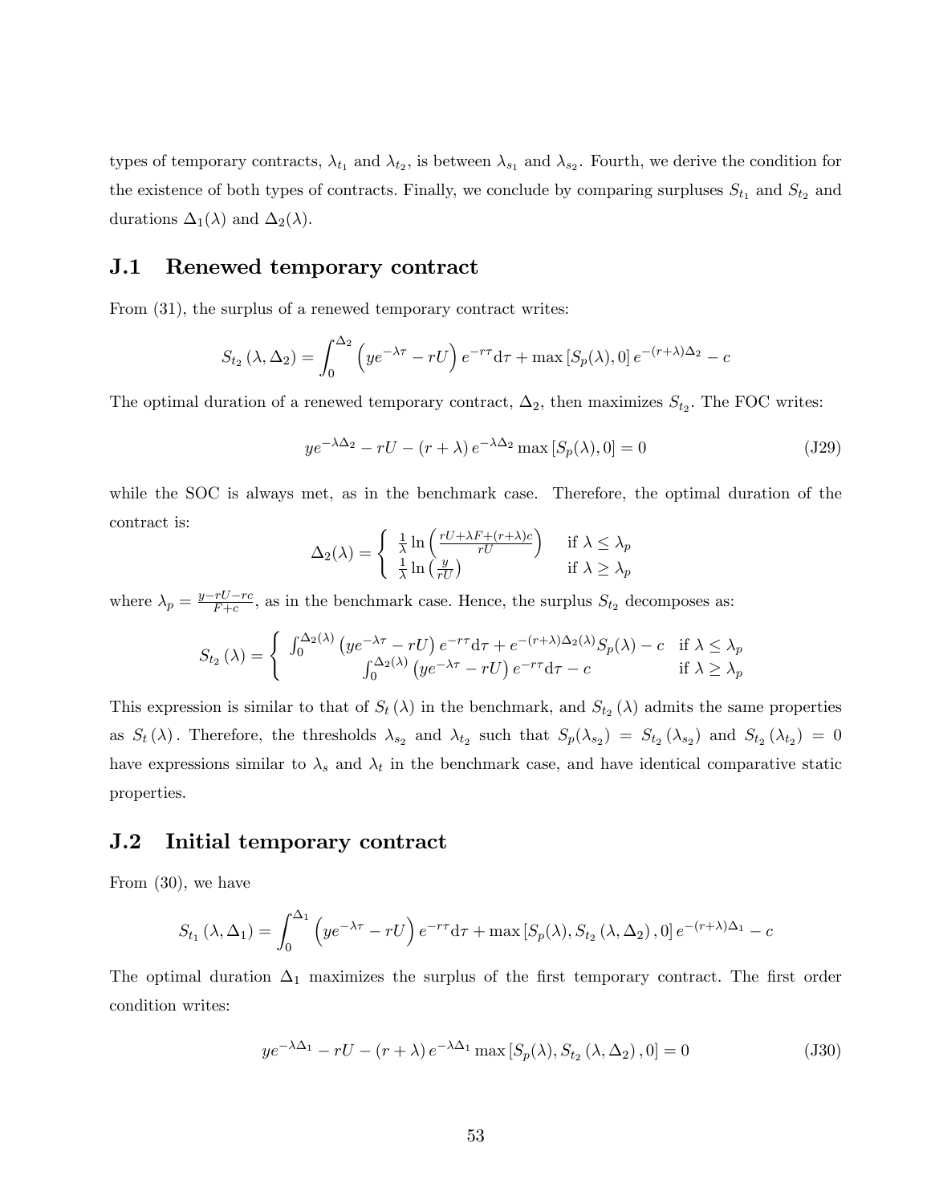types of temporary contracts, $\lambda_{t_1}$ and $\lambda_{t_2}$, is between $\lambda_{s_1}$ and $\lambda_{s_2}$. Fourth, we derive the condition for the existence of both types of contracts. Finally, we conclude by comparing surpluses $S_{t_1}$ and $S_{t_2}$ and durations $\Delta_1(\lambda)$ and $\Delta_2(\lambda)$.

## J.1 Renewed temporary contract

From (31), the surplus of a renewed temporary contract writes:

$$S_{t_2}(\lambda, \Delta_2) = \int_0^{\Delta_2} \left( ye^{-\lambda\tau} - rU \right) e^{-r\tau} \mathrm{d}\tau + \max\left[S_p(\lambda), 0\right] e^{-(r+\lambda)\Delta_2} - c$$

The optimal duration of a renewed temporary contract, $\Delta_2$, then maximizes $S_{t_2}$. The FOC writes:

$$ye^{-\lambda\Delta_2} - rU - (r+\lambda)\, e^{-\lambda\Delta_2} \max\left[S_p(\lambda), 0\right] = 0 \tag{J29}$$

while the SOC is always met, as in the benchmark case. Therefore, the optimal duration of the contract is:

$$\Delta_2(\lambda) = \begin{cases} \frac{1}{\lambda} \ln\left( \frac{rU + \lambda F + (r+\lambda)c}{rU} \right) & \text{if } \lambda \leq \lambda_p \\ \frac{1}{\lambda} \ln\left( \frac{y}{rU} \right) & \text{if } \lambda \geq \lambda_p \end{cases}$$

where $\lambda_p = \frac{y - rU - rc}{F + c}$, as in the benchmark case. Hence, the surplus $S_{t_2}$ decomposes as:

$$S_{t_2}(\lambda) = \begin{cases} \int_0^{\Delta_2(\lambda)} \left( ye^{-\lambda\tau} - rU \right) e^{-r\tau} \mathrm{d}\tau + e^{-(r+\lambda)\Delta_2(\lambda)} S_p(\lambda) - c & \text{if } \lambda \leq \lambda_p \\ \int_0^{\Delta_2(\lambda)} \left( ye^{-\lambda\tau} - rU \right) e^{-r\tau} \mathrm{d}\tau - c & \text{if } \lambda \geq \lambda_p \end{cases}$$

This expression is similar to that of $S_t(\lambda)$ in the benchmark, and $S_{t_2}(\lambda)$ admits the same properties as $S_t(\lambda)$. Therefore, the thresholds $\lambda_{s_2}$ and $\lambda_{t_2}$ such that $S_p(\lambda_{s_2}) = S_{t_2}(\lambda_{s_2})$ and $S_{t_2}(\lambda_{t_2}) = 0$ have expressions similar to $\lambda_s$ and $\lambda_t$ in the benchmark case, and have identical comparative static properties.

## J.2 Initial temporary contract

From (30), we have

$$S_{t_1}(\lambda, \Delta_1) = \int_0^{\Delta_1} \left( ye^{-\lambda\tau} - rU \right) e^{-r\tau} \mathrm{d}\tau + \max\left[S_p(\lambda), S_{t_2}(\lambda, \Delta_2), 0\right] e^{-(r+\lambda)\Delta_1} - c$$

The optimal duration $\Delta_1$ maximizes the surplus of the first temporary contract. The first order condition writes:

$$ye^{-\lambda\Delta_1} - rU - (r+\lambda)\, e^{-\lambda\Delta_1} \max\left[S_p(\lambda), S_{t_2}(\lambda, \Delta_2), 0\right] = 0 \tag{J30}$$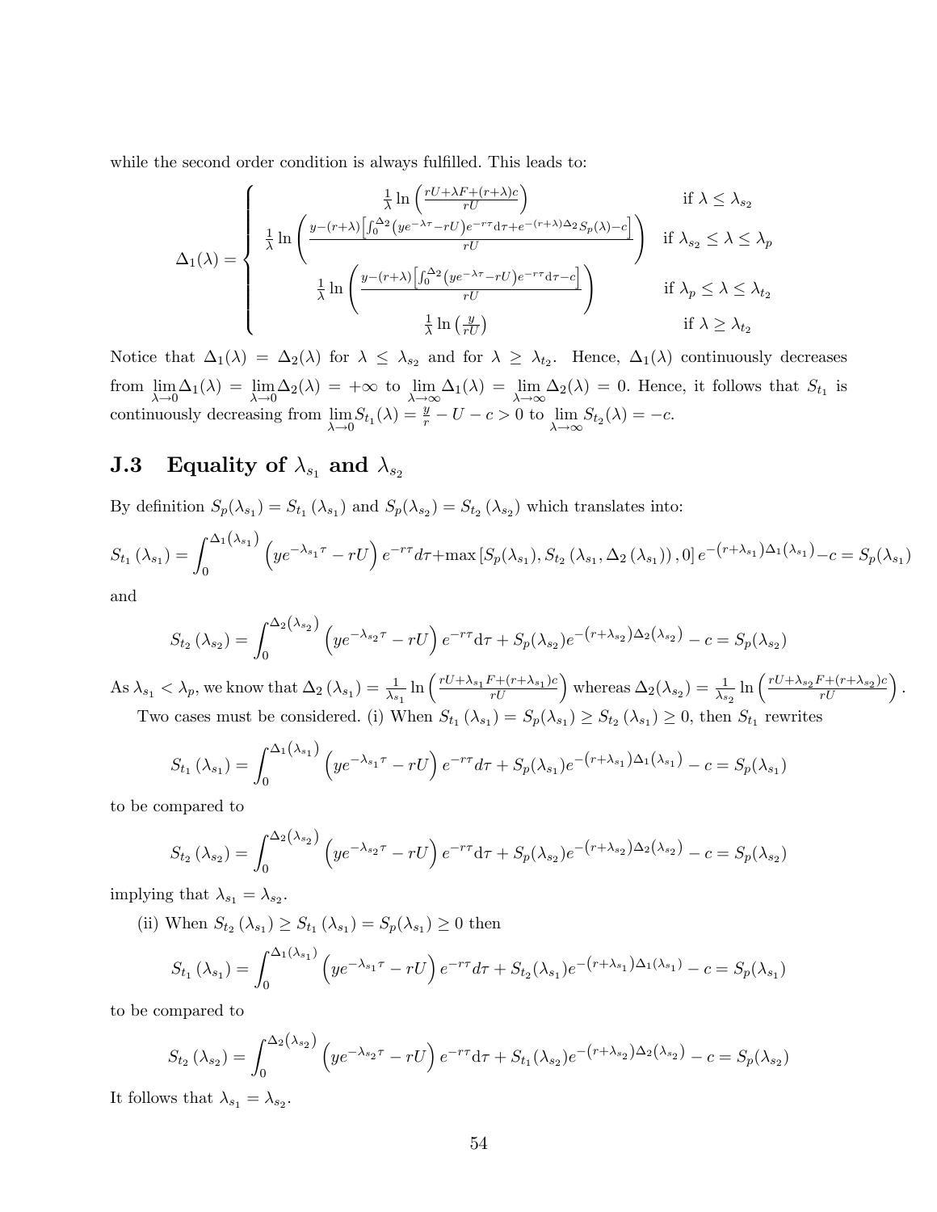while the second order condition is always fulfilled. This leads to:

$$
\Delta_1(\lambda) = \begin{cases}
\frac{1}{\lambda}\ln\left(\frac{rU+\lambda F+(r+\lambda)c}{rU}\right) & \text{if } \lambda \leq \lambda_{s_2} \\
\frac{1}{\lambda}\ln\left(\frac{y-(r+\lambda)\left[\int_0^{\Delta_2}\left(ye^{-\lambda\tau}-rU\right)e^{-r\tau}\mathrm{d}\tau+e^{-(r+\lambda)\Delta_2}S_p(\lambda)-c\right]}{rU}\right) & \text{if } \lambda_{s_2} \leq \lambda \leq \lambda_p \\
\frac{1}{\lambda}\ln\left(\frac{y-(r+\lambda)\left[\int_0^{\Delta_2}\left(ye^{-\lambda\tau}-rU\right)e^{-r\tau}\mathrm{d}\tau-c\right]}{rU}\right) & \text{if } \lambda_p \leq \lambda \leq \lambda_{t_2} \\
\frac{1}{\lambda}\ln\left(\frac{y}{rU}\right) & \text{if } \lambda \geq \lambda_{t_2}
\end{cases}
$$

Notice that $\Delta_1(\lambda) = \Delta_2(\lambda)$ for $\lambda \leq \lambda_{s_2}$ and for $\lambda \geq \lambda_{t_2}$. Hence, $\Delta_1(\lambda)$ continuously decreases from $\lim\limits_{\lambda\to 0}\Delta_1(\lambda) = \lim\limits_{\lambda\to 0}\Delta_2(\lambda) = +\infty$ to $\lim\limits_{\lambda\to\infty}\Delta_1(\lambda) = \lim\limits_{\lambda\to\infty}\Delta_2(\lambda) = 0$. Hence, it follows that $S_{t_1}$ is continuously decreasing from $\lim\limits_{\lambda\to 0}S_{t_1}(\lambda) = \frac{y}{r} - U - c > 0$ to $\lim\limits_{\lambda\to\infty}S_{t_2}(\lambda) = -c$.

## J.3 Equality of $\lambda_{s_1}$ and $\lambda_{s_2}$

By definition $S_p(\lambda_{s_1}) = S_{t_1}(\lambda_{s_1})$ and $S_p(\lambda_{s_2}) = S_{t_2}(\lambda_{s_2})$ which translates into:

$$
S_{t_1}(\lambda_{s_1}) = \int_0^{\Delta_1(\lambda_{s_1})}\left(ye^{-\lambda_{s_1}\tau} - rU\right)e^{-r\tau}d\tau + \max\left[S_p(\lambda_{s_1}), S_{t_2}(\lambda_{s_1}, \Delta_2(\lambda_{s_1})), 0\right]e^{-(r+\lambda_{s_1})\Delta_1(\lambda_{s_1})} - c = S_p(\lambda_{s_1})
$$

and

$$
S_{t_2}(\lambda_{s_2}) = \int_0^{\Delta_2(\lambda_{s_2})}\left(ye^{-\lambda_{s_2}\tau} - rU\right)e^{-r\tau}\mathrm{d}\tau + S_p(\lambda_{s_2})e^{-(r+\lambda_{s_2})\Delta_2(\lambda_{s_2})} - c = S_p(\lambda_{s_2})
$$

As $\lambda_{s_1} < \lambda_p$, we know that $\Delta_2(\lambda_{s_1}) = \frac{1}{\lambda_{s_1}}\ln\left(\frac{rU+\lambda_{s_1}F+(r+\lambda_{s_1})c}{rU}\right)$ whereas $\Delta_2(\lambda_{s_2}) = \frac{1}{\lambda_{s_2}}\ln\left(\frac{rU+\lambda_{s_2}F+(r+\lambda_{s_2})c}{rU}\right)$.

Two cases must be considered. (i) When $S_{t_1}(\lambda_{s_1}) = S_p(\lambda_{s_1}) \geq S_{t_2}(\lambda_{s_1}) \geq 0$, then $S_{t_1}$ rewrites

$$
S_{t_1}(\lambda_{s_1}) = \int_0^{\Delta_1(\lambda_{s_1})}\left(ye^{-\lambda_{s_1}\tau} - rU\right)e^{-r\tau}d\tau + S_p(\lambda_{s_1})e^{-(r+\lambda_{s_1})\Delta_1(\lambda_{s_1})} - c = S_p(\lambda_{s_1})
$$

to be compared to

$$
S_{t_2}(\lambda_{s_2}) = \int_0^{\Delta_2(\lambda_{s_2})}\left(ye^{-\lambda_{s_2}\tau} - rU\right)e^{-r\tau}\mathrm{d}\tau + S_p(\lambda_{s_2})e^{-(r+\lambda_{s_2})\Delta_2(\lambda_{s_2})} - c = S_p(\lambda_{s_2})
$$

implying that $\lambda_{s_1} = \lambda_{s_2}$.

(ii) When $S_{t_2}(\lambda_{s_1}) \geq S_{t_1}(\lambda_{s_1}) = S_p(\lambda_{s_1}) \geq 0$ then

$$
S_{t_1}(\lambda_{s_1}) = \int_0^{\Delta_1(\lambda_{s_1})}\left(ye^{-\lambda_{s_1}\tau} - rU\right)e^{-r\tau}d\tau + S_{t_2}(\lambda_{s_1})e^{-(r+\lambda_{s_1})\Delta_1(\lambda_{s_1})} - c = S_p(\lambda_{s_1})
$$

to be compared to

$$
S_{t_2}(\lambda_{s_2}) = \int_0^{\Delta_2(\lambda_{s_2})}\left(ye^{-\lambda_{s_2}\tau} - rU\right)e^{-r\tau}\mathrm{d}\tau + S_{t_1}(\lambda_{s_2})e^{-(r+\lambda_{s_2})\Delta_2(\lambda_{s_2})} - c = S_p(\lambda_{s_2})
$$

It follows that $\lambda_{s_1} = \lambda_{s_2}$.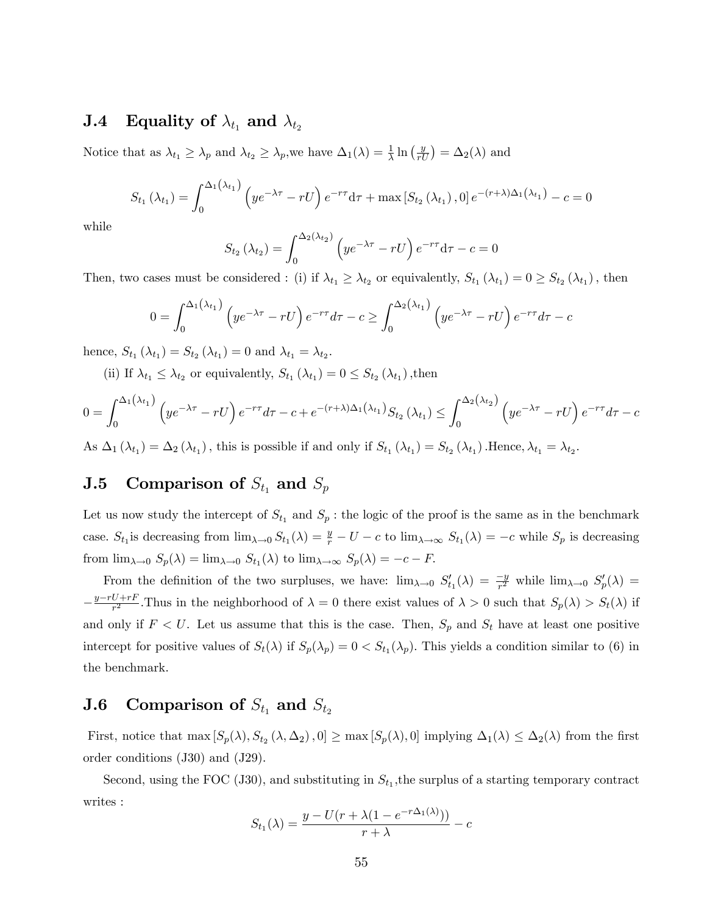## J.4 Equality of $\lambda_{t_1}$ and $\lambda_{t_2}$

Notice that as $\lambda_{t_1} \geq \lambda_p$ and $\lambda_{t_2} \geq \lambda_p$,we have $\Delta_1(\lambda) = \frac{1}{\lambda}\ln\left(\frac{y}{rU}\right) = \Delta_2(\lambda)$ and

$$S_{t_1}\left(\lambda_{t_1}\right) = \int_0^{\Delta_1\left(\lambda_{t_1}\right)} \left(ye^{-\lambda\tau} - rU\right)e^{-r\tau}\mathrm{d}\tau + \max\left[S_{t_2}\left(\lambda_{t_1}\right), 0\right]e^{-(r+\lambda)\Delta_1\left(\lambda_{t_1}\right)} - c = 0$$

while

$$S_{t_2}\left(\lambda_{t_2}\right) = \int_0^{\Delta_2\left(\lambda_{t_2}\right)} \left(ye^{-\lambda\tau} - rU\right)e^{-r\tau}\mathrm{d}\tau - c = 0$$

Then, two cases must be considered : (i) if $\lambda_{t_1} \geq \lambda_{t_2}$ or equivalently, $S_{t_1}\left(\lambda_{t_1}\right) = 0 \geq S_{t_2}\left(\lambda_{t_1}\right)$, then

$$0 = \int_0^{\Delta_1\left(\lambda_{t_1}\right)} \left(ye^{-\lambda\tau} - rU\right)e^{-r\tau}d\tau - c \geq \int_0^{\Delta_2\left(\lambda_{t_1}\right)} \left(ye^{-\lambda\tau} - rU\right)e^{-r\tau}d\tau - c$$

hence, $S_{t_1}\left(\lambda_{t_1}\right) = S_{t_2}\left(\lambda_{t_1}\right) = 0$ and $\lambda_{t_1} = \lambda_{t_2}$.

(ii) If $\lambda_{t_1} \leq \lambda_{t_2}$ or equivalently, $S_{t_1}\left(\lambda_{t_1}\right) = 0 \leq S_{t_2}\left(\lambda_{t_1}\right)$,then

$$0 = \int_0^{\Delta_1\left(\lambda_{t_1}\right)} \left(ye^{-\lambda\tau} - rU\right)e^{-r\tau}d\tau - c + e^{-(r+\lambda)\Delta_1\left(\lambda_{t_1}\right)}S_{t_2}\left(\lambda_{t_1}\right) \leq \int_0^{\Delta_2\left(\lambda_{t_2}\right)} \left(ye^{-\lambda\tau} - rU\right)e^{-r\tau}d\tau - c$$

As $\Delta_1\left(\lambda_{t_1}\right) = \Delta_2\left(\lambda_{t_1}\right)$, this is possible if and only if $S_{t_1}\left(\lambda_{t_1}\right) = S_{t_2}\left(\lambda_{t_1}\right)$.Hence, $\lambda_{t_1} = \lambda_{t_2}$.

## J.5 Comparison of $S_{t_1}$ and $S_p$

Let us now study the intercept of $S_{t_1}$ and $S_p$ : the logic of the proof is the same as in the benchmark case. $S_{t_1}$is decreasing from $\lim_{\lambda\to 0} S_{t_1}(\lambda) = \frac{y}{r} - U - c$ to $\lim_{\lambda\to\infty} S_{t_1}(\lambda) = -c$ while $S_p$ is decreasing from $\lim_{\lambda\to 0} S_p(\lambda) = \lim_{\lambda\to 0} S_{t_1}(\lambda)$ to $\lim_{\lambda\to\infty} S_p(\lambda) = -c - F$.

From the definition of the two surpluses, we have: $\lim_{\lambda\to 0} S'_{t_1}(\lambda) = \frac{-y}{r^2}$ while $\lim_{\lambda\to 0} S'_p(\lambda) = -\frac{y-rU+rF}{r^2}$.Thus in the neighborhood of $\lambda = 0$ there exist values of $\lambda > 0$ such that $S_p(\lambda) > S_t(\lambda)$ if and only if $F < U$. Let us assume that this is the case. Then, $S_p$ and $S_t$ have at least one positive intercept for positive values of $S_t(\lambda)$ if $S_p(\lambda_p) = 0 < S_{t_1}(\lambda_p)$. This yields a condition similar to (6) in the benchmark.

## J.6 Comparison of $S_{t_1}$ and $S_{t_2}$

First, notice that $\max\left[S_p(\lambda), S_{t_2}\left(\lambda, \Delta_2\right), 0\right] \geq \max\left[S_p(\lambda), 0\right]$ implying $\Delta_1(\lambda) \leq \Delta_2(\lambda)$ from the first order conditions (J30) and (J29).

Second, using the FOC (J30), and substituting in $S_{t_1}$,the surplus of a starting temporary contract writes :

$$S_{t_1}(\lambda) = \frac{y - U(r + \lambda(1 - e^{-r\Delta_1(\lambda)}))}{r + \lambda} - c$$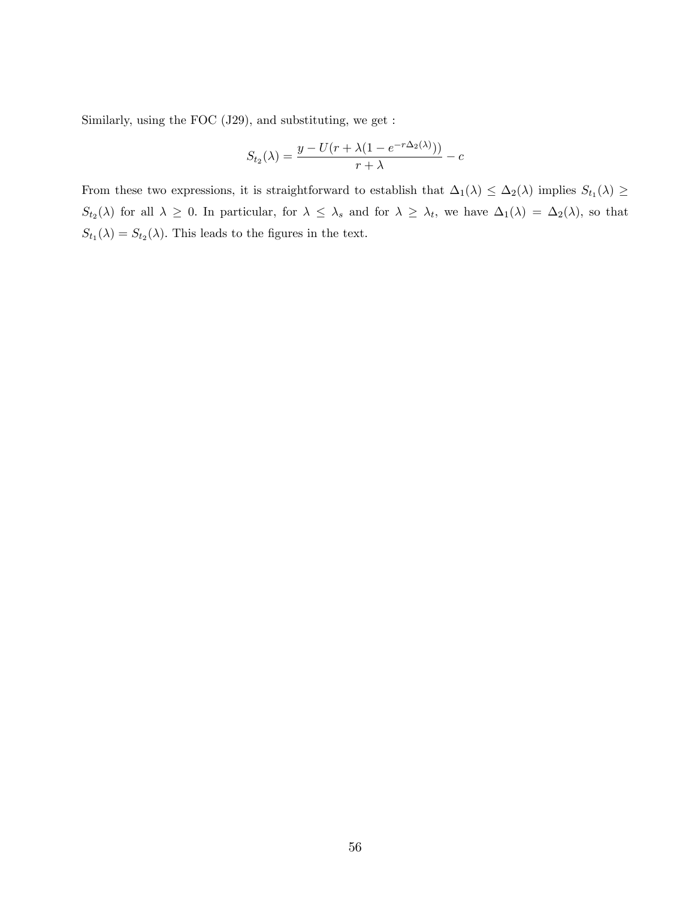Similarly, using the FOC (J29), and substituting, we get :

$$S_{t_2}(\lambda) = \frac{y - U(r + \lambda(1 - e^{-r\Delta_2(\lambda)}))}{r + \lambda} - c$$

From these two expressions, it is straightforward to establish that $\Delta_1(\lambda) \leq \Delta_2(\lambda)$ implies $S_{t_1}(\lambda) \geq S_{t_2}(\lambda)$ for all $\lambda \geq 0$. In particular, for $\lambda \leq \lambda_s$ and for $\lambda \geq \lambda_t$, we have $\Delta_1(\lambda) = \Delta_2(\lambda)$, so that $S_{t_1}(\lambda) = S_{t_2}(\lambda)$. This leads to the figures in the text.